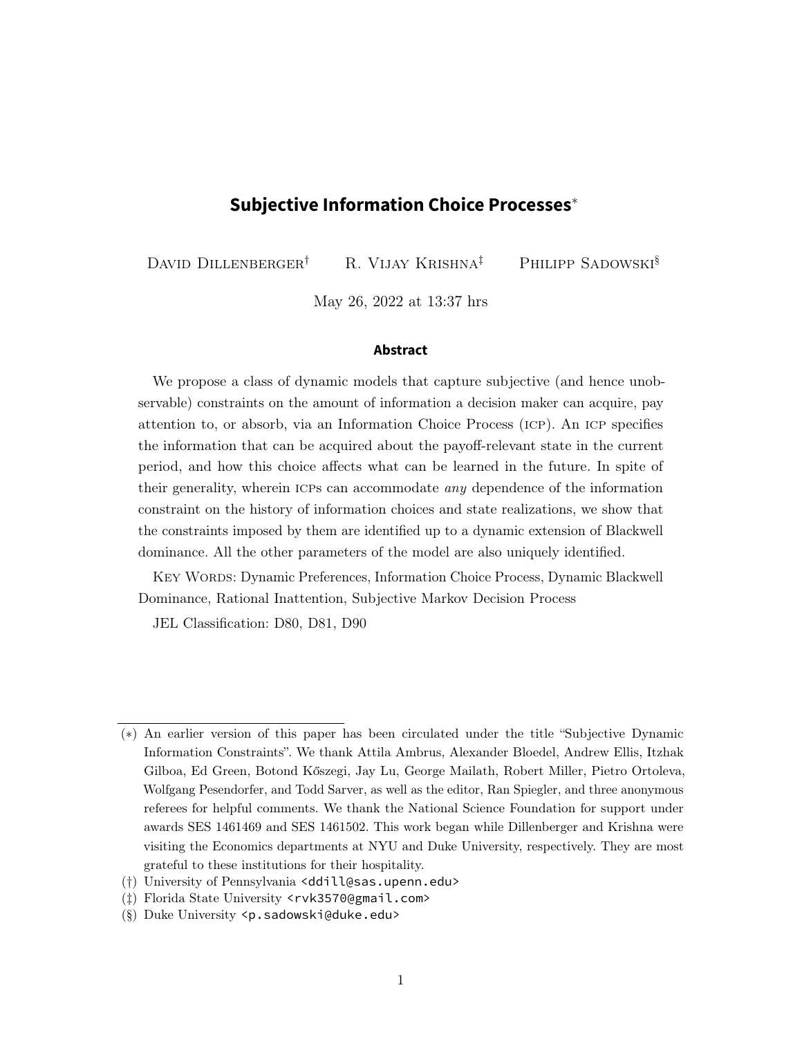# Subjective Information Choice Processes[*]

David Dillenberger[†] R. Vijay Krishna[‡] Philipp Sadowski[§]

May 26, 2022 at 13:37 hrs

### Abstract

We propose a class of dynamic models that capture subjective (and hence unobservable) constraints on the amount of information a decision maker can acquire, pay attention to, or absorb, via an Information Choice Process (ICP). An ICP specifies the information that can be acquired about the payoff-relevant state in the current period, and how this choice affects what can be learned in the future. In spite of their generality, wherein ICPs can accommodate *any* dependence of the information constraint on the history of information choices and state realizations, we show that the constraints imposed by them are identified up to a dynamic extension of Blackwell dominance. All the other parameters of the model are also uniquely identified.

Key Words: Dynamic Preferences, Information Choice Process, Dynamic Blackwell Dominance, Rational Inattention, Subjective Markov Decision Process

JEL Classification: D80, D81, D90

---

(*) An earlier version of this paper has been circulated under the title "Subjective Dynamic Information Constraints". We thank Attila Ambrus, Alexander Bloedel, Andrew Ellis, Itzhak Gilboa, Ed Green, Botond Kőszegi, Jay Lu, George Mailath, Robert Miller, Pietro Ortoleva, Wolfgang Pesendorfer, and Todd Sarver, as well as the editor, Ran Spiegler, and three anonymous referees for helpful comments. We thank the National Science Foundation for support under awards SES 1461469 and SES 1461502. This work began while Dillenberger and Krishna were visiting the Economics departments at NYU and Duke University, respectively. They are most grateful to these institutions for their hospitality.

(†) University of Pennsylvania <ddill@sas.upenn.edu>

(‡) Florida State University <rvk3570@gmail.com>

(§) Duke University <p.sadowski@duke.edu>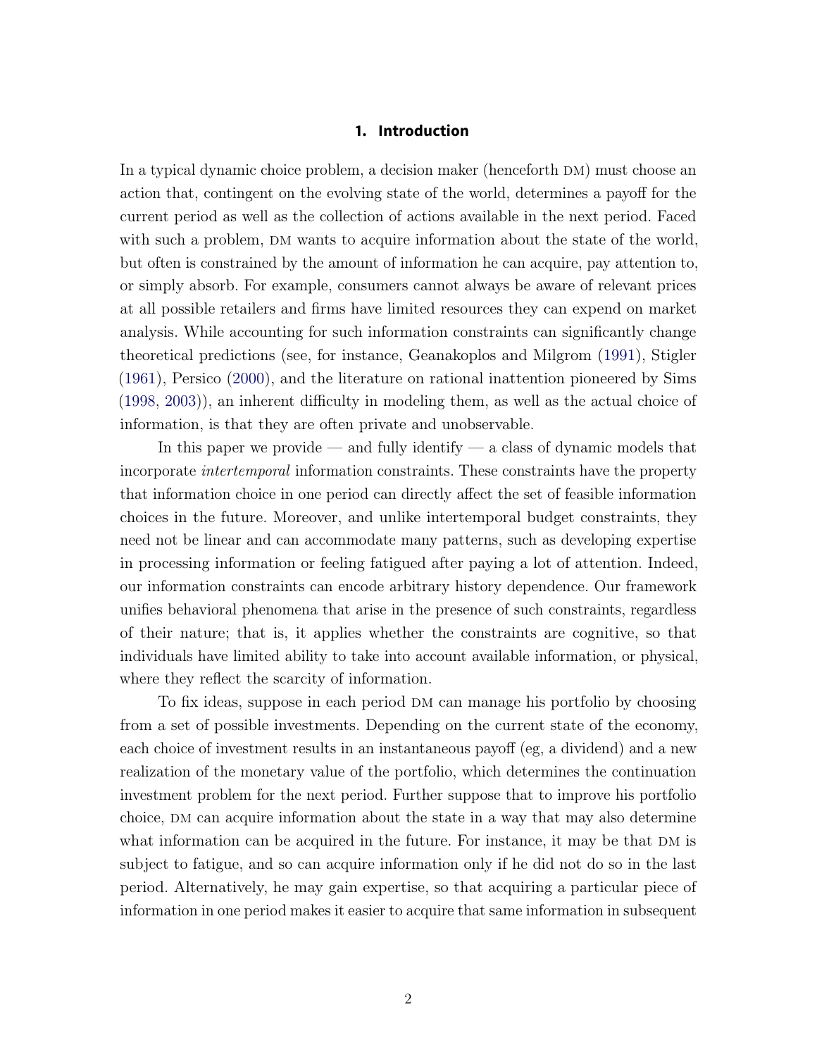## 1. Introduction

In a typical dynamic choice problem, a decision maker (henceforth DM) must choose an action that, contingent on the evolving state of the world, determines a payoff for the current period as well as the collection of actions available in the next period. Faced with such a problem, DM wants to acquire information about the state of the world, but often is constrained by the amount of information he can acquire, pay attention to, or simply absorb. For example, consumers cannot always be aware of relevant prices at all possible retailers and firms have limited resources they can expend on market analysis. While accounting for such information constraints can significantly change theoretical predictions (see, for instance, Geanakoplos and Milgrom (1991), Stigler (1961), Persico (2000), and the literature on rational inattention pioneered by Sims (1998, 2003)), an inherent difficulty in modeling them, as well as the actual choice of information, is that they are often private and unobservable.

In this paper we provide — and fully identify — a class of dynamic models that incorporate *intertemporal* information constraints. These constraints have the property that information choice in one period can directly affect the set of feasible information choices in the future. Moreover, and unlike intertemporal budget constraints, they need not be linear and can accommodate many patterns, such as developing expertise in processing information or feeling fatigued after paying a lot of attention. Indeed, our information constraints can encode arbitrary history dependence. Our framework unifies behavioral phenomena that arise in the presence of such constraints, regardless of their nature; that is, it applies whether the constraints are cognitive, so that individuals have limited ability to take into account available information, or physical, where they reflect the scarcity of information.

To fix ideas, suppose in each period DM can manage his portfolio by choosing from a set of possible investments. Depending on the current state of the economy, each choice of investment results in an instantaneous payoff (eg, a dividend) and a new realization of the monetary value of the portfolio, which determines the continuation investment problem for the next period. Further suppose that to improve his portfolio choice, DM can acquire information about the state in a way that may also determine what information can be acquired in the future. For instance, it may be that DM is subject to fatigue, and so can acquire information only if he did not do so in the last period. Alternatively, he may gain expertise, so that acquiring a particular piece of information in one period makes it easier to acquire that same information in subsequent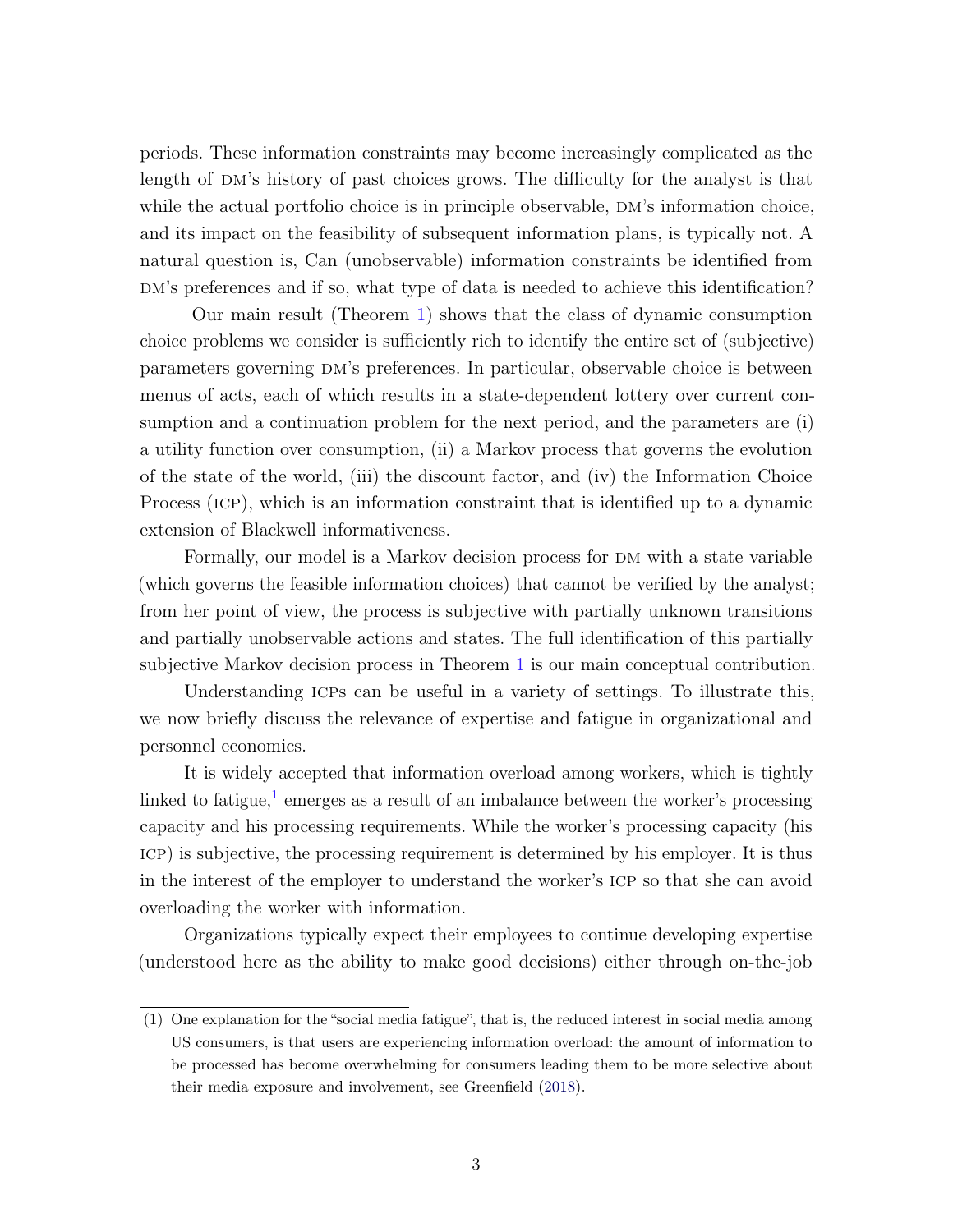periods. These information constraints may become increasingly complicated as the length of DM's history of past choices grows. The difficulty for the analyst is that while the actual portfolio choice is in principle observable, DM's information choice, and its impact on the feasibility of subsequent information plans, is typically not. A natural question is, Can (unobservable) information constraints be identified from DM's preferences and if so, what type of data is needed to achieve this identification?

Our main result (Theorem 1) shows that the class of dynamic consumption choice problems we consider is sufficiently rich to identify the entire set of (subjective) parameters governing DM's preferences. In particular, observable choice is between menus of acts, each of which results in a state-dependent lottery over current consumption and a continuation problem for the next period, and the parameters are (i) a utility function over consumption, (ii) a Markov process that governs the evolution of the state of the world, (iii) the discount factor, and (iv) the Information Choice Process (ICP), which is an information constraint that is identified up to a dynamic extension of Blackwell informativeness.

Formally, our model is a Markov decision process for DM with a state variable (which governs the feasible information choices) that cannot be verified by the analyst; from her point of view, the process is subjective with partially unknown transitions and partially unobservable actions and states. The full identification of this partially subjective Markov decision process in Theorem 1 is our main conceptual contribution.

Understanding ICPs can be useful in a variety of settings. To illustrate this, we now briefly discuss the relevance of expertise and fatigue in organizational and personnel economics.

It is widely accepted that information overload among workers, which is tightly linked to fatigue,[1] emerges as a result of an imbalance between the worker's processing capacity and his processing requirements. While the worker's processing capacity (his ICP) is subjective, the processing requirement is determined by his employer. It is thus in the interest of the employer to understand the worker's ICP so that she can avoid overloading the worker with information.

Organizations typically expect their employees to continue developing expertise (understood here as the ability to make good decisions) either through on-the-job

(1) One explanation for the "social media fatigue", that is, the reduced interest in social media among US consumers, is that users are experiencing information overload: the amount of information to be processed has become overwhelming for consumers leading them to be more selective about their media exposure and involvement, see Greenfield (2018).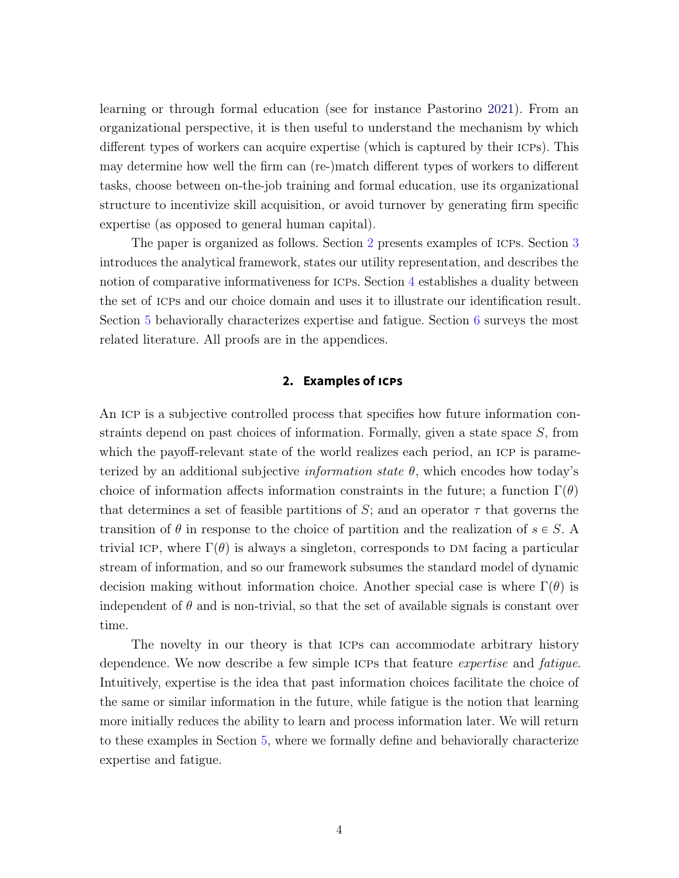learning or through formal education (see for instance Pastorino 2021). From an organizational perspective, it is then useful to understand the mechanism by which different types of workers can acquire expertise (which is captured by their ICPs). This may determine how well the firm can (re-)match different types of workers to different tasks, choose between on-the-job training and formal education, use its organizational structure to incentivize skill acquisition, or avoid turnover by generating firm specific expertise (as opposed to general human capital).

The paper is organized as follows. Section 2 presents examples of ICPs. Section 3 introduces the analytical framework, states our utility representation, and describes the notion of comparative informativeness for ICPs. Section 4 establishes a duality between the set of ICPs and our choice domain and uses it to illustrate our identification result. Section 5 behaviorally characterizes expertise and fatigue. Section 6 surveys the most related literature. All proofs are in the appendices.

## 2. Examples of ICPs

An ICP is a subjective controlled process that specifies how future information constraints depend on past choices of information. Formally, given a state space $S$, from which the payoff-relevant state of the world realizes each period, an ICP is parameterized by an additional subjective *information state* $\theta$, which encodes how today's choice of information affects information constraints in the future; a function $\Gamma(\theta)$ that determines a set of feasible partitions of $S$; and an operator $\tau$ that governs the transition of $\theta$ in response to the choice of partition and the realization of $s \in S$. A trivial ICP, where $\Gamma(\theta)$ is always a singleton, corresponds to DM facing a particular stream of information, and so our framework subsumes the standard model of dynamic decision making without information choice. Another special case is where $\Gamma(\theta)$ is independent of $\theta$ and is non-trivial, so that the set of available signals is constant over time.

The novelty in our theory is that ICPs can accommodate arbitrary history dependence. We now describe a few simple ICPs that feature *expertise* and *fatigue*. Intuitively, expertise is the idea that past information choices facilitate the choice of the same or similar information in the future, while fatigue is the notion that learning more initially reduces the ability to learn and process information later. We will return to these examples in Section 5, where we formally define and behaviorally characterize expertise and fatigue.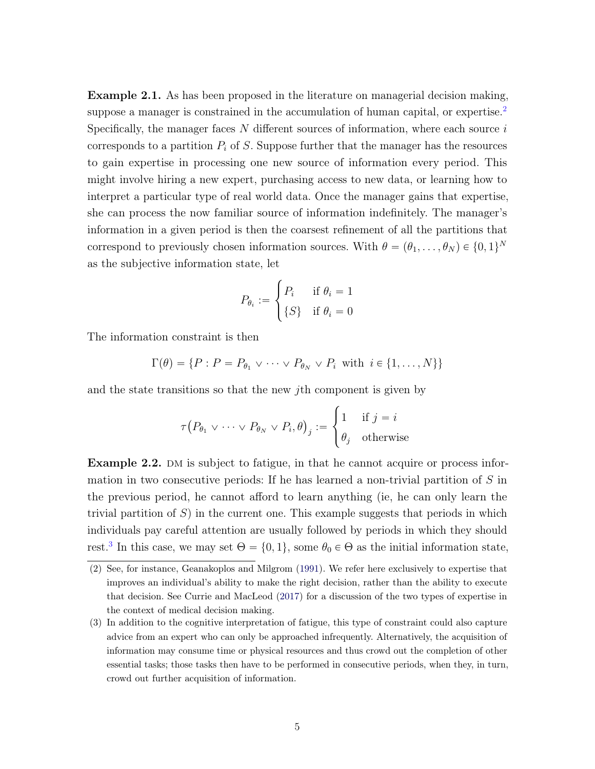**Example 2.1.** As has been proposed in the literature on managerial decision making, suppose a manager is constrained in the accumulation of human capital, or expertise.[2] Specifically, the manager faces $N$ different sources of information, where each source $i$ corresponds to a partition $P_i$ of $S$. Suppose further that the manager has the resources to gain expertise in processing one new source of information every period. This might involve hiring a new expert, purchasing access to new data, or learning how to interpret a particular type of real world data. Once the manager gains that expertise, she can process the now familiar source of information indefinitely. The manager's information in a given period is then the coarsest refinement of all the partitions that correspond to previously chosen information sources. With $\theta = (\theta_1, \ldots, \theta_N) \in \{0,1\}^N$ as the subjective information state, let

$$P_{\theta_i} := \begin{cases} P_i & \text{if } \theta_i = 1 \\ \{S\} & \text{if } \theta_i = 0 \end{cases}$$

The information constraint is then

$$\Gamma(\theta) = \{P : P = P_{\theta_1} \vee \cdots \vee P_{\theta_N} \vee P_i \text{ with } i \in \{1, \ldots, N\}\}$$

and the state transitions so that the new $j$th component is given by

$$\tau\big(P_{\theta_1} \vee \cdots \vee P_{\theta_N} \vee P_i, \theta\big)_j := \begin{cases} 1 & \text{if } j = i \\ \theta_j & \text{otherwise} \end{cases}$$

**Example 2.2.** DM is subject to fatigue, in that he cannot acquire or process information in two consecutive periods: If he has learned a non-trivial partition of $S$ in the previous period, he cannot afford to learn anything (ie, he can only learn the trivial partition of $S$) in the current one. This example suggests that periods in which individuals pay careful attention are usually followed by periods in which they should rest.[3] In this case, we may set $\Theta = \{0, 1\}$, some $\theta_0 \in \Theta$ as the initial information state,

(2) See, for instance, Geanakoplos and Milgrom (1991). We refer here exclusively to expertise that improves an individual's ability to make the right decision, rather than the ability to execute that decision. See Currie and MacLeod (2017) for a discussion of the two types of expertise in the context of medical decision making.

(3) In addition to the cognitive interpretation of fatigue, this type of constraint could also capture advice from an expert who can only be approached infrequently. Alternatively, the acquisition of information may consume time or physical resources and thus crowd out the completion of other essential tasks; those tasks then have to be performed in consecutive periods, when they, in turn, crowd out further acquisition of information.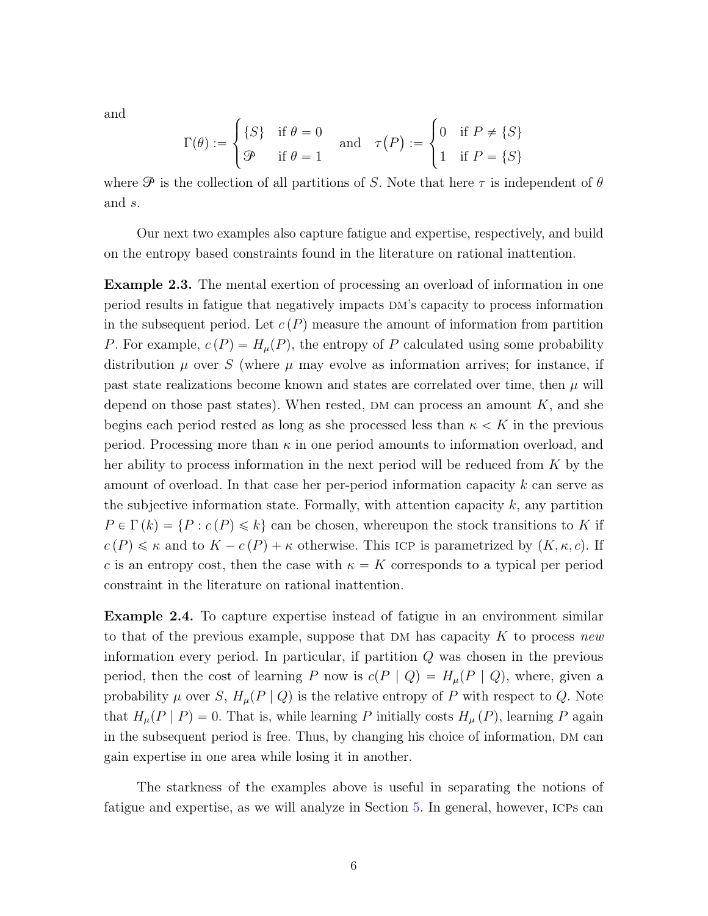and

$$\Gamma(\theta) := \begin{cases} \{S\} & \text{if } \theta = 0 \\ \mathscr{P} & \text{if } \theta = 1 \end{cases} \quad \text{and} \quad \tau\big(P\big) := \begin{cases} 0 & \text{if } P \neq \{S\} \\ 1 & \text{if } P = \{S\} \end{cases}$$

where $\mathscr{P}$ is the collection of all partitions of $S$. Note that here $\tau$ is independent of $\theta$ and $s$.

Our next two examples also capture fatigue and expertise, respectively, and build on the entropy based constraints found in the literature on rational inattention.

**Example 2.3.** The mental exertion of processing an overload of information in one period results in fatigue that negatively impacts DM's capacity to process information in the subsequent period. Let $c(P)$ measure the amount of information from partition $P$. For example, $c(P) = H_\mu(P)$, the entropy of $P$ calculated using some probability distribution $\mu$ over $S$ (where $\mu$ may evolve as information arrives; for instance, if past state realizations become known and states are correlated over time, then $\mu$ will depend on those past states). When rested, DM can process an amount $K$, and she begins each period rested as long as she processed less than $\kappa < K$ in the previous period. Processing more than $\kappa$ in one period amounts to information overload, and her ability to process information in the next period will be reduced from $K$ by the amount of overload. In that case her per-period information capacity $k$ can serve as the subjective information state. Formally, with attention capacity $k$, any partition $P \in \Gamma(k) = \{P : c(P) \leqslant k\}$ can be chosen, whereupon the stock transitions to $K$ if $c(P) \leqslant \kappa$ and to $K - c(P) + \kappa$ otherwise. This ICP is parametrized by $(K, \kappa, c)$. If $c$ is an entropy cost, then the case with $\kappa = K$ corresponds to a typical per period constraint in the literature on rational inattention.

**Example 2.4.** To capture expertise instead of fatigue in an environment similar to that of the previous example, suppose that DM has capacity $K$ to process *new* information every period. In particular, if partition $Q$ was chosen in the previous period, then the cost of learning $P$ now is $c(P \mid Q) = H_\mu(P \mid Q)$, where, given a probability $\mu$ over $S$, $H_\mu(P \mid Q)$ is the relative entropy of $P$ with respect to $Q$. Note that $H_\mu(P \mid P) = 0$. That is, while learning $P$ initially costs $H_\mu(P)$, learning $P$ again in the subsequent period is free. Thus, by changing his choice of information, DM can gain expertise in one area while losing it in another.

The starkness of the examples above is useful in separating the notions of fatigue and expertise, as we will analyze in Section 5. In general, however, ICPs can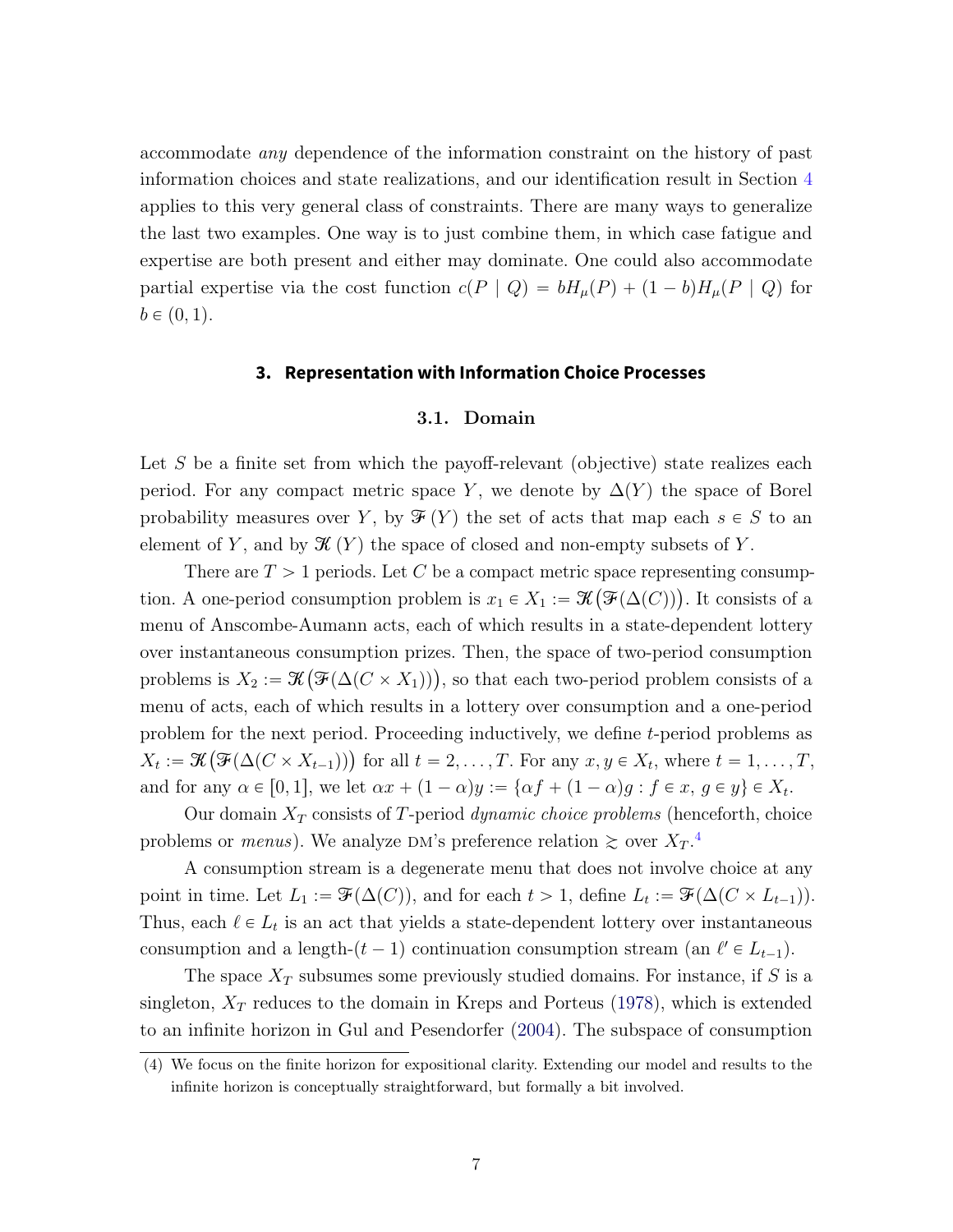accommodate *any* dependence of the information constraint on the history of past information choices and state realizations, and our identification result in Section 4 applies to this very general class of constraints. There are many ways to generalize the last two examples. One way is to just combine them, in which case fatigue and expertise are both present and either may dominate. One could also accommodate partial expertise via the cost function $c(P \mid Q) = bH_\mu(P) + (1-b)H_\mu(P \mid Q)$ for $b \in (0,1)$.

## 3. Representation with Information Choice Processes

### 3.1. Domain

Let $S$ be a finite set from which the payoff-relevant (objective) state realizes each period. For any compact metric space $Y$, we denote by $\Delta(Y)$ the space of Borel probability measures over $Y$, by $\mathcal{F}(Y)$ the set of acts that map each $s \in S$ to an element of $Y$, and by $\mathcal{K}(Y)$ the space of closed and non-empty subsets of $Y$.

There are $T > 1$ periods. Let $C$ be a compact metric space representing consumption. A one-period consumption problem is $x_1 \in X_1 := \mathcal{K}\big(\mathcal{F}(\Delta(C))\big)$. It consists of a menu of Anscombe-Aumann acts, each of which results in a state-dependent lottery over instantaneous consumption prizes. Then, the space of two-period consumption problems is $X_2 := \mathcal{K}\big(\mathcal{F}(\Delta(C \times X_1))\big)$, so that each two-period problem consists of a menu of acts, each of which results in a lottery over consumption and a one-period problem for the next period. Proceeding inductively, we define $t$-period problems as $X_t := \mathcal{K}\big(\mathcal{F}(\Delta(C \times X_{t-1}))\big)$ for all $t = 2, \ldots, T$. For any $x, y \in X_t$, where $t = 1, \ldots, T$, and for any $\alpha \in [0,1]$, we let $\alpha x + (1-\alpha)y := \{\alpha f + (1-\alpha)g : f \in x,\ g \in y\} \in X_t$.

Our domain $X_T$ consists of $T$-period *dynamic choice problems* (henceforth, choice problems or *menus*). We analyze DM's preference relation $\succsim$ over $X_T$.[4]

A consumption stream is a degenerate menu that does not involve choice at any point in time. Let $L_1 := \mathcal{F}(\Delta(C))$, and for each $t > 1$, define $L_t := \mathcal{F}(\Delta(C \times L_{t-1}))$. Thus, each $\ell \in L_t$ is an act that yields a state-dependent lottery over instantaneous consumption and a length-$(t-1)$ continuation consumption stream (an $\ell' \in L_{t-1}$).

The space $X_T$ subsumes some previously studied domains. For instance, if $S$ is a singleton, $X_T$ reduces to the domain in Kreps and Porteus (1978), which is extended to an infinite horizon in Gul and Pesendorfer (2004). The subspace of consumption

(4) We focus on the finite horizon for expositional clarity. Extending our model and results to the infinite horizon is conceptually straightforward, but formally a bit involved.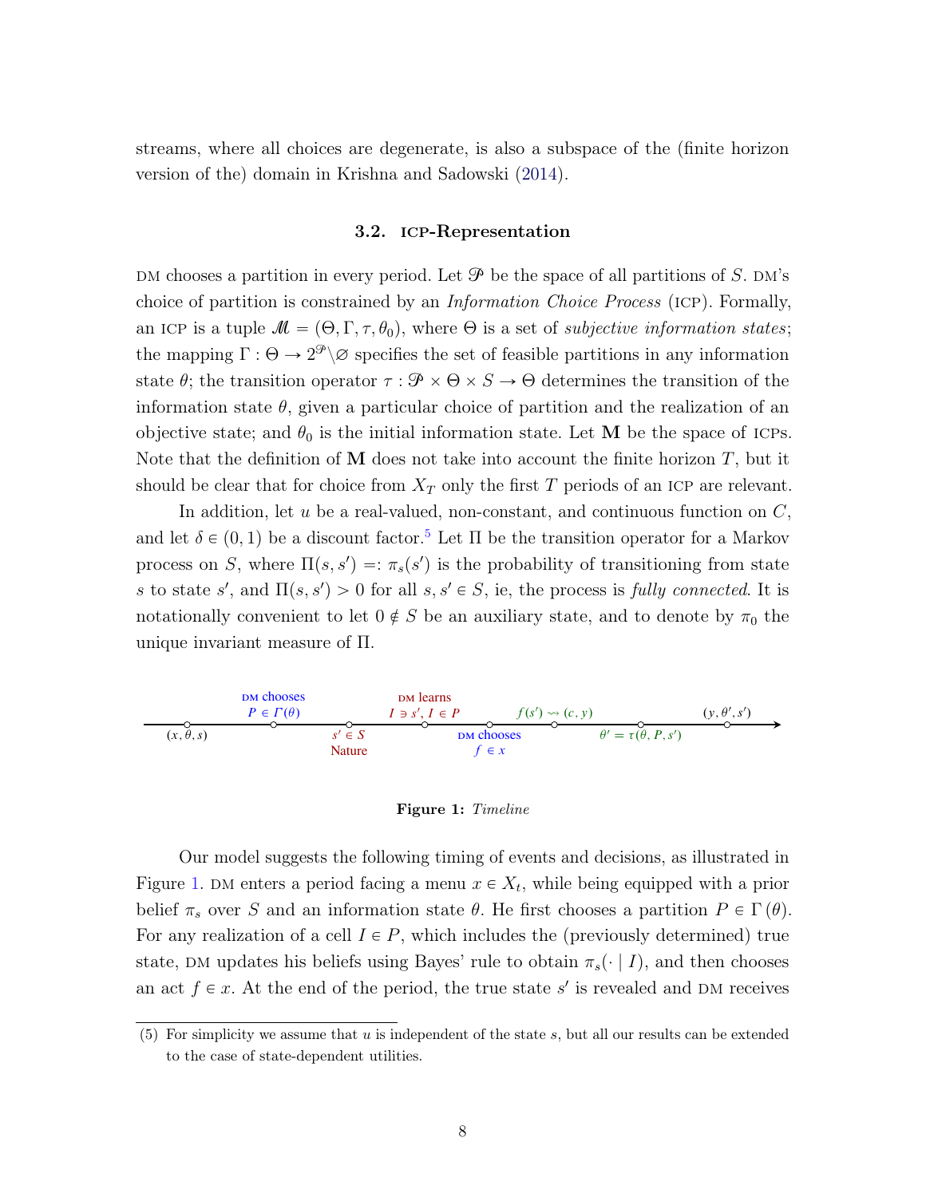streams, where all choices are degenerate, is also a subspace of the (finite horizon version of the) domain in Krishna and Sadowski (2014).

### 3.2. ICP-Representation

DM chooses a partition in every period. Let $\mathscr{P}$ be the space of all partitions of $S$. DM's choice of partition is constrained by an *Information Choice Process* (ICP). Formally, an ICP is a tuple $\mathscr{M} = (\Theta, \Gamma, \tau, \theta_0)$, where $\Theta$ is a set of *subjective information states*; the mapping $\Gamma : \Theta \to 2^{\mathscr{P}} \backslash \varnothing$ specifies the set of feasible partitions in any information state $\theta$; the transition operator $\tau : \mathscr{P} \times \Theta \times S \to \Theta$ determines the transition of the information state $\theta$, given a particular choice of partition and the realization of an objective state; and $\theta_0$ is the initial information state. Let $\mathbf{M}$ be the space of ICPs. Note that the definition of $\mathbf{M}$ does not take into account the finite horizon $T$, but it should be clear that for choice from $X_T$ only the first $T$ periods of an ICP are relevant.

In addition, let $u$ be a real-valued, non-constant, and continuous function on $C$, and let $\delta \in (0, 1)$ be a discount factor.[5] Let $\Pi$ be the transition operator for a Markov process on $S$, where $\Pi(s, s') =: \pi_s(s')$ is the probability of transitioning from state $s$ to state $s'$, and $\Pi(s, s') > 0$ for all $s, s' \in S$, ie, the process is *fully connected*. It is notationally convenient to let $0 \notin S$ be an auxiliary state, and to denote by $\pi_0$ the unique invariant measure of $\Pi$.

Timeline: $(x, \theta, s)$ → DM chooses $P \in \Gamma(\theta)$ → Nature: $s' \in S$ → DM learns $I \ni s'$, $I \in P$ → DM chooses $f \in x$ → $f(s') \rightsquigarrow (c, y)$ → $\theta' = \tau(\theta, P, s')$ → $(y, \theta', s')$

**Figure 1:** *Timeline*

Our model suggests the following timing of events and decisions, as illustrated in Figure 1. DM enters a period facing a menu $x \in X_t$, while being equipped with a prior belief $\pi_s$ over $S$ and an information state $\theta$. He first chooses a partition $P \in \Gamma(\theta)$. For any realization of a cell $I \in P$, which includes the (previously determined) true state, DM updates his beliefs using Bayes' rule to obtain $\pi_s(\cdot \mid I)$, and then chooses an act $f \in x$. At the end of the period, the true state $s'$ is revealed and DM receives

(5) For simplicity we assume that $u$ is independent of the state $s$, but all our results can be extended to the case of state-dependent utilities.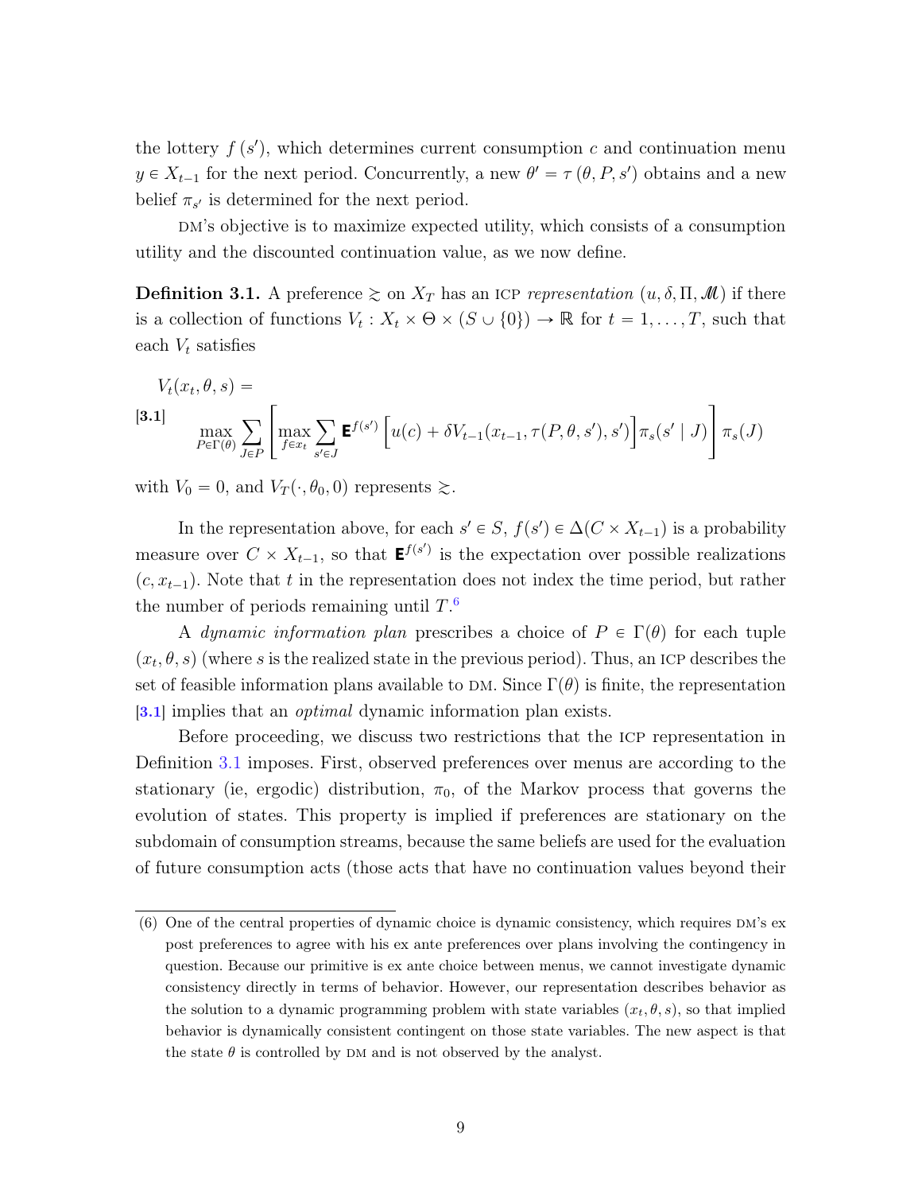the lottery $f(s')$, which determines current consumption $c$ and continuation menu $y \in X_{t-1}$ for the next period. Concurrently, a new $\theta' = \tau(\theta, P, s')$ obtains and a new belief $\pi_{s'}$ is determined for the next period.

DM's objective is to maximize expected utility, which consists of a consumption utility and the discounted continuation value, as we now define.

**Definition 3.1.** A preference $\succsim$ on $X_T$ has an ICP *representation* $(u, \delta, \Pi, \mathscr{M})$ if there is a collection of functions $V_t : X_t \times \Theta \times (S \cup \{0\}) \to \mathbb{R}$ for $t = 1, \ldots, T$, such that each $V_t$ satisfies

$$V_t(x_t, \theta, s) =$$

$$\max_{P \in \Gamma(\theta)} \sum_{J \in P} \left[ \max_{f \in x_t} \sum_{s' \in J} \mathbf{E}^{f(s')} \Big[ u(c) + \delta V_{t-1}(x_{t-1}, \tau(P, \theta, s'), s') \Big] \pi_s(s' \mid J) \right] \pi_s(J) \quad [3.1]$$

with $V_0 = 0$, and $V_T(\cdot, \theta_0, 0)$ represents $\succsim$.

In the representation above, for each $s' \in S$, $f(s') \in \Delta(C \times X_{t-1})$ is a probability measure over $C \times X_{t-1}$, so that $\mathbf{E}^{f(s')}$ is the expectation over possible realizations $(c, x_{t-1})$. Note that $t$ in the representation does not index the time period, but rather the number of periods remaining until $T$.[6]

A *dynamic information plan* prescribes a choice of $P \in \Gamma(\theta)$ for each tuple $(x_t, \theta, s)$ (where $s$ is the realized state in the previous period). Thus, an ICP describes the set of feasible information plans available to DM. Since $\Gamma(\theta)$ is finite, the representation [3.1] implies that an *optimal* dynamic information plan exists.

Before proceeding, we discuss two restrictions that the ICP representation in Definition 3.1 imposes. First, observed preferences over menus are according to the stationary (ie, ergodic) distribution, $\pi_0$, of the Markov process that governs the evolution of states. This property is implied if preferences are stationary on the subdomain of consumption streams, because the same beliefs are used for the evaluation of future consumption acts (those acts that have no continuation values beyond their

---

(6) One of the central properties of dynamic choice is dynamic consistency, which requires DM's ex post preferences to agree with his ex ante preferences over plans involving the contingency in question. Because our primitive is ex ante choice between menus, we cannot investigate dynamic consistency directly in terms of behavior. However, our representation describes behavior as the solution to a dynamic programming problem with state variables $(x_t, \theta, s)$, so that implied behavior is dynamically consistent contingent on those state variables. The new aspect is that the state $\theta$ is controlled by DM and is not observed by the analyst.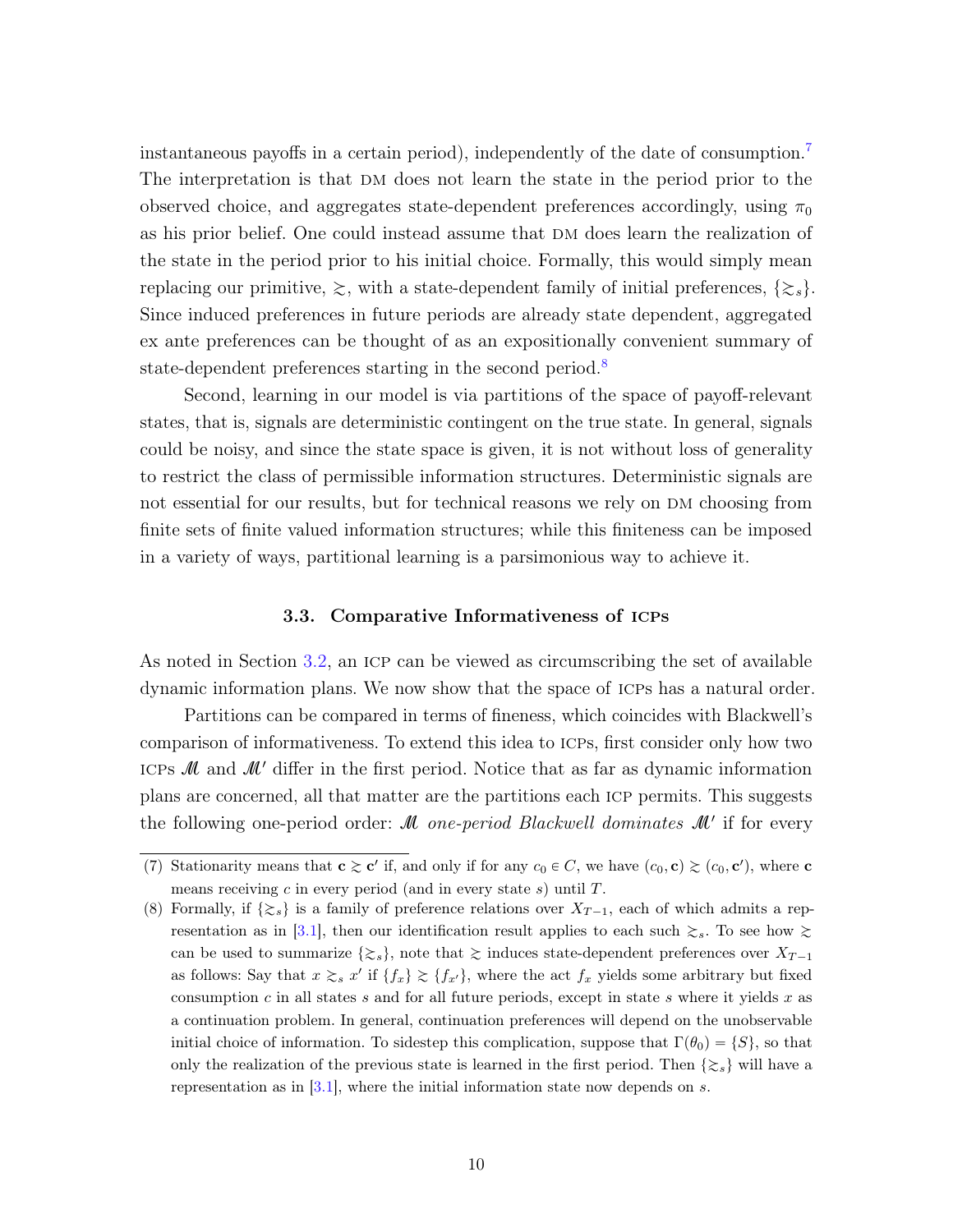instantaneous payoffs in a certain period), independently of the date of consumption.[7] The interpretation is that DM does not learn the state in the period prior to the observed choice, and aggregates state-dependent preferences accordingly, using $\pi_0$ as his prior belief. One could instead assume that DM does learn the realization of the state in the period prior to his initial choice. Formally, this would simply mean replacing our primitive, $\succsim$, with a state-dependent family of initial preferences, $\{\succsim_s\}$. Since induced preferences in future periods are already state dependent, aggregated ex ante preferences can be thought of as an expositionally convenient summary of state-dependent preferences starting in the second period.[8]

Second, learning in our model is via partitions of the space of payoff-relevant states, that is, signals are deterministic contingent on the true state. In general, signals could be noisy, and since the state space is given, it is not without loss of generality to restrict the class of permissible information structures. Deterministic signals are not essential for our results, but for technical reasons we rely on DM choosing from finite sets of finite valued information structures; while this finiteness can be imposed in a variety of ways, partitional learning is a parsimonious way to achieve it.

### 3.3. Comparative Informativeness of ICPs

As noted in Section 3.2, an ICP can be viewed as circumscribing the set of available dynamic information plans. We now show that the space of ICPs has a natural order.

Partitions can be compared in terms of fineness, which coincides with Blackwell's comparison of informativeness. To extend this idea to ICPs, first consider only how two ICPs $\mathscr{M}$ and $\mathscr{M}'$ differ in the first period. Notice that as far as dynamic information plans are concerned, all that matter are the partitions each ICP permits. This suggests the following one-period order: *$\mathscr{M}$ one-period Blackwell dominates $\mathscr{M}'$* if for every

---

(7) Stationarity means that $\mathbf{c} \succsim \mathbf{c}'$ if, and only if for any $c_0 \in C$, we have $(c_0, \mathbf{c}) \succsim (c_0, \mathbf{c}')$, where $\mathbf{c}$ means receiving $c$ in every period (and in every state $s$) until $T$.

(8) Formally, if $\{\succsim_s\}$ is a family of preference relations over $X_{T-1}$, each of which admits a representation as in [3.1], then our identification result applies to each such $\succsim_s$. To see how $\succsim$ can be used to summarize $\{\succsim_s\}$, note that $\succsim$ induces state-dependent preferences over $X_{T-1}$ as follows: Say that $x \succsim_s x'$ if $\{f_x\} \succsim \{f_{x'}\}$, where the act $f_x$ yields some arbitrary but fixed consumption $c$ in all states $s$ and for all future periods, except in state $s$ where it yields $x$ as a continuation problem. In general, continuation preferences will depend on the unobservable initial choice of information. To sidestep this complication, suppose that $\Gamma(\theta_0) = \{S\}$, so that only the realization of the previous state is learned in the first period. Then $\{\succsim_s\}$ will have a representation as in [3.1], where the initial information state now depends on $s$.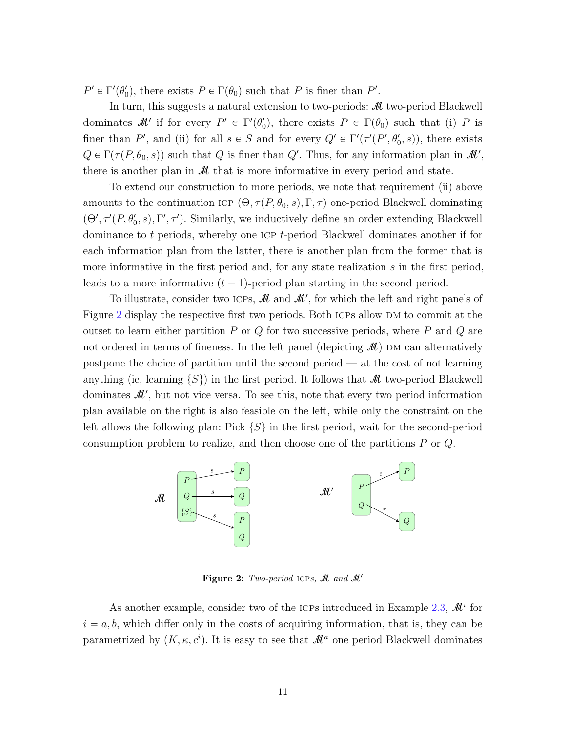$P' \in \Gamma'(\theta_0')$, there exists $P \in \Gamma(\theta_0)$ such that $P$ is finer than $P'$.

In turn, this suggests a natural extension to two-periods: $\mathscr{M}$ two-period Blackwell dominates $\mathscr{M}'$ if for every $P' \in \Gamma'(\theta_0')$, there exists $P \in \Gamma(\theta_0)$ such that (i) $P$ is finer than $P'$, and (ii) for all $s \in S$ and for every $Q' \in \Gamma'(\tau'(P', \theta_0', s))$, there exists $Q \in \Gamma(\tau(P, \theta_0, s))$ such that $Q$ is finer than $Q'$. Thus, for any information plan in $\mathscr{M}'$, there is another plan in $\mathscr{M}$ that is more informative in every period and state.

To extend our construction to more periods, we note that requirement (ii) above amounts to the continuation ICP $(\Theta, \tau(P, \theta_0, s), \Gamma, \tau)$ one-period Blackwell dominating $(\Theta', \tau'(P, \theta_0', s), \Gamma', \tau')$. Similarly, we inductively define an order extending Blackwell dominance to $t$ periods, whereby one ICP $t$-period Blackwell dominates another if for each information plan from the latter, there is another plan from the former that is more informative in the first period and, for any state realization $s$ in the first period, leads to a more informative $(t-1)$-period plan starting in the second period.

To illustrate, consider two ICPs, $\mathscr{M}$ and $\mathscr{M}'$, for which the left and right panels of Figure 2 display the respective first two periods. Both ICPs allow DM to commit at the outset to learn either partition $P$ or $Q$ for two successive periods, where $P$ and $Q$ are not ordered in terms of fineness. In the left panel (depicting $\mathscr{M}$) DM can alternatively postpone the choice of partition until the second period — at the cost of not learning anything (ie, learning $\{S\}$) in the first period. It follows that $\mathscr{M}$ two-period Blackwell dominates $\mathscr{M}'$, but not vice versa. To see this, note that every two period information plan available on the right is also feasible on the left, while only the constraint on the left allows the following plan: Pick $\{S\}$ in the first period, wait for the second-period consumption problem to realize, and then choose one of the partitions $P$ or $Q$.

**Figure 2:** *Two-period ICPs, $\mathscr{M}$ and $\mathscr{M}'$*

As another example, consider two of the ICPs introduced in Example 2.3, $\mathscr{M}^i$ for $i = a, b$, which differ only in the costs of acquiring information, that is, they can be parametrized by $(K, \kappa, c^i)$. It is easy to see that $\mathscr{M}^a$ one period Blackwell dominates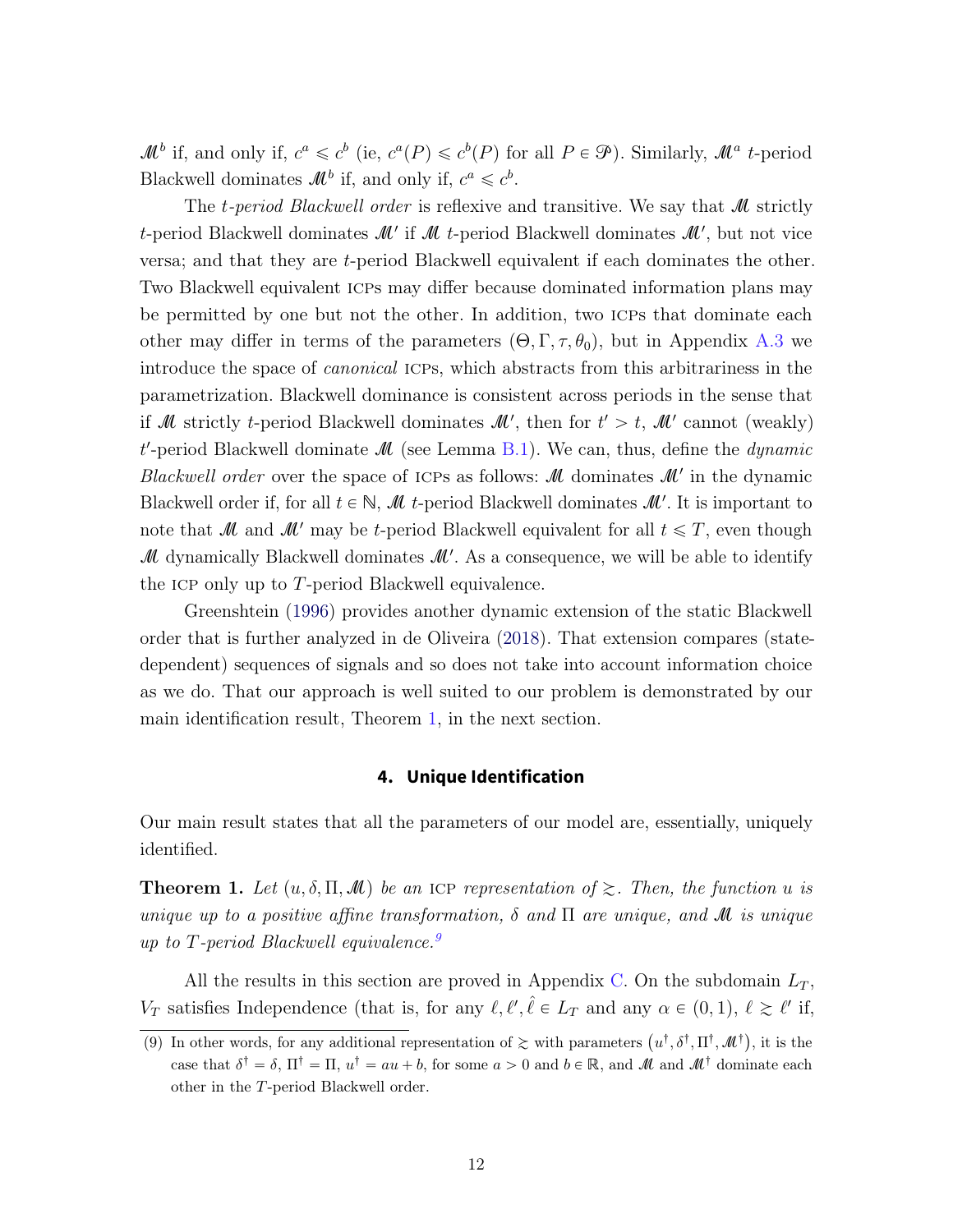$\mathscr{M}^b$ if, and only if, $c^a \leqslant c^b$ (ie, $c^a(P) \leqslant c^b(P)$ for all $P \in \mathscr{P}$). Similarly, $\mathscr{M}^a$ $t$-period Blackwell dominates $\mathscr{M}^b$ if, and only if, $c^a \leqslant c^b$.

The *$t$-period Blackwell order* is reflexive and transitive. We say that $\mathscr{M}$ strictly $t$-period Blackwell dominates $\mathscr{M}'$ if $\mathscr{M}$ $t$-period Blackwell dominates $\mathscr{M}'$, but not vice versa; and that they are $t$-period Blackwell equivalent if each dominates the other. Two Blackwell equivalent ICPs may differ because dominated information plans may be permitted by one but not the other. In addition, two ICPs that dominate each other may differ in terms of the parameters $(\Theta, \Gamma, \tau, \theta_0)$, but in Appendix A.3 we introduce the space of *canonical* ICPs, which abstracts from this arbitrariness in the parametrization. Blackwell dominance is consistent across periods in the sense that if $\mathscr{M}$ strictly $t$-period Blackwell dominates $\mathscr{M}'$, then for $t' > t$, $\mathscr{M}'$ cannot (weakly) $t'$-period Blackwell dominate $\mathscr{M}$ (see Lemma B.1). We can, thus, define the *dynamic Blackwell order* over the space of ICPs as follows: $\mathscr{M}$ dominates $\mathscr{M}'$ in the dynamic Blackwell order if, for all $t \in \mathbb{N}$, $\mathscr{M}$ $t$-period Blackwell dominates $\mathscr{M}'$. It is important to note that $\mathscr{M}$ and $\mathscr{M}'$ may be $t$-period Blackwell equivalent for all $t \leqslant T$, even though $\mathscr{M}$ dynamically Blackwell dominates $\mathscr{M}'$. As a consequence, we will be able to identify the ICP only up to $T$-period Blackwell equivalence.

Greenshtein (1996) provides another dynamic extension of the static Blackwell order that is further analyzed in de Oliveira (2018). That extension compares (state-dependent) sequences of signals and so does not take into account information choice as we do. That our approach is well suited to our problem is demonstrated by our main identification result, Theorem 1, in the next section.

## 4. Unique Identification

Our main result states that all the parameters of our model are, essentially, uniquely identified.

**Theorem 1.** *Let $(u, \delta, \Pi, \mathscr{M})$ be an* ICP *representation of $\succsim$. Then, the function $u$ is unique up to a positive affine transformation, $\delta$ and $\Pi$ are unique, and $\mathscr{M}$ is unique up to $T$-period Blackwell equivalence.*[9]

All the results in this section are proved in Appendix C. On the subdomain $L_T$, $V_T$ satisfies Independence (that is, for any $\ell, \ell', \hat{\ell} \in L_T$ and any $\alpha \in (0,1)$, $\ell \succsim \ell'$ if,

(9) In other words, for any additional representation of $\succsim$ with parameters $(u^\dagger, \delta^\dagger, \Pi^\dagger, \mathscr{M}^\dagger)$, it is the case that $\delta^\dagger = \delta$, $\Pi^\dagger = \Pi$, $u^\dagger = au + b$, for some $a > 0$ and $b \in \mathbb{R}$, and $\mathscr{M}$ and $\mathscr{M}^\dagger$ dominate each other in the $T$-period Blackwell order.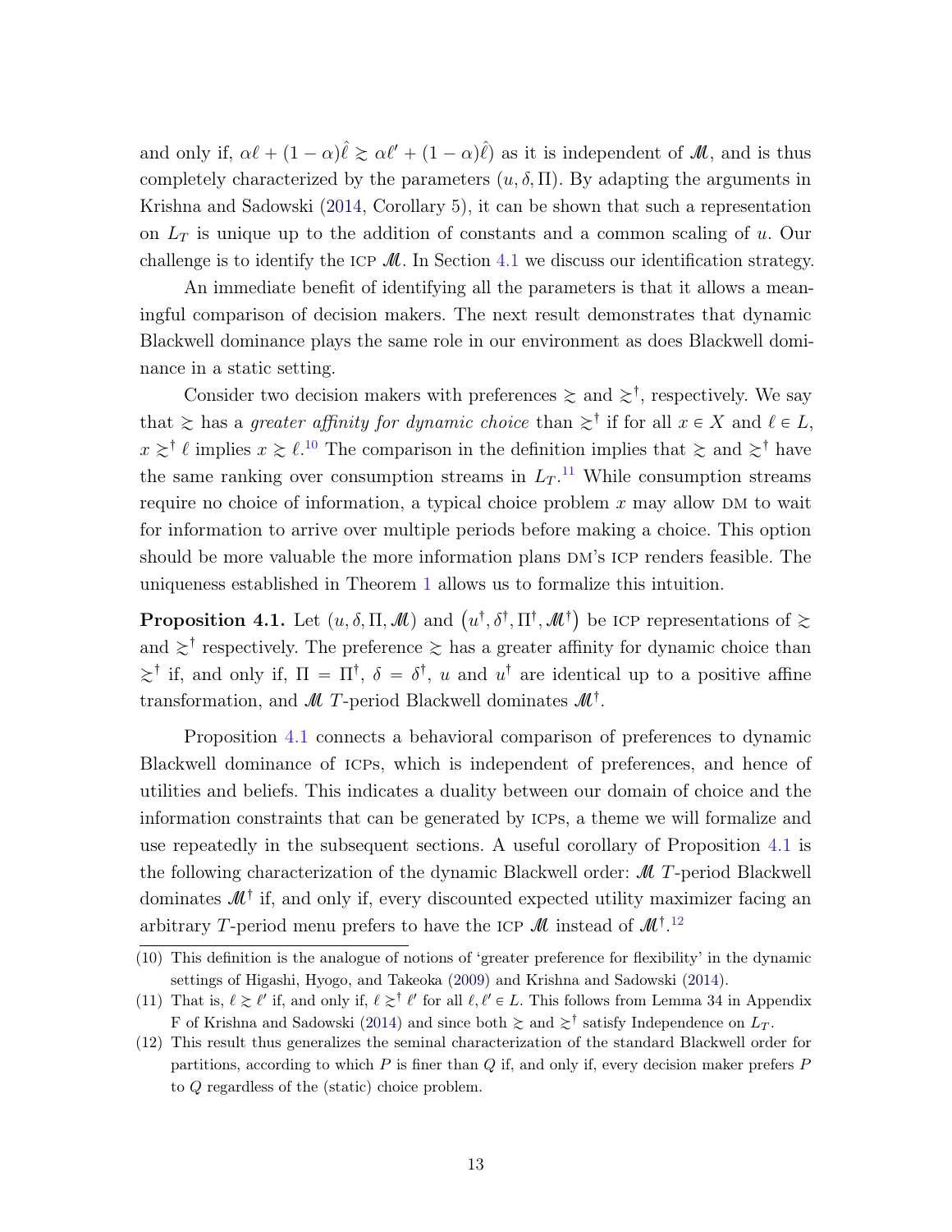and only if, $\alpha\ell + (1-\alpha)\hat{\ell} \succsim \alpha\ell' + (1-\alpha)\hat{\ell})$ as it is independent of $\mathscr{M}$, and is thus completely characterized by the parameters $(u, \delta, \Pi)$. By adapting the arguments in Krishna and Sadowski (2014, Corollary 5), it can be shown that such a representation on $L_T$ is unique up to the addition of constants and a common scaling of $u$. Our challenge is to identify the ICP $\mathscr{M}$. In Section 4.1 we discuss our identification strategy.

An immediate benefit of identifying all the parameters is that it allows a meaningful comparison of decision makers. The next result demonstrates that dynamic Blackwell dominance plays the same role in our environment as does Blackwell dominance in a static setting.

Consider two decision makers with preferences $\succsim$ and $\succsim^\dagger$, respectively. We say that $\succsim$ has a *greater affinity for dynamic choice* than $\succsim^\dagger$ if for all $x \in X$ and $\ell \in L$, $x \succsim^\dagger \ell$ implies $x \succsim \ell$.[10] The comparison in the definition implies that $\succsim$ and $\succsim^\dagger$ have the same ranking over consumption streams in $L_T$.[11] While consumption streams require no choice of information, a typical choice problem $x$ may allow DM to wait for information to arrive over multiple periods before making a choice. This option should be more valuable the more information plans DM's ICP renders feasible. The uniqueness established in Theorem 1 allows us to formalize this intuition.

**Proposition 4.1.** Let $(u, \delta, \Pi, \mathscr{M})$ and $(u^\dagger, \delta^\dagger, \Pi^\dagger, \mathscr{M}^\dagger)$ be ICP representations of $\succsim$ and $\succsim^\dagger$ respectively. The preference $\succsim$ has a greater affinity for dynamic choice than $\succsim^\dagger$ if, and only if, $\Pi = \Pi^\dagger$, $\delta = \delta^\dagger$, $u$ and $u^\dagger$ are identical up to a positive affine transformation, and $\mathscr{M}$ $T$-period Blackwell dominates $\mathscr{M}^\dagger$.

Proposition 4.1 connects a behavioral comparison of preferences to dynamic Blackwell dominance of ICPs, which is independent of preferences, and hence of utilities and beliefs. This indicates a duality between our domain of choice and the information constraints that can be generated by ICPs, a theme we will formalize and use repeatedly in the subsequent sections. A useful corollary of Proposition 4.1 is the following characterization of the dynamic Blackwell order: $\mathscr{M}$ $T$-period Blackwell dominates $\mathscr{M}^\dagger$ if, and only if, every discounted expected utility maximizer facing an arbitrary $T$-period menu prefers to have the ICP $\mathscr{M}$ instead of $\mathscr{M}^\dagger$.[12]

(10) This definition is the analogue of notions of 'greater preference for flexibility' in the dynamic settings of Higashi, Hyogo, and Takeoka (2009) and Krishna and Sadowski (2014).

(11) That is, $\ell \succsim \ell'$ if, and only if, $\ell \succsim^\dagger \ell'$ for all $\ell, \ell' \in L$. This follows from Lemma 34 in Appendix F of Krishna and Sadowski (2014) and since both $\succsim$ and $\succsim^\dagger$ satisfy Independence on $L_T$.

(12) This result thus generalizes the seminal characterization of the standard Blackwell order for partitions, according to which $P$ is finer than $Q$ if, and only if, every decision maker prefers $P$ to $Q$ regardless of the (static) choice problem.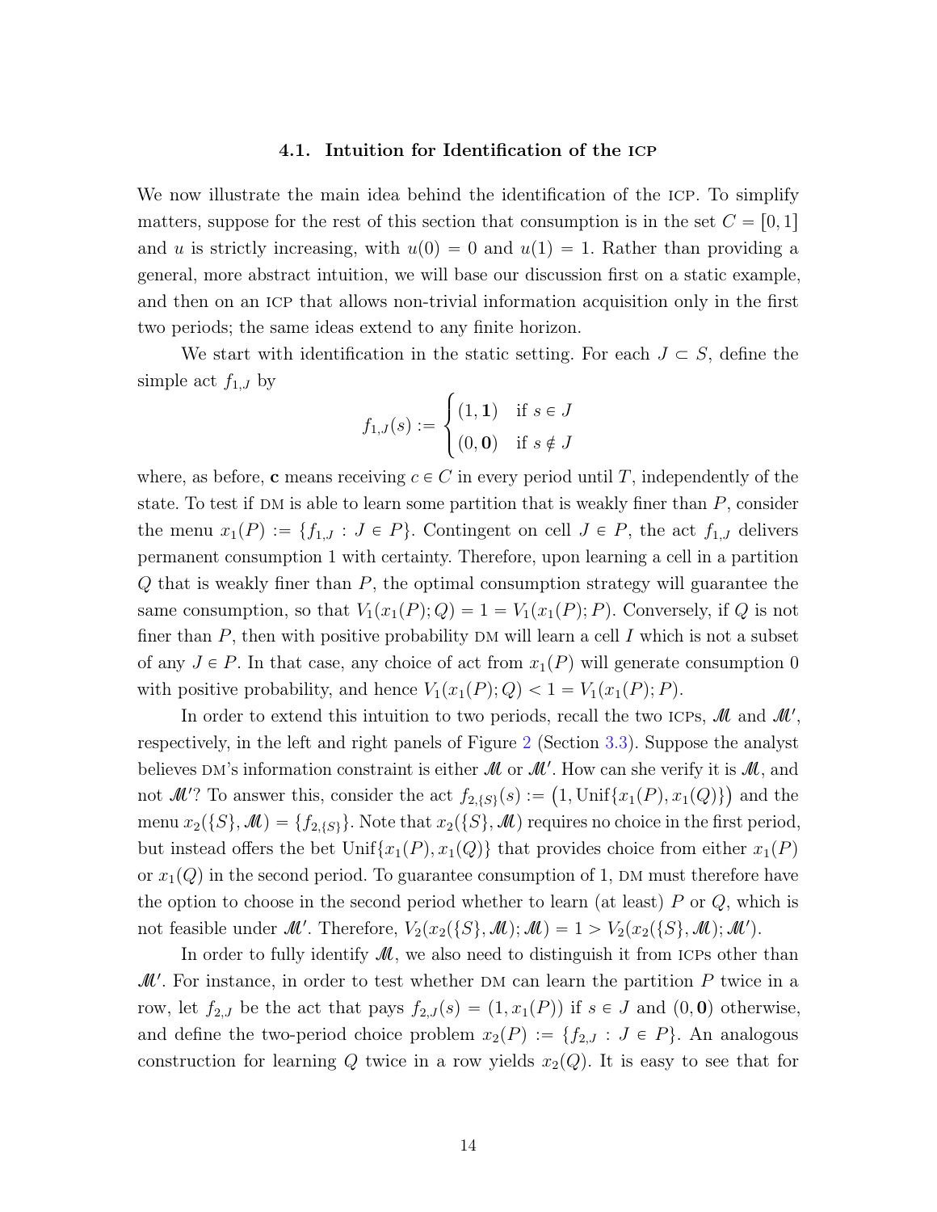### 4.1. Intuition for Identification of the ICP

We now illustrate the main idea behind the identification of the ICP. To simplify matters, suppose for the rest of this section that consumption is in the set $C = [0, 1]$ and $u$ is strictly increasing, with $u(0) = 0$ and $u(1) = 1$. Rather than providing a general, more abstract intuition, we will base our discussion first on a static example, and then on an ICP that allows non-trivial information acquisition only in the first two periods; the same ideas extend to any finite horizon.

We start with identification in the static setting. For each $J \subset S$, define the simple act $f_{1,J}$ by

$$f_{1,J}(s) := \begin{cases} (1, \mathbf{1}) & \text{if } s \in J \\ (0, \mathbf{0}) & \text{if } s \notin J \end{cases}$$

where, as before, $\mathbf{c}$ means receiving $c \in C$ in every period until $T$, independently of the state. To test if DM is able to learn some partition that is weakly finer than $P$, consider the menu $x_1(P) := \{f_{1,J} : J \in P\}$. Contingent on cell $J \in P$, the act $f_{1,J}$ delivers permanent consumption 1 with certainty. Therefore, upon learning a cell in a partition $Q$ that is weakly finer than $P$, the optimal consumption strategy will guarantee the same consumption, so that $V_1(x_1(P); Q) = 1 = V_1(x_1(P); P)$. Conversely, if $Q$ is not finer than $P$, then with positive probability DM will learn a cell $I$ which is not a subset of any $J \in P$. In that case, any choice of act from $x_1(P)$ will generate consumption 0 with positive probability, and hence $V_1(x_1(P); Q) < 1 = V_1(x_1(P); P)$.

In order to extend this intuition to two periods, recall the two ICPs, $\mathscr{M}$ and $\mathscr{M}'$, respectively, in the left and right panels of Figure 2 (Section 3.3). Suppose the analyst believes DM's information constraint is either $\mathscr{M}$ or $\mathscr{M}'$. How can she verify it is $\mathscr{M}$, and not $\mathscr{M}'$? To answer this, consider the act $f_{2,\{S\}}(s) := \big(1, \text{Unif}\{x_1(P), x_1(Q)\}\big)$ and the menu $x_2(\{S\}, \mathscr{M}) = \{f_{2,\{S\}}\}$. Note that $x_2(\{S\}, \mathscr{M})$ requires no choice in the first period, but instead offers the bet $\text{Unif}\{x_1(P), x_1(Q)\}$ that provides choice from either $x_1(P)$ or $x_1(Q)$ in the second period. To guarantee consumption of 1, DM must therefore have the option to choose in the second period whether to learn (at least) $P$ or $Q$, which is not feasible under $\mathscr{M}'$. Therefore, $V_2(x_2(\{S\}, \mathscr{M}); \mathscr{M}) = 1 > V_2(x_2(\{S\}, \mathscr{M}); \mathscr{M}')$.

In order to fully identify $\mathscr{M}$, we also need to distinguish it from ICPs other than $\mathscr{M}'$. For instance, in order to test whether DM can learn the partition $P$ twice in a row, let $f_{2,J}$ be the act that pays $f_{2,J}(s) = (1, x_1(P))$ if $s \in J$ and $(0, \mathbf{0})$ otherwise, and define the two-period choice problem $x_2(P) := \{f_{2,J} : J \in P\}$. An analogous construction for learning $Q$ twice in a row yields $x_2(Q)$. It is easy to see that for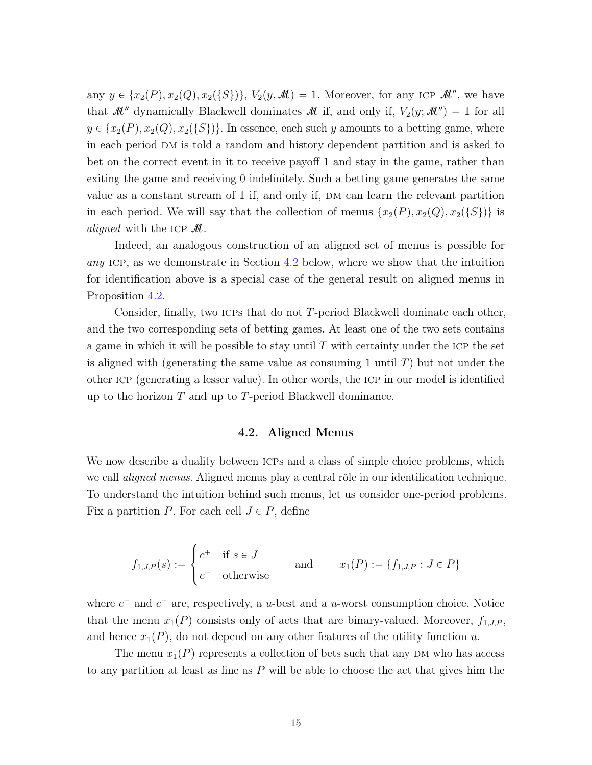any $y \in \{x_2(P), x_2(Q), x_2(\{S\})\}$, $V_2(y, \mathscr{M}) = 1$. Moreover, for any ICP $\mathscr{M}''$, we have that $\mathscr{M}''$ dynamically Blackwell dominates $\mathscr{M}$ if, and only if, $V_2(y; \mathscr{M}'') = 1$ for all $y \in \{x_2(P), x_2(Q), x_2(\{S\})\}$. In essence, each such $y$ amounts to a betting game, where in each period DM is told a random and history dependent partition and is asked to bet on the correct event in it to receive payoff 1 and stay in the game, rather than exiting the game and receiving 0 indefinitely. Such a betting game generates the same value as a constant stream of 1 if, and only if, DM can learn the relevant partition in each period. We will say that the collection of menus $\{x_2(P), x_2(Q), x_2(\{S\})\}$ is *aligned* with the ICP $\mathscr{M}$.

Indeed, an analogous construction of an aligned set of menus is possible for *any* ICP, as we demonstrate in Section 4.2 below, where we show that the intuition for identification above is a special case of the general result on aligned menus in Proposition 4.2.

Consider, finally, two ICPs that do not $T$-period Blackwell dominate each other, and the two corresponding sets of betting games. At least one of the two sets contains a game in which it will be possible to stay until $T$ with certainty under the ICP the set is aligned with (generating the same value as consuming 1 until $T$) but not under the other ICP (generating a lesser value). In other words, the ICP in our model is identified up to the horizon $T$ and up to $T$-period Blackwell dominance.

## 4.2. Aligned Menus

We now describe a duality between ICPs and a class of simple choice problems, which we call *aligned menus*. Aligned menus play a central rôle in our identification technique. To understand the intuition behind such menus, let us consider one-period problems. Fix a partition $P$. For each cell $J \in P$, define

$$f_{1,J,P}(s) := \begin{cases} c^+ & \text{if } s \in J \\ c^- & \text{otherwise} \end{cases} \qquad \text{and} \qquad x_1(P) := \{f_{1,J,P} : J \in P\}$$

where $c^+$ and $c^-$ are, respectively, a $u$-best and a $u$-worst consumption choice. Notice that the menu $x_1(P)$ consists only of acts that are binary-valued. Moreover, $f_{1,J,P}$, and hence $x_1(P)$, do not depend on any other features of the utility function $u$.

The menu $x_1(P)$ represents a collection of bets such that any DM who has access to any partition at least as fine as $P$ will be able to choose the act that gives him the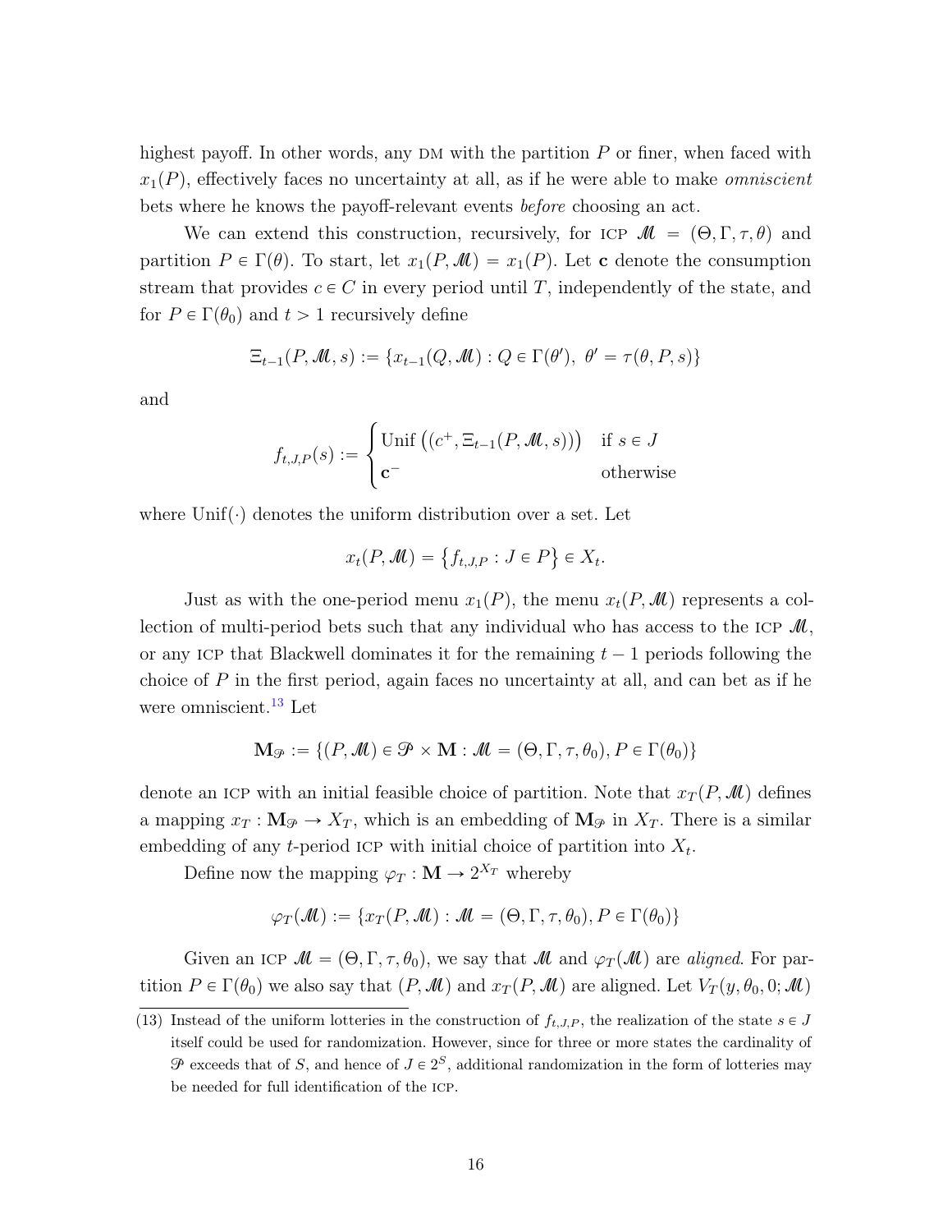highest payoff. In other words, any DM with the partition $P$ or finer, when faced with $x_1(P)$, effectively faces no uncertainty at all, as if he were able to make *omniscient* bets where he knows the payoff-relevant events *before* choosing an act.

We can extend this construction, recursively, for ICP $\mathcal{M} = (\Theta, \Gamma, \tau, \theta)$ and partition $P \in \Gamma(\theta)$. To start, let $x_1(P, \mathcal{M}) = x_1(P)$. Let $\mathbf{c}$ denote the consumption stream that provides $c \in C$ in every period until $T$, independently of the state, and for $P \in \Gamma(\theta_0)$ and $t > 1$ recursively define

$$\Xi_{t-1}(P, \mathcal{M}, s) := \{x_{t-1}(Q, \mathcal{M}) : Q \in \Gamma(\theta'),\ \theta' = \tau(\theta, P, s)\}$$

and

$$f_{t,J,P}(s) := \begin{cases} \text{Unif}\left((c^+, \Xi_{t-1}(P, \mathcal{M}, s))\right) & \text{if } s \in J \\ \mathbf{c}^- & \text{otherwise} \end{cases}$$

where $\text{Unif}(\cdot)$ denotes the uniform distribution over a set. Let

$$x_t(P, \mathcal{M}) = \{f_{t,J,P} : J \in P\} \in X_t.$$

Just as with the one-period menu $x_1(P)$, the menu $x_t(P, \mathcal{M})$ represents a collection of multi-period bets such that any individual who has access to the ICP $\mathcal{M}$, or any ICP that Blackwell dominates it for the remaining $t-1$ periods following the choice of $P$ in the first period, again faces no uncertainty at all, and can bet as if he were omniscient.[13] Let

$$\mathbf{M}_{\mathcal{P}} := \{(P, \mathcal{M}) \in \mathcal{P} \times \mathbf{M} : \mathcal{M} = (\Theta, \Gamma, \tau, \theta_0), P \in \Gamma(\theta_0)\}$$

denote an ICP with an initial feasible choice of partition. Note that $x_T(P, \mathcal{M})$ defines a mapping $x_T : \mathbf{M}_{\mathcal{P}} \to X_T$, which is an embedding of $\mathbf{M}_{\mathcal{P}}$ in $X_T$. There is a similar embedding of any $t$-period ICP with initial choice of partition into $X_t$.

Define now the mapping $\varphi_T : \mathbf{M} \to 2^{X_T}$ whereby

$$\varphi_T(\mathcal{M}) := \{x_T(P, \mathcal{M}) : \mathcal{M} = (\Theta, \Gamma, \tau, \theta_0), P \in \Gamma(\theta_0)\}$$

Given an ICP $\mathcal{M} = (\Theta, \Gamma, \tau, \theta_0)$, we say that $\mathcal{M}$ and $\varphi_T(\mathcal{M})$ are *aligned*. For partition $P \in \Gamma(\theta_0)$ we also say that $(P, \mathcal{M})$ and $x_T(P, \mathcal{M})$ are aligned. Let $V_T(y, \theta_0, 0; \mathcal{M})$

(13) Instead of the uniform lotteries in the construction of $f_{t,J,P}$, the realization of the state $s \in J$ itself could be used for randomization. However, since for three or more states the cardinality of $\mathcal{P}$ exceeds that of $S$, and hence of $J \in 2^S$, additional randomization in the form of lotteries may be needed for full identification of the ICP.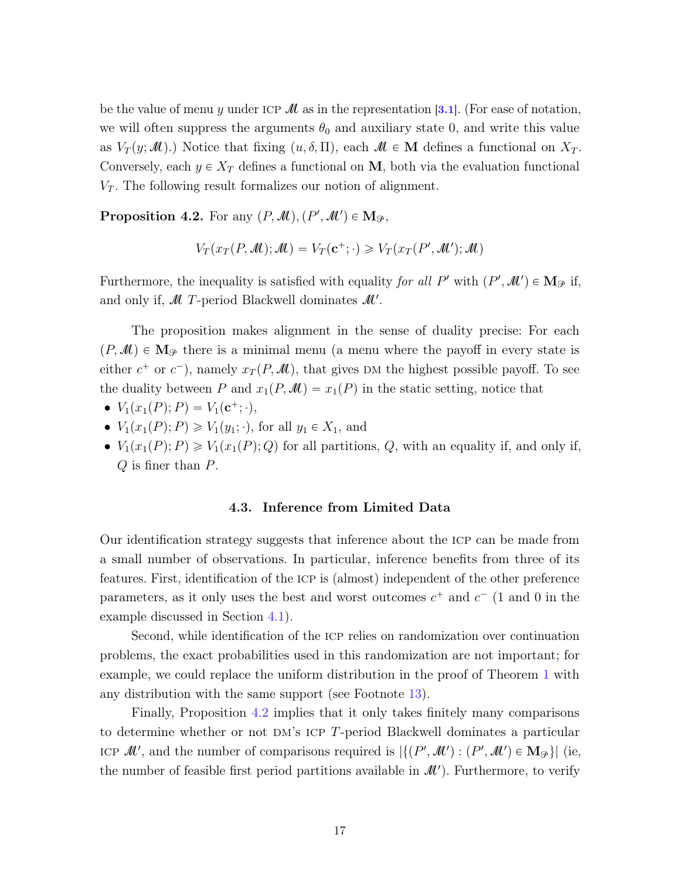be the value of menu $y$ under ICP $\mathscr{M}$ as in the representation [3.1]. (For ease of notation, we will often suppress the arguments $\theta_0$ and auxiliary state 0, and write this value as $V_T(y; \mathscr{M})$.) Notice that fixing $(u, \delta, \Pi)$, each $\mathscr{M} \in \mathbf{M}$ defines a functional on $X_T$. Conversely, each $y \in X_T$ defines a functional on $\mathbf{M}$, both via the evaluation functional $V_T$. The following result formalizes our notion of alignment.

**Proposition 4.2.** For any $(P, \mathscr{M}), (P', \mathscr{M}') \in \mathbf{M}_{\mathscr{P}}$,

$$V_T(x_T(P, \mathscr{M}); \mathscr{M}) = V_T(\mathbf{c}^+; \cdot) \geqslant V_T(x_T(P', \mathscr{M}'); \mathscr{M})$$

Furthermore, the inequality is satisfied with equality *for all* $P'$ with $(P', \mathscr{M}') \in \mathbf{M}_{\mathscr{P}}$ if, and only if, $\mathscr{M}$ $T$-period Blackwell dominates $\mathscr{M}'$.

The proposition makes alignment in the sense of duality precise: For each $(P, \mathscr{M}) \in \mathbf{M}_{\mathscr{P}}$ there is a minimal menu (a menu where the payoff in every state is either $c^+$ or $c^-$), namely $x_T(P, \mathscr{M})$, that gives DM the highest possible payoff. To see the duality between $P$ and $x_1(P, \mathscr{M}) = x_1(P)$ in the static setting, notice that

- $V_1(x_1(P); P) = V_1(\mathbf{c}^+; \cdot)$,
- $V_1(x_1(P); P) \geqslant V_1(y_1; \cdot)$, for all $y_1 \in X_1$, and
- $V_1(x_1(P); P) \geqslant V_1(x_1(P); Q)$ for all partitions, $Q$, with an equality if, and only if, $Q$ is finer than $P$.

### 4.3. Inference from Limited Data

Our identification strategy suggests that inference about the ICP can be made from a small number of observations. In particular, inference benefits from three of its features. First, identification of the ICP is (almost) independent of the other preference parameters, as it only uses the best and worst outcomes $c^+$ and $c^-$ (1 and 0 in the example discussed in Section 4.1).

Second, while identification of the ICP relies on randomization over continuation problems, the exact probabilities used in this randomization are not important; for example, we could replace the uniform distribution in the proof of Theorem 1 with any distribution with the same support (see Footnote 13).

Finally, Proposition 4.2 implies that it only takes finitely many comparisons to determine whether or not DM's ICP $T$-period Blackwell dominates a particular ICP $\mathscr{M}'$, and the number of comparisons required is $|\{(P', \mathscr{M}') : (P', \mathscr{M}') \in \mathbf{M}_{\mathscr{P}}\}|$ (ie, the number of feasible first period partitions available in $\mathscr{M}'$). Furthermore, to verify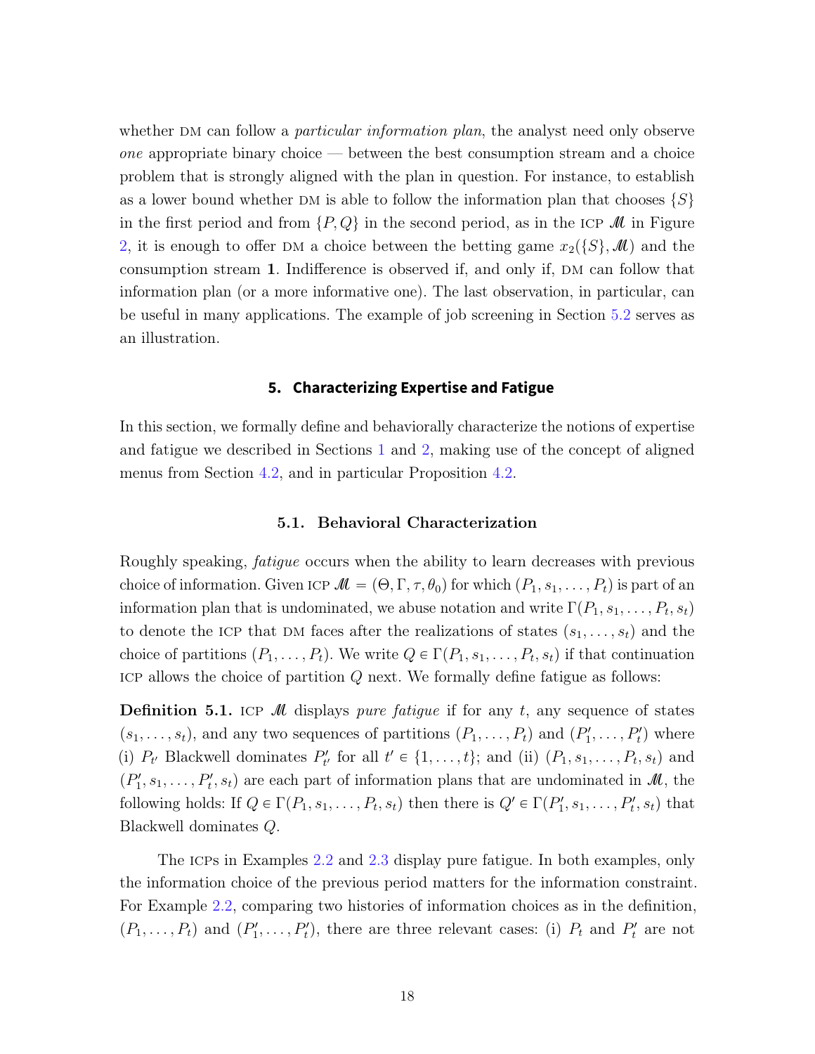whether DM can follow a *particular information plan*, the analyst need only observe *one* appropriate binary choice — between the best consumption stream and a choice problem that is strongly aligned with the plan in question. For instance, to establish as a lower bound whether DM is able to follow the information plan that chooses $\{S\}$ in the first period and from $\{P, Q\}$ in the second period, as in the ICP $\mathscr{M}$ in Figure 2, it is enough to offer DM a choice between the betting game $x_2(\{S\}, \mathscr{M})$ and the consumption stream $\mathbf{1}$. Indifference is observed if, and only if, DM can follow that information plan (or a more informative one). The last observation, in particular, can be useful in many applications. The example of job screening in Section 5.2 serves as an illustration.

## 5. Characterizing Expertise and Fatigue

In this section, we formally define and behaviorally characterize the notions of expertise and fatigue we described in Sections 1 and 2, making use of the concept of aligned menus from Section 4.2, and in particular Proposition 4.2.

### 5.1. Behavioral Characterization

Roughly speaking, *fatigue* occurs when the ability to learn decreases with previous choice of information. Given ICP $\mathscr{M} = (\Theta, \Gamma, \tau, \theta_0)$ for which $(P_1, s_1, \ldots, P_t)$ is part of an information plan that is undominated, we abuse notation and write $\Gamma(P_1, s_1, \ldots, P_t, s_t)$ to denote the ICP that DM faces after the realizations of states $(s_1, \ldots, s_t)$ and the choice of partitions $(P_1, \ldots, P_t)$. We write $Q \in \Gamma(P_1, s_1, \ldots, P_t, s_t)$ if that continuation ICP allows the choice of partition $Q$ next. We formally define fatigue as follows:

**Definition 5.1.** ICP $\mathscr{M}$ displays *pure fatigue* if for any $t$, any sequence of states $(s_1, \ldots, s_t)$, and any two sequences of partitions $(P_1, \ldots, P_t)$ and $(P'_1, \ldots, P'_t)$ where (i) $P_{t'}$ Blackwell dominates $P'_{t'}$ for all $t' \in \{1, \ldots, t\}$; and (ii) $(P_1, s_1, \ldots, P_t, s_t)$ and $(P'_1, s_1, \ldots, P'_t, s_t)$ are each part of information plans that are undominated in $\mathscr{M}$, the following holds: If $Q \in \Gamma(P_1, s_1, \ldots, P_t, s_t)$ then there is $Q' \in \Gamma(P'_1, s_1, \ldots, P'_t, s_t)$ that Blackwell dominates $Q$.

The ICPs in Examples 2.2 and 2.3 display pure fatigue. In both examples, only the information choice of the previous period matters for the information constraint. For Example 2.2, comparing two histories of information choices as in the definition, $(P_1, \ldots, P_t)$ and $(P'_1, \ldots, P'_t)$, there are three relevant cases: (i) $P_t$ and $P'_t$ are not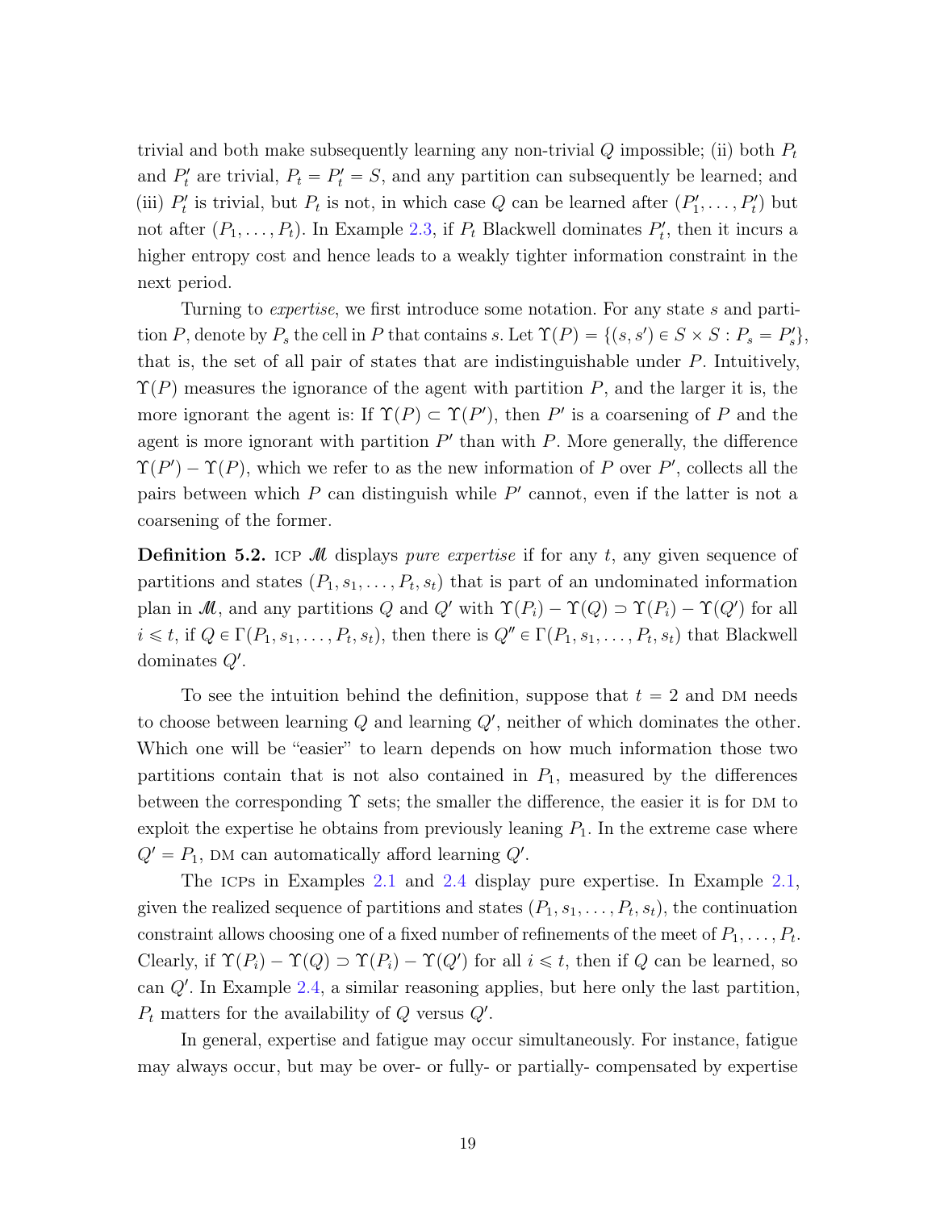trivial and both make subsequently learning any non-trivial $Q$ impossible; (ii) both $P_t$ and $P'_t$ are trivial, $P_t = P'_t = S$, and any partition can subsequently be learned; and (iii) $P'_t$ is trivial, but $P_t$ is not, in which case $Q$ can be learned after $(P'_1, \ldots, P'_t)$ but not after $(P_1, \ldots, P_t)$. In Example 2.3, if $P_t$ Blackwell dominates $P'_t$, then it incurs a higher entropy cost and hence leads to a weakly tighter information constraint in the next period.

Turning to *expertise*, we first introduce some notation. For any state $s$ and partition $P$, denote by $P_s$ the cell in $P$ that contains $s$. Let $\Upsilon(P) = \{(s, s') \in S \times S : P_s = P'_s\}$, that is, the set of all pair of states that are indistinguishable under $P$. Intuitively, $\Upsilon(P)$ measures the ignorance of the agent with partition $P$, and the larger it is, the more ignorant the agent is: If $\Upsilon(P) \subset \Upsilon(P')$, then $P'$ is a coarsening of $P$ and the agent is more ignorant with partition $P'$ than with $P$. More generally, the difference $\Upsilon(P') - \Upsilon(P)$, which we refer to as the new information of $P$ over $P'$, collects all the pairs between which $P$ can distinguish while $P'$ cannot, even if the latter is not a coarsening of the former.

**Definition 5.2.** ICP $\mathscr{M}$ displays *pure expertise* if for any $t$, any given sequence of partitions and states $(P_1, s_1, \ldots, P_t, s_t)$ that is part of an undominated information plan in $\mathscr{M}$, and any partitions $Q$ and $Q'$ with $\Upsilon(P_i) - \Upsilon(Q) \supset \Upsilon(P_i) - \Upsilon(Q')$ for all $i \leqslant t$, if $Q \in \Gamma(P_1, s_1, \ldots, P_t, s_t)$, then there is $Q'' \in \Gamma(P_1, s_1, \ldots, P_t, s_t)$ that Blackwell dominates $Q'$.

To see the intuition behind the definition, suppose that $t = 2$ and DM needs to choose between learning $Q$ and learning $Q'$, neither of which dominates the other. Which one will be "easier" to learn depends on how much information those two partitions contain that is not also contained in $P_1$, measured by the differences between the corresponding $\Upsilon$ sets; the smaller the difference, the easier it is for DM to exploit the expertise he obtains from previously leaning $P_1$. In the extreme case where $Q' = P_1$, DM can automatically afford learning $Q'$.

The ICPs in Examples 2.1 and 2.4 display pure expertise. In Example 2.1, given the realized sequence of partitions and states $(P_1, s_1, \ldots, P_t, s_t)$, the continuation constraint allows choosing one of a fixed number of refinements of the meet of $P_1, \ldots, P_t$. Clearly, if $\Upsilon(P_i) - \Upsilon(Q) \supset \Upsilon(P_i) - \Upsilon(Q')$ for all $i \leqslant t$, then if $Q$ can be learned, so can $Q'$. In Example 2.4, a similar reasoning applies, but here only the last partition, $P_t$ matters for the availability of $Q$ versus $Q'$.

In general, expertise and fatigue may occur simultaneously. For instance, fatigue may always occur, but may be over- or fully- or partially- compensated by expertise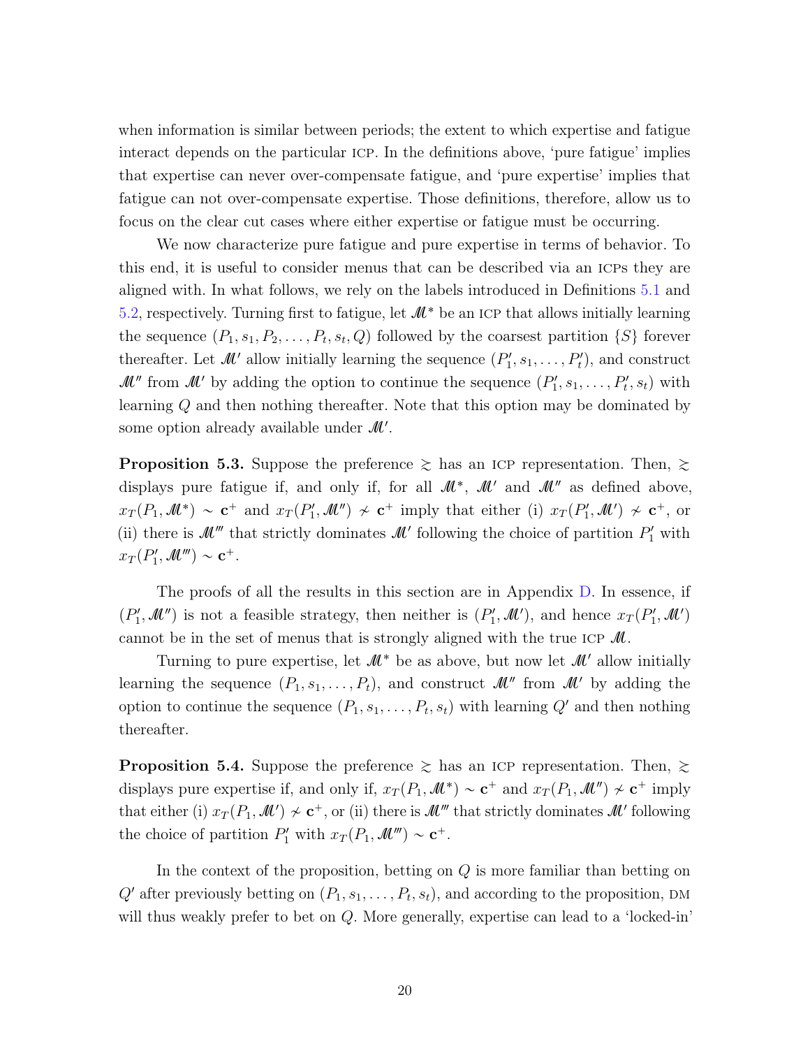when information is similar between periods; the extent to which expertise and fatigue interact depends on the particular ICP. In the definitions above, 'pure fatigue' implies that expertise can never over-compensate fatigue, and 'pure expertise' implies that fatigue can not over-compensate expertise. Those definitions, therefore, allow us to focus on the clear cut cases where either expertise or fatigue must be occurring.

We now characterize pure fatigue and pure expertise in terms of behavior. To this end, it is useful to consider menus that can be described via an ICPs they are aligned with. In what follows, we rely on the labels introduced in Definitions 5.1 and 5.2, respectively. Turning first to fatigue, let $\mathscr{M}^*$ be an ICP that allows initially learning the sequence $(P_1, s_1, P_2, \dots, P_t, s_t, Q)$ followed by the coarsest partition $\{S\}$ forever thereafter. Let $\mathscr{M}'$ allow initially learning the sequence $(P'_1, s_1, \dots, P'_t)$, and construct $\mathscr{M}''$ from $\mathscr{M}'$ by adding the option to continue the sequence $(P'_1, s_1, \dots, P'_t, s_t)$ with learning $Q$ and then nothing thereafter. Note that this option may be dominated by some option already available under $\mathscr{M}'$.

**Proposition 5.3.** Suppose the preference $\succsim$ has an ICP representation. Then, $\succsim$ displays pure fatigue if, and only if, for all $\mathscr{M}^*$, $\mathscr{M}'$ and $\mathscr{M}''$ as defined above, $x_T(P_1, \mathscr{M}^*) \sim \mathbf{c}^+$ and $x_T(P'_1, \mathscr{M}'') \not\sim \mathbf{c}^+$ imply that either (i) $x_T(P'_1, \mathscr{M}') \not\sim \mathbf{c}^+$, or (ii) there is $\mathscr{M}'''$ that strictly dominates $\mathscr{M}'$ following the choice of partition $P'_1$ with $x_T(P'_1, \mathscr{M}''') \sim \mathbf{c}^+$.

The proofs of all the results in this section are in Appendix D. In essence, if $(P'_1, \mathscr{M}'')$ is not a feasible strategy, then neither is $(P'_1, \mathscr{M}')$, and hence $x_T(P'_1, \mathscr{M}')$ cannot be in the set of menus that is strongly aligned with the true ICP $\mathscr{M}$.

Turning to pure expertise, let $\mathscr{M}^*$ be as above, but now let $\mathscr{M}'$ allow initially learning the sequence $(P_1, s_1, \dots, P_t)$, and construct $\mathscr{M}''$ from $\mathscr{M}'$ by adding the option to continue the sequence $(P_1, s_1, \dots, P_t, s_t)$ with learning $Q'$ and then nothing thereafter.

**Proposition 5.4.** Suppose the preference $\succsim$ has an ICP representation. Then, $\succsim$ displays pure expertise if, and only if, $x_T(P_1, \mathscr{M}^*) \sim \mathbf{c}^+$ and $x_T(P_1, \mathscr{M}'') \not\sim \mathbf{c}^+$ imply that either (i) $x_T(P_1, \mathscr{M}') \not\sim \mathbf{c}^+$, or (ii) there is $\mathscr{M}'''$ that strictly dominates $\mathscr{M}'$ following the choice of partition $P'_1$ with $x_T(P_1, \mathscr{M}''') \sim \mathbf{c}^+$.

In the context of the proposition, betting on $Q$ is more familiar than betting on $Q'$ after previously betting on $(P_1, s_1, \dots, P_t, s_t)$, and according to the proposition, DM will thus weakly prefer to bet on $Q$. More generally, expertise can lead to a 'locked-in'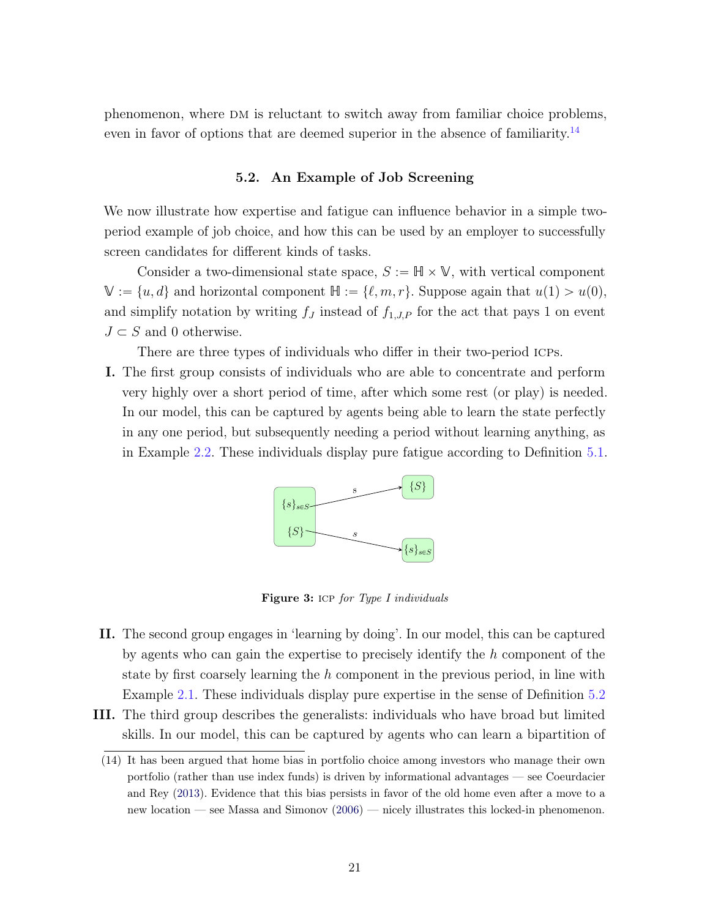phenomenon, where DM is reluctant to switch away from familiar choice problems, even in favor of options that are deemed superior in the absence of familiarity.[14]

### 5.2. An Example of Job Screening

We now illustrate how expertise and fatigue can influence behavior in a simple two-period example of job choice, and how this can be used by an employer to successfully screen candidates for different kinds of tasks.

Consider a two-dimensional state space, $S := \mathbb{H} \times \mathbb{V}$, with vertical component $\mathbb{V} := \{u, d\}$ and horizontal component $\mathbb{H} := \{\ell, m, r\}$. Suppose again that $u(1) > u(0)$, and simplify notation by writing $f_J$ instead of $f_{1,J,P}$ for the act that pays 1 on event $J \subset S$ and 0 otherwise.

There are three types of individuals who differ in their two-period ICPs.

**I.** The first group consists of individuals who are able to concentrate and perform very highly over a short period of time, after which some rest (or play) is needed. In our model, this can be captured by agents being able to learn the state perfectly in any one period, but subsequently needing a period without learning anything, as in Example 2.2. These individuals display pure fatigue according to Definition 5.1.

$$\{s\}_{s\in S} \xrightarrow{s} \{S\} \qquad \{S\} \xrightarrow{s} \{s\}_{s\in S}$$

**Figure 3:** ICP *for Type I individuals*

**II.** The second group engages in 'learning by doing'. In our model, this can be captured by agents who can gain the expertise to precisely identify the $h$ component of the state by first coarsely learning the $h$ component in the previous period, in line with Example 2.1. These individuals display pure expertise in the sense of Definition 5.2

**III.** The third group describes the generalists: individuals who have broad but limited skills. In our model, this can be captured by agents who can learn a bipartition of

(14) It has been argued that home bias in portfolio choice among investors who manage their own portfolio (rather than use index funds) is driven by informational advantages — see Coeurdacier and Rey (2013). Evidence that this bias persists in favor of the old home even after a move to a new location — see Massa and Simonov (2006) — nicely illustrates this locked-in phenomenon.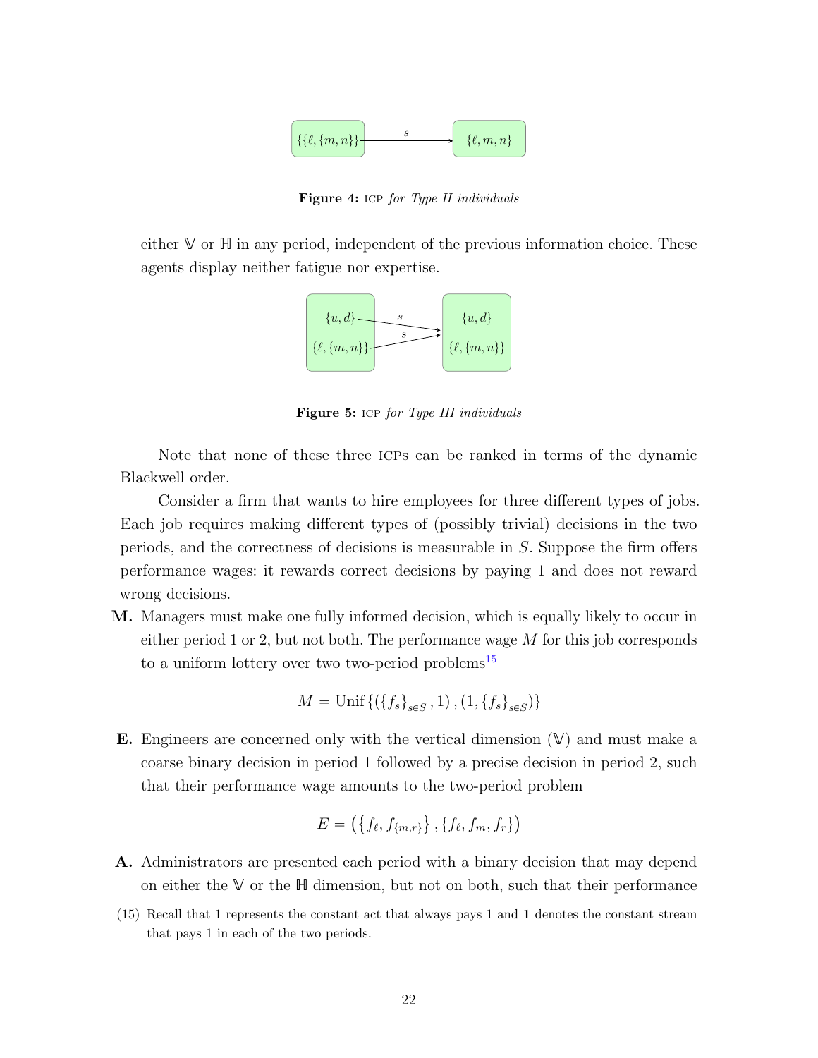$$\{\{\ell, \{m,n\}\} \xrightarrow{s} \{\ell, m, n\}$$

**Figure 4:** ICP *for Type II individuals*

either $\mathbb{V}$ or $\mathbb{H}$ in any period, independent of the previous information choice. These agents display neither fatigue nor expertise.

$$\begin{matrix} \{u,d\} \\ \{\ell,\{m,n\}\} \end{matrix} \xrightarrow{s} \begin{matrix} \{u,d\} \\ \{\ell,\{m,n\}\} \end{matrix}$$

**Figure 5:** ICP *for Type III individuals*

Note that none of these three ICPs can be ranked in terms of the dynamic Blackwell order.

Consider a firm that wants to hire employees for three different types of jobs. Each job requires making different types of (possibly trivial) decisions in the two periods, and the correctness of decisions is measurable in $S$. Suppose the firm offers performance wages: it rewards correct decisions by paying 1 and does not reward wrong decisions.

**M.** Managers must make one fully informed decision, which is equally likely to occur in either period 1 or 2, but not both. The performance wage $M$ for this job corresponds to a uniform lottery over two two-period problems[15]

$$M = \text{Unif}\left\{\left(\{f_s\}_{s\in S}, 1\right), \left(1, \{f_s\}_{s\in S}\right)\right\}$$

**E.** Engineers are concerned only with the vertical dimension ($\mathbb{V}$) and must make a coarse binary decision in period 1 followed by a precise decision in period 2, such that their performance wage amounts to the two-period problem

$$E = \left(\left\{f_\ell, f_{\{m,r\}}\right\}, \{f_\ell, f_m, f_r\}\right)$$

**A.** Administrators are presented each period with a binary decision that may depend on either the $\mathbb{V}$ or the $\mathbb{H}$ dimension, but not on both, such that their performance

(15) Recall that 1 represents the constant act that always pays 1 and **1** denotes the constant stream that pays 1 in each of the two periods.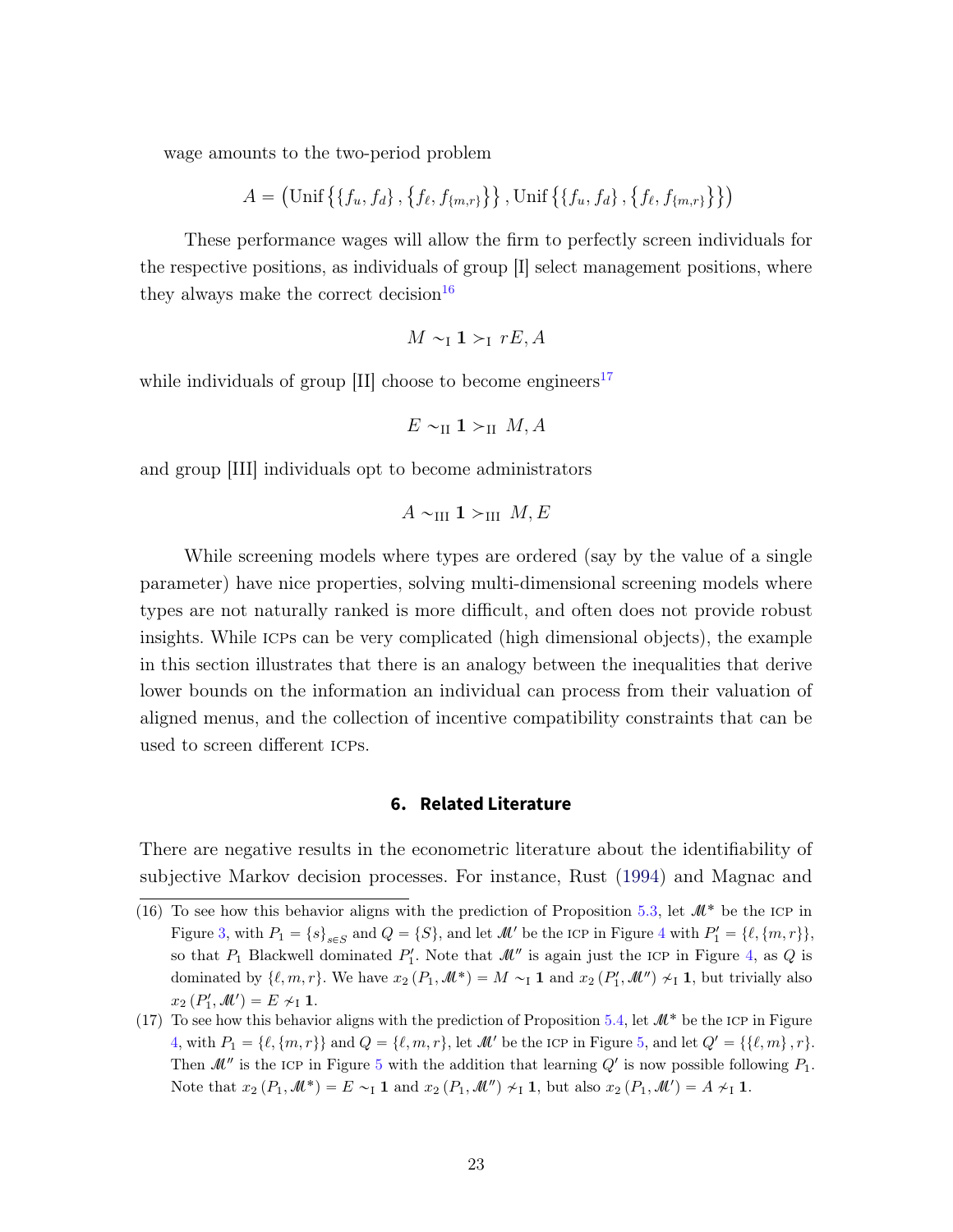wage amounts to the two-period problem

$$A = \left(\text{Unif}\left\{\left\{f_u, f_d\right\}, \left\{f_\ell, f_{\{m,r\}}\right\}\right\}, \text{Unif}\left\{\left\{f_u, f_d\right\}, \left\{f_\ell, f_{\{m,r\}}\right\}\right\}\right)$$

These performance wages will allow the firm to perfectly screen individuals for the respective positions, as individuals of group [I] select management positions, where they always make the correct decision[16]

$$M \sim_{\text{I}} \mathbf{1} >_{\text{I}} rE, A$$

while individuals of group [II] choose to become engineers[17]

$$E \sim_{\text{II}} \mathbf{1} >_{\text{II}} M, A$$

and group [III] individuals opt to become administrators

$$A \sim_{\text{III}} \mathbf{1} >_{\text{III}} M, E$$

While screening models where types are ordered (say by the value of a single parameter) have nice properties, solving multi-dimensional screening models where types are not naturally ranked is more difficult, and often does not provide robust insights. While ICPs can be very complicated (high dimensional objects), the example in this section illustrates that there is an analogy between the inequalities that derive lower bounds on the information an individual can process from their valuation of aligned menus, and the collection of incentive compatibility constraints that can be used to screen different ICPs.

## 6. Related Literature

There are negative results in the econometric literature about the identifiability of subjective Markov decision processes. For instance, Rust (1994) and Magnac and

(16) To see how this behavior aligns with the prediction of Proposition 5.3, let $\mathscr{M}^*$ be the ICP in Figure 3, with $P_1 = \{s\}_{s \in S}$ and $Q = \{S\}$, and let $\mathscr{M}'$ be the ICP in Figure 4 with $P_1' = \{\ell, \{m, r\}\}$, so that $P_1$ Blackwell dominated $P_1'$. Note that $\mathscr{M}''$ is again just the ICP in Figure 4, as $Q$ is dominated by $\{\ell, m, r\}$. We have $x_2\left(P_1, \mathscr{M}^*\right) = M \sim_{\text{I}} \mathbf{1}$ and $x_2\left(P_1', \mathscr{M}''\right) \nsim_{\text{I}} \mathbf{1}$, but trivially also $x_2\left(P_1', \mathscr{M}'\right) = E \nsim_{\text{I}} \mathbf{1}$.

(17) To see how this behavior aligns with the prediction of Proposition 5.4, let $\mathscr{M}^*$ be the ICP in Figure 4, with $P_1 = \{\ell, \{m, r\}\}$ and $Q = \{\ell, m, r\}$, let $\mathscr{M}'$ be the ICP in Figure 5, and let $Q' = \{\{\ell, m\}, r\}$. Then $\mathscr{M}''$ is the ICP in Figure 5 with the addition that learning $Q'$ is now possible following $P_1$. Note that $x_2\left(P_1, \mathscr{M}^*\right) = E \sim_{\text{I}} \mathbf{1}$ and $x_2\left(P_1, \mathscr{M}''\right) \nsim_{\text{I}} \mathbf{1}$, but also $x_2\left(P_1, \mathscr{M}'\right) = A \nsim_{\text{I}} \mathbf{1}$.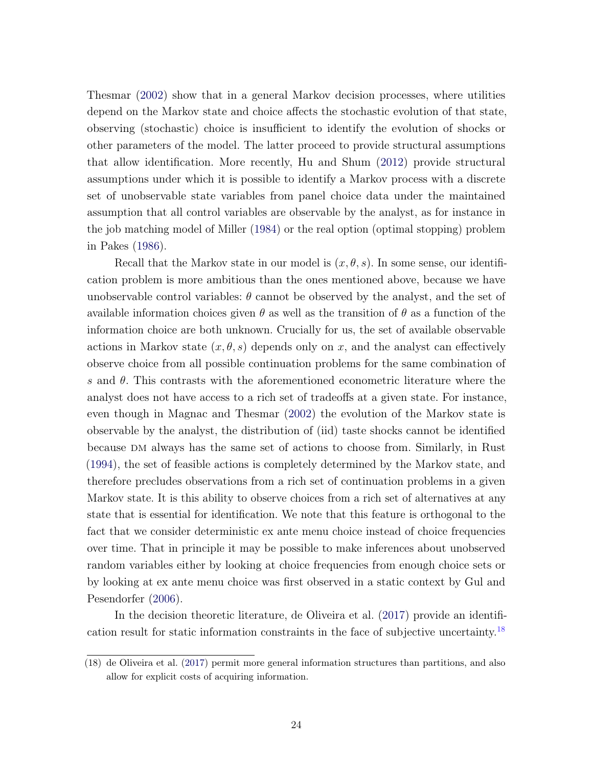Thesmar (2002) show that in a general Markov decision processes, where utilities depend on the Markov state and choice affects the stochastic evolution of that state, observing (stochastic) choice is insufficient to identify the evolution of shocks or other parameters of the model. The latter proceed to provide structural assumptions that allow identification. More recently, Hu and Shum (2012) provide structural assumptions under which it is possible to identify a Markov process with a discrete set of unobservable state variables from panel choice data under the maintained assumption that all control variables are observable by the analyst, as for instance in the job matching model of Miller (1984) or the real option (optimal stopping) problem in Pakes (1986).

Recall that the Markov state in our model is $(x, \theta, s)$. In some sense, our identification problem is more ambitious than the ones mentioned above, because we have unobservable control variables: $\theta$ cannot be observed by the analyst, and the set of available information choices given $\theta$ as well as the transition of $\theta$ as a function of the information choice are both unknown. Crucially for us, the set of available observable actions in Markov state $(x, \theta, s)$ depends only on $x$, and the analyst can effectively observe choice from all possible continuation problems for the same combination of $s$ and $\theta$. This contrasts with the aforementioned econometric literature where the analyst does not have access to a rich set of tradeoffs at a given state. For instance, even though in Magnac and Thesmar (2002) the evolution of the Markov state is observable by the analyst, the distribution of (iid) taste shocks cannot be identified because DM always has the same set of actions to choose from. Similarly, in Rust (1994), the set of feasible actions is completely determined by the Markov state, and therefore precludes observations from a rich set of continuation problems in a given Markov state. It is this ability to observe choices from a rich set of alternatives at any state that is essential for identification. We note that this feature is orthogonal to the fact that we consider deterministic ex ante menu choice instead of choice frequencies over time. That in principle it may be possible to make inferences about unobserved random variables either by looking at choice frequencies from enough choice sets or by looking at ex ante menu choice was first observed in a static context by Gul and Pesendorfer (2006).

In the decision theoretic literature, de Oliveira et al. (2017) provide an identification result for static information constraints in the face of subjective uncertainty.[18]

(18) de Oliveira et al. (2017) permit more general information structures than partitions, and also allow for explicit costs of acquiring information.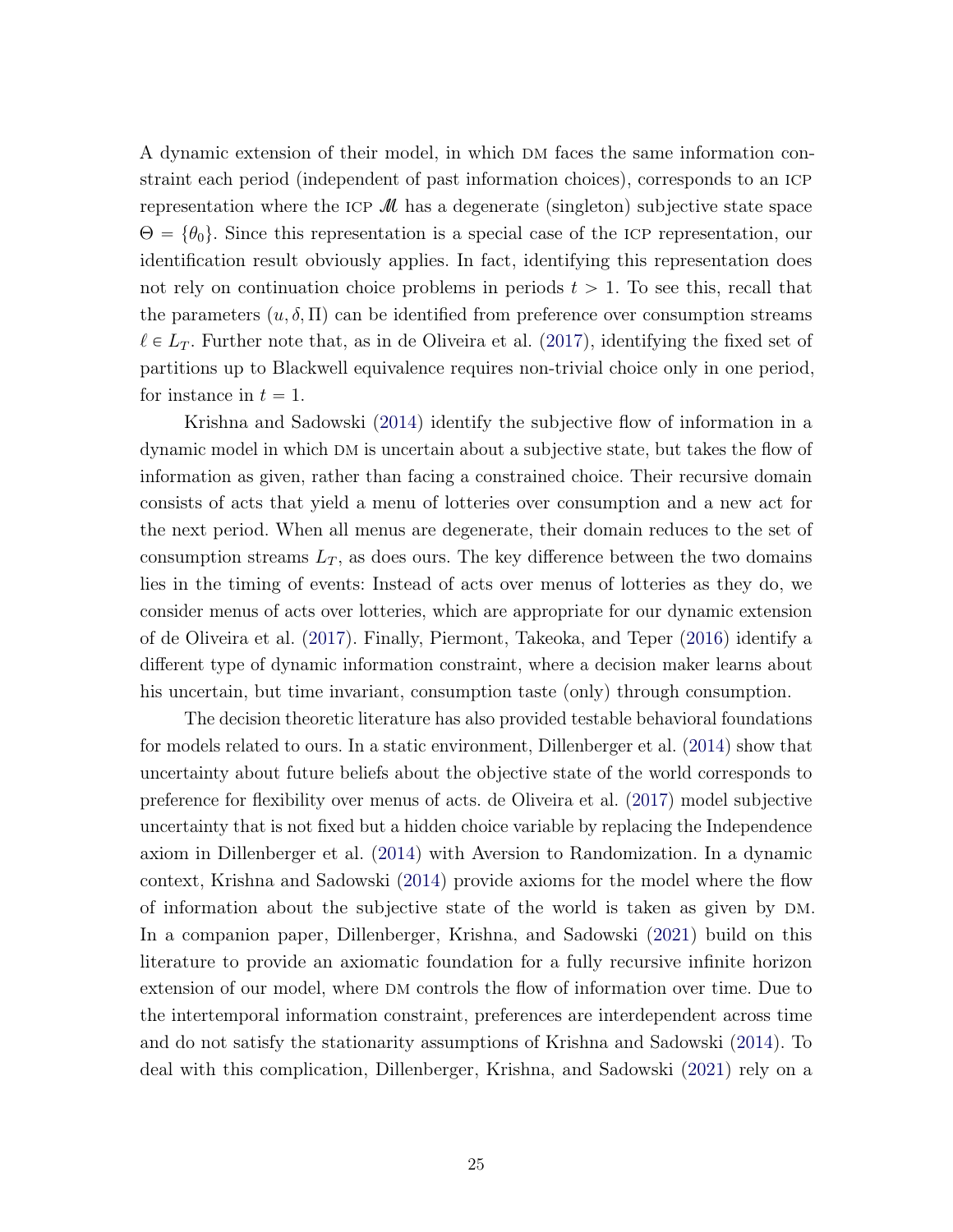A dynamic extension of their model, in which DM faces the same information constraint each period (independent of past information choices), corresponds to an ICP representation where the ICP $\mathscr{M}$ has a degenerate (singleton) subjective state space $\Theta = \{\theta_0\}$. Since this representation is a special case of the ICP representation, our identification result obviously applies. In fact, identifying this representation does not rely on continuation choice problems in periods $t > 1$. To see this, recall that the parameters $(u, \delta, \Pi)$ can be identified from preference over consumption streams $\ell \in L_T$. Further note that, as in de Oliveira et al. (2017), identifying the fixed set of partitions up to Blackwell equivalence requires non-trivial choice only in one period, for instance in $t = 1$.

Krishna and Sadowski (2014) identify the subjective flow of information in a dynamic model in which DM is uncertain about a subjective state, but takes the flow of information as given, rather than facing a constrained choice. Their recursive domain consists of acts that yield a menu of lotteries over consumption and a new act for the next period. When all menus are degenerate, their domain reduces to the set of consumption streams $L_T$, as does ours. The key difference between the two domains lies in the timing of events: Instead of acts over menus of lotteries as they do, we consider menus of acts over lotteries, which are appropriate for our dynamic extension of de Oliveira et al. (2017). Finally, Piermont, Takeoka, and Teper (2016) identify a different type of dynamic information constraint, where a decision maker learns about his uncertain, but time invariant, consumption taste (only) through consumption.

The decision theoretic literature has also provided testable behavioral foundations for models related to ours. In a static environment, Dillenberger et al. (2014) show that uncertainty about future beliefs about the objective state of the world corresponds to preference for flexibility over menus of acts. de Oliveira et al. (2017) model subjective uncertainty that is not fixed but a hidden choice variable by replacing the Independence axiom in Dillenberger et al. (2014) with Aversion to Randomization. In a dynamic context, Krishna and Sadowski (2014) provide axioms for the model where the flow of information about the subjective state of the world is taken as given by DM. In a companion paper, Dillenberger, Krishna, and Sadowski (2021) build on this literature to provide an axiomatic foundation for a fully recursive infinite horizon extension of our model, where DM controls the flow of information over time. Due to the intertemporal information constraint, preferences are interdependent across time and do not satisfy the stationarity assumptions of Krishna and Sadowski (2014). To deal with this complication, Dillenberger, Krishna, and Sadowski (2021) rely on a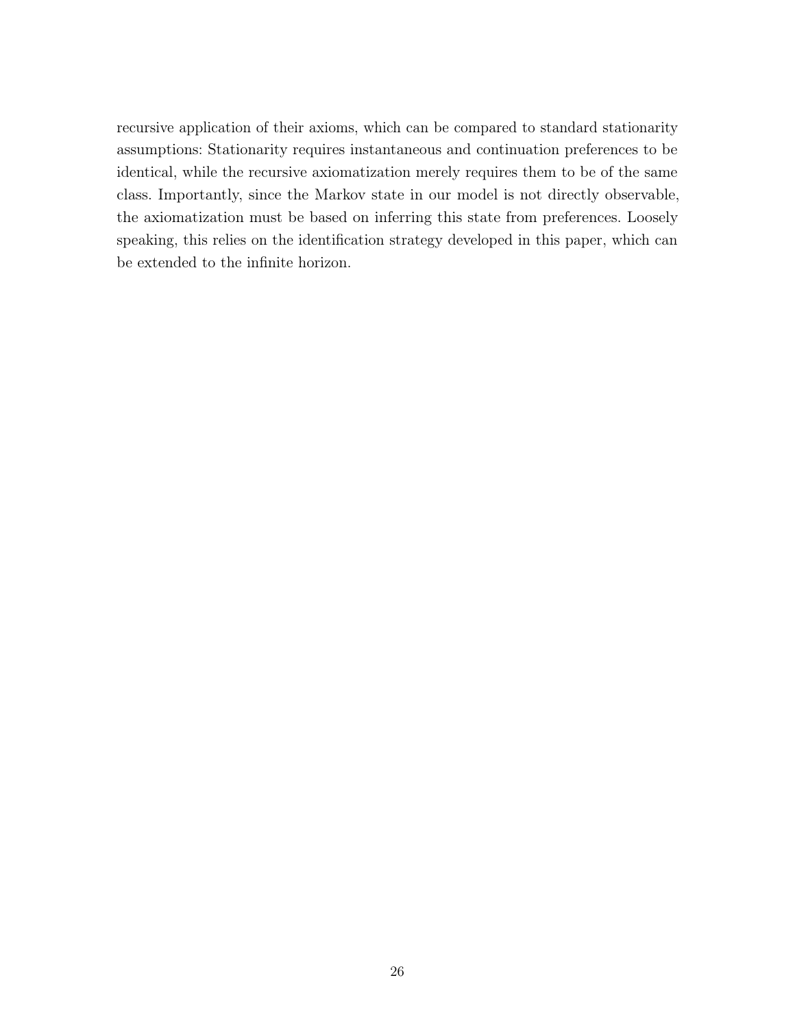recursive application of their axioms, which can be compared to standard stationarity assumptions: Stationarity requires instantaneous and continuation preferences to be identical, while the recursive axiomatization merely requires them to be of the same class. Importantly, since the Markov state in our model is not directly observable, the axiomatization must be based on inferring this state from preferences. Loosely speaking, this relies on the identification strategy developed in this paper, which can be extended to the infinite horizon.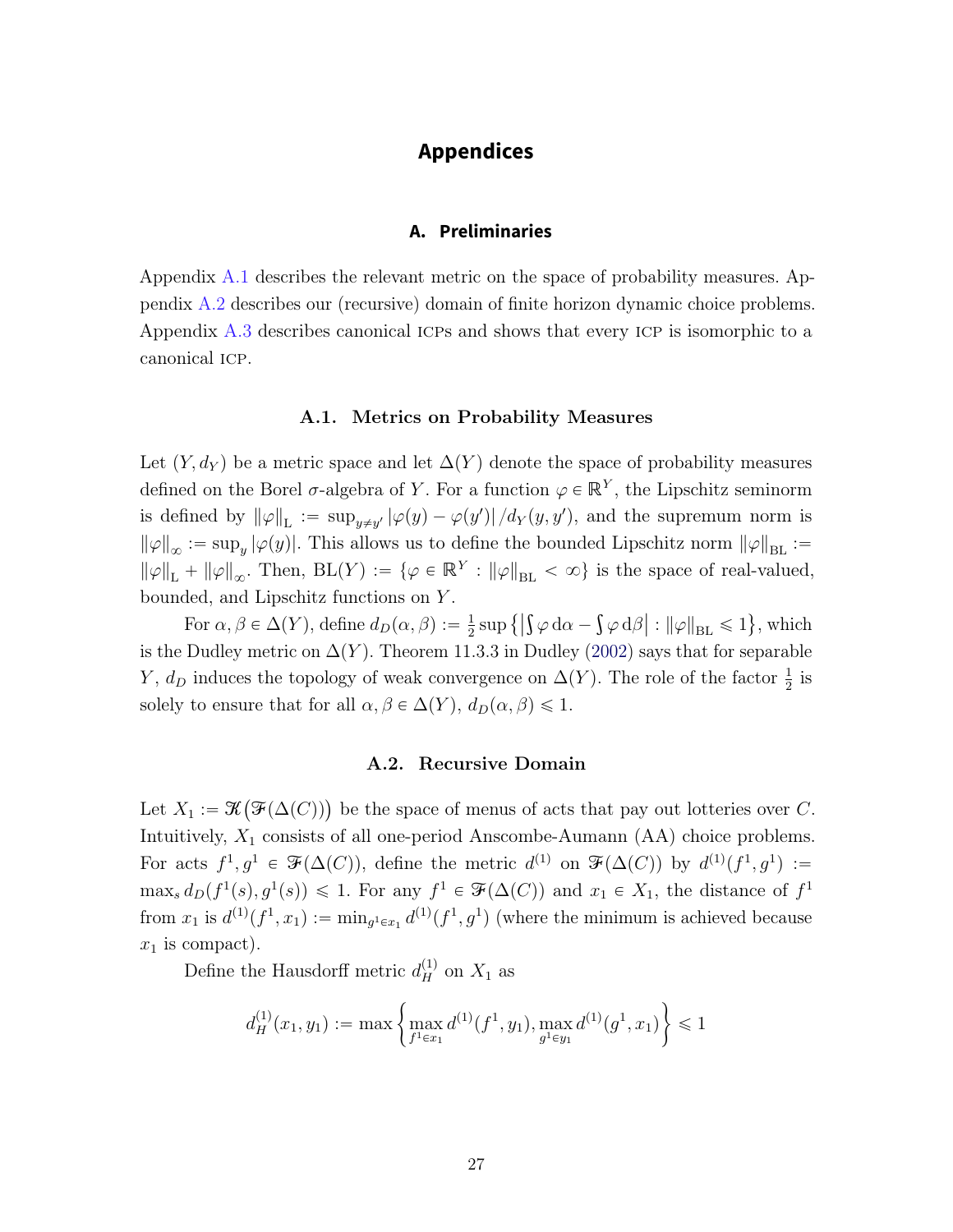# Appendices

## A. Preliminaries

Appendix A.1 describes the relevant metric on the space of probability measures. Appendix A.2 describes our (recursive) domain of finite horizon dynamic choice problems. Appendix A.3 describes canonical ICPs and shows that every ICP is isomorphic to a canonical ICP.

### A.1. Metrics on Probability Measures

Let $(Y, d_Y)$ be a metric space and let $\Delta(Y)$ denote the space of probability measures defined on the Borel $\sigma$-algebra of $Y$. For a function $\varphi \in \mathbb{R}^Y$, the Lipschitz seminorm is defined by $\|\varphi\|_{\mathrm{L}} := \sup_{y \neq y'} |\varphi(y) - \varphi(y')| / d_Y(y, y')$, and the supremum norm is $\|\varphi\|_\infty := \sup_y |\varphi(y)|$. This allows us to define the bounded Lipschitz norm $\|\varphi\|_{\mathrm{BL}} := \|\varphi\|_{\mathrm{L}} + \|\varphi\|_\infty$. Then, $\mathrm{BL}(Y) := \{\varphi \in \mathbb{R}^Y : \|\varphi\|_{\mathrm{BL}} < \infty\}$ is the space of real-valued, bounded, and Lipschitz functions on $Y$.

For $\alpha, \beta \in \Delta(Y)$, define $d_D(\alpha, \beta) := \frac{1}{2} \sup \left\{ \left| \int \varphi \, \mathrm{d}\alpha - \int \varphi \, \mathrm{d}\beta \right| : \|\varphi\|_{\mathrm{BL}} \leqslant 1 \right\}$, which is the Dudley metric on $\Delta(Y)$. Theorem 11.3.3 in Dudley (2002) says that for separable $Y$, $d_D$ induces the topology of weak convergence on $\Delta(Y)$. The role of the factor $\frac{1}{2}$ is solely to ensure that for all $\alpha, \beta \in \Delta(Y)$, $d_D(\alpha, \beta) \leqslant 1$.

### A.2. Recursive Domain

Let $X_1 := \mathcal{K}\big(\mathcal{F}(\Delta(C))\big)$ be the space of menus of acts that pay out lotteries over $C$. Intuitively, $X_1$ consists of all one-period Anscombe-Aumann (AA) choice problems. For acts $f^1, g^1 \in \mathcal{F}(\Delta(C))$, define the metric $d^{(1)}$ on $\mathcal{F}(\Delta(C))$ by $d^{(1)}(f^1, g^1) := \max_s d_D(f^1(s), g^1(s)) \leqslant 1$. For any $f^1 \in \mathcal{F}(\Delta(C))$ and $x_1 \in X_1$, the distance of $f^1$ from $x_1$ is $d^{(1)}(f^1, x_1) := \min_{g^1 \in x_1} d^{(1)}(f^1, g^1)$ (where the minimum is achieved because $x_1$ is compact).

Define the Hausdorff metric $d_H^{(1)}$ on $X_1$ as

$$d_H^{(1)}(x_1, y_1) := \max \left\{ \max_{f^1 \in x_1} d^{(1)}(f^1, y_1), \max_{g^1 \in y_1} d^{(1)}(g^1, x_1) \right\} \leqslant 1$$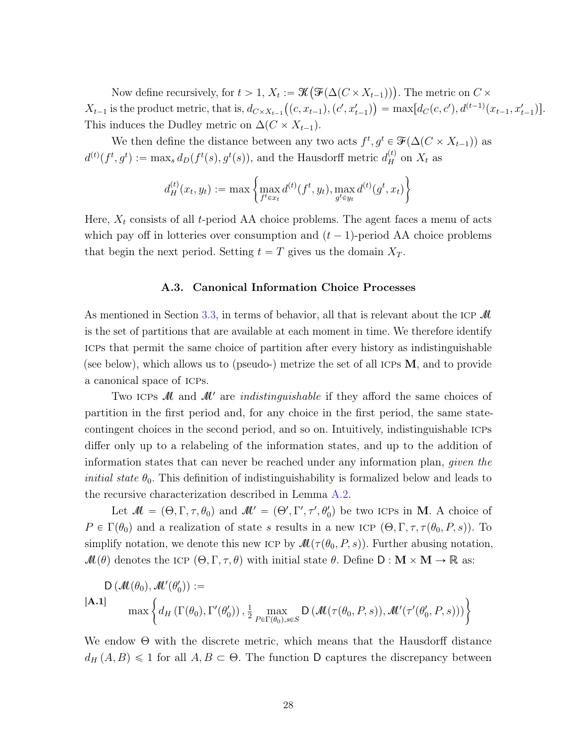Now define recursively, for $t > 1$, $X_t := \mathscr{K}\big(\mathscr{F}(\Delta(C \times X_{t-1}))\big)$. The metric on $C \times X_{t-1}$ is the product metric, that is, $d_{C\times X_{t-1}}\big((c, x_{t-1}), (c', x'_{t-1})\big) = \max[d_C(c, c'), d^{(t-1)}(x_{t-1}, x'_{t-1})]$. This induces the Dudley metric on $\Delta(C \times X_{t-1})$.

We then define the distance between any two acts $f^t, g^t \in \mathscr{F}(\Delta(C \times X_{t-1}))$ as $d^{(t)}(f^t, g^t) := \max_s d_D(f^t(s), g^t(s))$, and the Hausdorff metric $d_H^{(t)}$ on $X_t$ as

$$d_H^{(t)}(x_t, y_t) := \max\left\{\max_{f^t \in x_t} d^{(t)}(f^t, y_t), \max_{g^t \in y_t} d^{(t)}(g^t, x_t)\right\}$$

Here, $X_t$ consists of all $t$-period AA choice problems. The agent faces a menu of acts which pay off in lotteries over consumption and $(t-1)$-period AA choice problems that begin the next period. Setting $t = T$ gives us the domain $X_T$.

### A.3. Canonical Information Choice Processes

As mentioned in Section 3.3, in terms of behavior, all that is relevant about the ICP $\mathscr{M}$ is the set of partitions that are available at each moment in time. We therefore identify ICPs that permit the same choice of partition after every history as indistinguishable (see below), which allows us to (pseudo-) metrize the set of all ICPs $\mathbf{M}$, and to provide a canonical space of ICPs.

Two ICPs $\mathscr{M}$ and $\mathscr{M}'$ are *indistinguishable* if they afford the same choices of partition in the first period and, for any choice in the first period, the same state-contingent choices in the second period, and so on. Intuitively, indistinguishable ICPs differ only up to a relabeling of the information states, and up to the addition of information states that can never be reached under any information plan, *given the initial state* $\theta_0$. This definition of indistinguishability is formalized below and leads to the recursive characterization described in Lemma A.2.

Let $\mathscr{M} = (\Theta, \Gamma, \tau, \theta_0)$ and $\mathscr{M}' = (\Theta', \Gamma', \tau', \theta_0')$ be two ICPs in $\mathbf{M}$. A choice of $P \in \Gamma(\theta_0)$ and a realization of state $s$ results in a new ICP $(\Theta, \Gamma, \tau, \tau(\theta_0, P, s))$. To simplify notation, we denote this new ICP by $\mathscr{M}(\tau(\theta_0, P, s))$. Further abusing notation, $\mathscr{M}(\theta)$ denotes the ICP $(\Theta, \Gamma, \tau, \theta)$ with initial state $\theta$. Define $\mathsf{D} : \mathbf{M} \times \mathbf{M} \to \mathbb{R}$ as:

$$\textbf{[A.1]} \quad \begin{aligned} &\mathsf{D}\left(\mathscr{M}(\theta_0), \mathscr{M}'(\theta_0')\right) := \\ &\quad \max\left\{d_H\left(\Gamma(\theta_0), \Gamma'(\theta_0')\right), \tfrac{1}{2}\max_{P\in\Gamma(\theta_0), s\in S} \mathsf{D}\left(\mathscr{M}(\tau(\theta_0, P, s)), \mathscr{M}'(\tau'(\theta_0', P, s))\right)\right\} \end{aligned}$$

We endow $\Theta$ with the discrete metric, which means that the Hausdorff distance $d_H(A, B) \leqslant 1$ for all $A, B \subset \Theta$. The function $\mathsf{D}$ captures the discrepancy between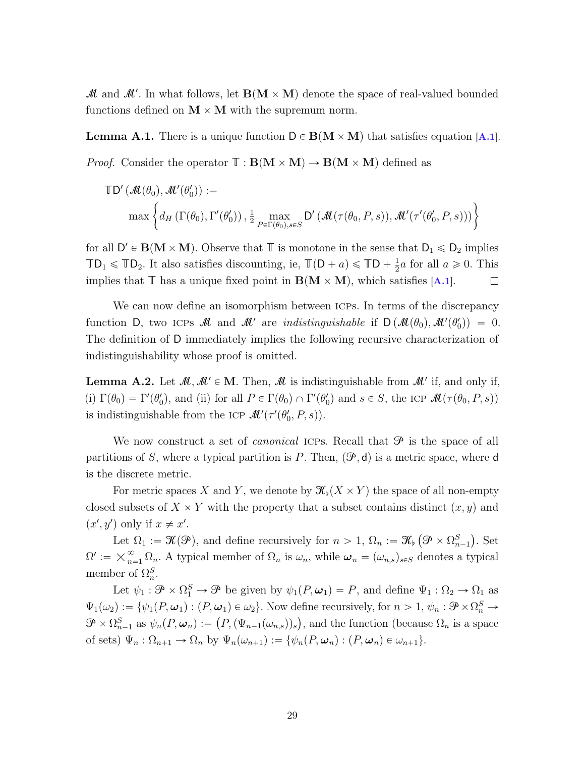$\mathscr{M}$ and $\mathscr{M}'$. In what follows, let $\mathbf{B}(\mathbf{M} \times \mathbf{M})$ denote the space of real-valued bounded functions defined on $\mathbf{M} \times \mathbf{M}$ with the supremum norm.

**Lemma A.1.** There is a unique function $\mathsf{D} \in \mathbf{B}(\mathbf{M} \times \mathbf{M})$ that satisfies equation [A.1].

*Proof.* Consider the operator $\mathbb{T} : \mathbf{B}(\mathbf{M} \times \mathbf{M}) \to \mathbf{B}(\mathbf{M} \times \mathbf{M})$ defined as

$$\mathbb{T}\mathsf{D}'\left(\mathscr{M}(\theta_0), \mathscr{M}'(\theta_0')\right) := \max\left\{ d_H\left(\Gamma(\theta_0), \Gamma'(\theta_0')\right), \tfrac{1}{2} \max_{P \in \Gamma(\theta_0), s \in S} \mathsf{D}'\left(\mathscr{M}(\tau(\theta_0, P, s)), \mathscr{M}'(\tau'(\theta_0', P, s))\right) \right\}$$

for all $\mathsf{D}' \in \mathbf{B}(\mathbf{M} \times \mathbf{M})$. Observe that $\mathbb{T}$ is monotone in the sense that $\mathsf{D}_1 \leqslant \mathsf{D}_2$ implies $\mathbb{T}\mathsf{D}_1 \leqslant \mathbb{T}\mathsf{D}_2$. It also satisfies discounting, ie, $\mathbb{T}(\mathsf{D} + a) \leqslant \mathbb{T}\mathsf{D} + \frac{1}{2}a$ for all $a \geqslant 0$. This implies that $\mathbb{T}$ has a unique fixed point in $\mathbf{B}(\mathbf{M} \times \mathbf{M})$, which satisfies [A.1]. $\square$

We can now define an isomorphism between ICPs. In terms of the discrepancy function $\mathsf{D}$, two ICPs $\mathscr{M}$ and $\mathscr{M}'$ are *indistinguishable* if $\mathsf{D}\left(\mathscr{M}(\theta_0), \mathscr{M}'(\theta_0')\right) = 0$. The definition of $\mathsf{D}$ immediately implies the following recursive characterization of indistinguishability whose proof is omitted.

**Lemma A.2.** Let $\mathscr{M}, \mathscr{M}' \in \mathbf{M}$. Then, $\mathscr{M}$ is indistinguishable from $\mathscr{M}'$ if, and only if, (i) $\Gamma(\theta_0) = \Gamma'(\theta_0')$, and (ii) for all $P \in \Gamma(\theta_0) \cap \Gamma'(\theta_0')$ and $s \in S$, the ICP $\mathscr{M}(\tau(\theta_0, P, s))$ is indistinguishable from the ICP $\mathscr{M}'(\tau'(\theta_0', P, s))$.

We now construct a set of *canonical* ICPs. Recall that $\mathscr{P}$ is the space of all partitions of $S$, where a typical partition is $P$. Then, $(\mathscr{P}, \mathsf{d})$ is a metric space, where $\mathsf{d}$ is the discrete metric.

For metric spaces $X$ and $Y$, we denote by $\mathscr{K}_\flat(X \times Y)$ the space of all non-empty closed subsets of $X \times Y$ with the property that a subset contains distinct $(x, y)$ and $(x', y')$ only if $x \neq x'$.

Let $\Omega_1 := \mathscr{K}(\mathscr{P})$, and define recursively for $n > 1$, $\Omega_n := \mathscr{K}_\flat\left(\mathscr{P} \times \Omega_{n-1}^S\right)$. Set $\Omega' := \times_{n=1}^{\infty} \Omega_n$. A typical member of $\Omega_n$ is $\omega_n$, while $\boldsymbol{\omega}_n = (\omega_{n,s})_{s \in S}$ denotes a typical member of $\Omega_n^S$.

Let $\psi_1 : \mathscr{P} \times \Omega_1^S \to \mathscr{P}$ be given by $\psi_1(P, \boldsymbol{\omega}_1) = P$, and define $\Psi_1 : \Omega_2 \to \Omega_1$ as $\Psi_1(\omega_2) := \{\psi_1(P, \boldsymbol{\omega}_1) : (P, \boldsymbol{\omega}_1) \in \omega_2\}$. Now define recursively, for $n > 1$, $\psi_n : \mathscr{P} \times \Omega_n^S \to \mathscr{P} \times \Omega_{n-1}^S$ as $\psi_n(P, \boldsymbol{\omega}_n) := \left(P, (\Psi_{n-1}(\omega_{n,s}))_s\right)$, and the function (because $\Omega_n$ is a space of sets) $\Psi_n : \Omega_{n+1} \to \Omega_n$ by $\Psi_n(\omega_{n+1}) := \{\psi_n(P, \boldsymbol{\omega}_n) : (P, \boldsymbol{\omega}_n) \in \omega_{n+1}\}$.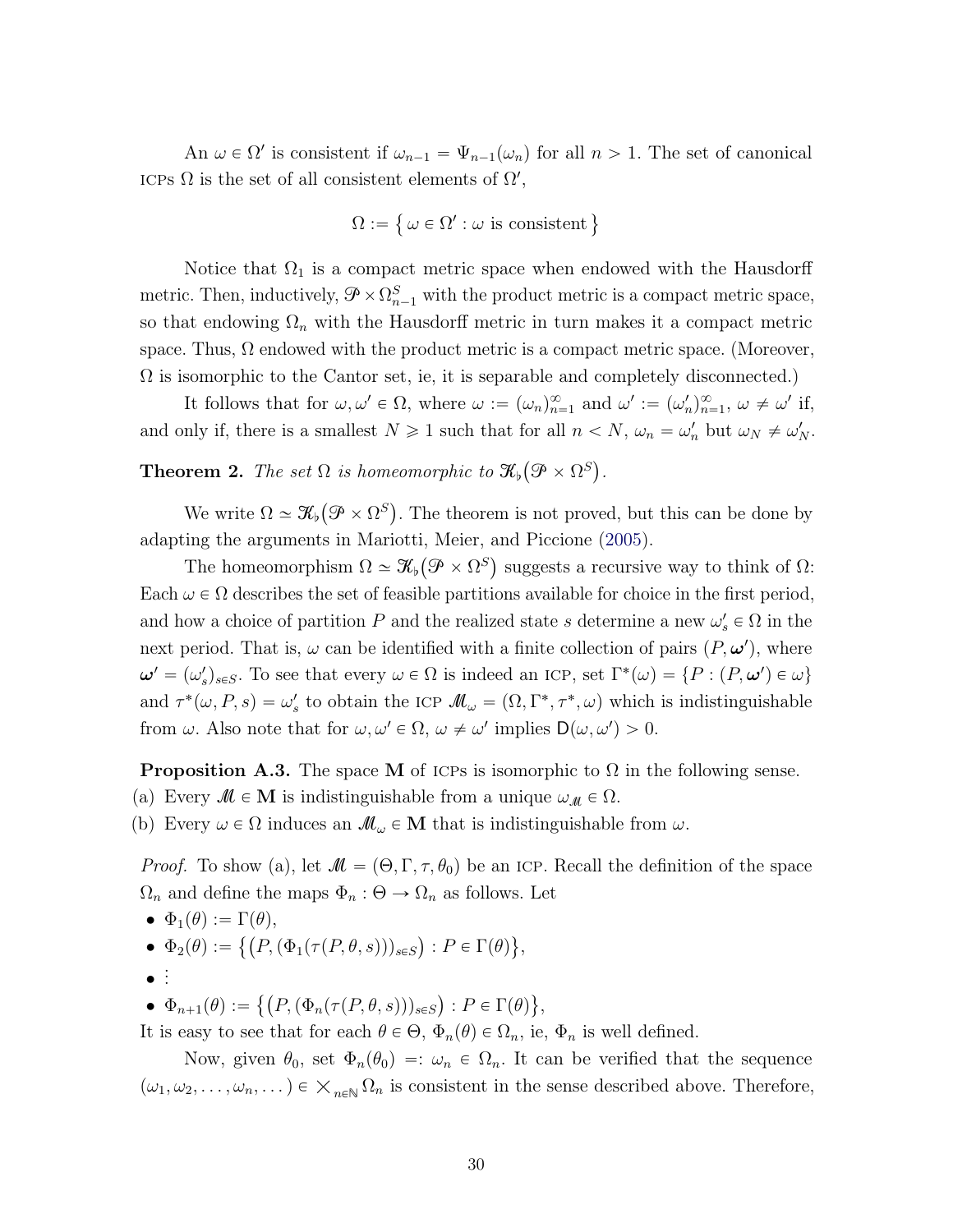An $\omega \in \Omega'$ is consistent if $\omega_{n-1} = \Psi_{n-1}(\omega_n)$ for all $n > 1$. The set of canonical ICPs $\Omega$ is the set of all consistent elements of $\Omega'$,

$$\Omega := \{\, \omega \in \Omega' : \omega \text{ is consistent} \,\}$$

Notice that $\Omega_1$ is a compact metric space when endowed with the Hausdorff metric. Then, inductively, $\mathscr{P} \times \Omega_{n-1}^S$ with the product metric is a compact metric space, so that endowing $\Omega_n$ with the Hausdorff metric in turn makes it a compact metric space. Thus, $\Omega$ endowed with the product metric is a compact metric space. (Moreover, $\Omega$ is isomorphic to the Cantor set, ie, it is separable and completely disconnected.)

It follows that for $\omega, \omega' \in \Omega$, where $\omega := (\omega_n)_{n=1}^\infty$ and $\omega' := (\omega'_n)_{n=1}^\infty$, $\omega \neq \omega'$ if, and only if, there is a smallest $N \geqslant 1$ such that for all $n < N$, $\omega_n = \omega'_n$ but $\omega_N \neq \omega'_N$.

**Theorem 2.** *The set $\Omega$ is homeomorphic to $\mathscr{K}_\flat\big(\mathscr{P} \times \Omega^S\big)$.*

We write $\Omega \simeq \mathscr{K}_\flat\big(\mathscr{P} \times \Omega^S\big)$. The theorem is not proved, but this can be done by adapting the arguments in Mariotti, Meier, and Piccione (2005).

The homeomorphism $\Omega \simeq \mathscr{K}_\flat\big(\mathscr{P} \times \Omega^S\big)$ suggests a recursive way to think of $\Omega$: Each $\omega \in \Omega$ describes the set of feasible partitions available for choice in the first period, and how a choice of partition $P$ and the realized state $s$ determine a new $\omega'_s \in \Omega$ in the next period. That is, $\omega$ can be identified with a finite collection of pairs $(P, \boldsymbol{\omega}')$, where $\boldsymbol{\omega}' = (\omega'_s)_{s \in S}$. To see that every $\omega \in \Omega$ is indeed an ICP, set $\Gamma^*(\omega) = \{P : (P, \boldsymbol{\omega}') \in \omega\}$ and $\tau^*(\omega, P, s) = \omega'_s$ to obtain the ICP $\mathscr{M}_\omega = (\Omega, \Gamma^*, \tau^*, \omega)$ which is indistinguishable from $\omega$. Also note that for $\omega, \omega' \in \Omega$, $\omega \neq \omega'$ implies $\mathsf{D}(\omega, \omega') > 0$.

**Proposition A.3.** The space $\mathbf{M}$ of ICPs is isomorphic to $\Omega$ in the following sense.

(a) Every $\mathscr{M} \in \mathbf{M}$ is indistinguishable from a unique $\omega_{\mathscr{M}} \in \Omega$.

(b) Every $\omega \in \Omega$ induces an $\mathscr{M}_\omega \in \mathbf{M}$ that is indistinguishable from $\omega$.

*Proof.* To show (a), let $\mathscr{M} = (\Theta, \Gamma, \tau, \theta_0)$ be an ICP. Recall the definition of the space $\Omega_n$ and define the maps $\Phi_n : \Theta \to \Omega_n$ as follows. Let

- $\Phi_1(\theta) := \Gamma(\theta)$,
- $\Phi_2(\theta) := \big\{\big(P, (\Phi_1(\tau(P, \theta, s)))_{s \in S}\big) : P \in \Gamma(\theta)\big\}$,
- $\vdots$
- $\Phi_{n+1}(\theta) := \big\{\big(P, (\Phi_n(\tau(P, \theta, s)))_{s \in S}\big) : P \in \Gamma(\theta)\big\}$,

It is easy to see that for each $\theta \in \Theta$, $\Phi_n(\theta) \in \Omega_n$, ie, $\Phi_n$ is well defined.

Now, given $\theta_0$, set $\Phi_n(\theta_0) =: \omega_n \in \Omega_n$. It can be verified that the sequence $(\omega_1, \omega_2, \ldots, \omega_n, \ldots) \in \bigtimes_{n \in \mathbb{N}} \Omega_n$ is consistent in the sense described above. Therefore,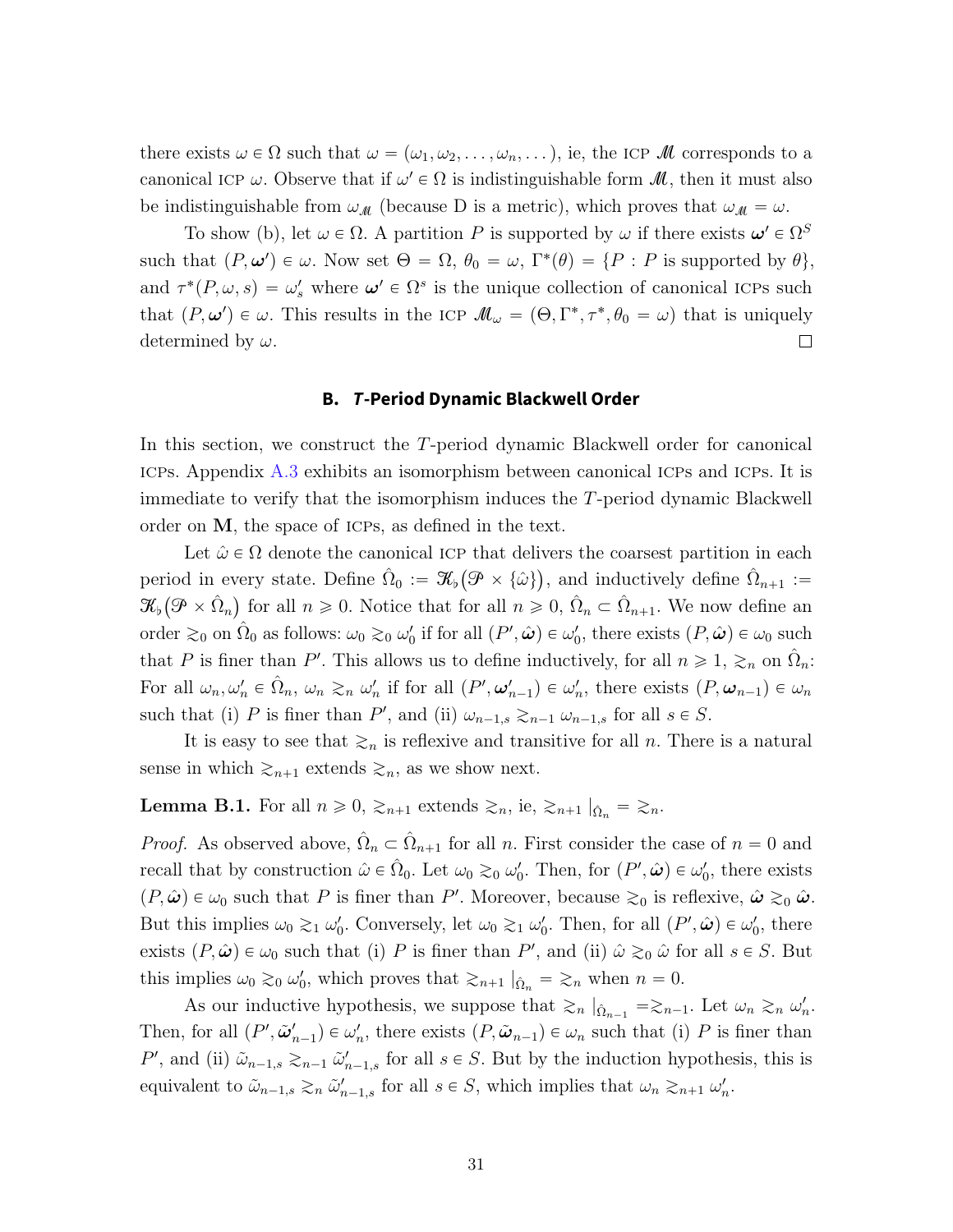there exists $\omega \in \Omega$ such that $\omega = (\omega_1, \omega_2, \ldots, \omega_n, \ldots)$, ie, the ICP $\mathscr{M}$ corresponds to a canonical ICP $\omega$. Observe that if $\omega' \in \Omega$ is indistinguishable form $\mathscr{M}$, then it must also be indistinguishable from $\omega_{\mathscr{M}}$ (because D is a metric), which proves that $\omega_{\mathscr{M}} = \omega$.

To show (b), let $\omega \in \Omega$. A partition $P$ is supported by $\omega$ if there exists $\boldsymbol{\omega}' \in \Omega^S$ such that $(P, \boldsymbol{\omega}') \in \omega$. Now set $\Theta = \Omega$, $\theta_0 = \omega$, $\Gamma^*(\theta) = \{P : P \text{ is supported by } \theta\}$, and $\tau^*(P, \omega, s) = \omega'_s$ where $\boldsymbol{\omega}' \in \Omega^s$ is the unique collection of canonical ICPs such that $(P, \boldsymbol{\omega}') \in \omega$. This results in the ICP $\mathscr{M}_\omega = (\Theta, \Gamma^*, \tau^*, \theta_0 = \omega)$ that is uniquely determined by $\omega$. □

### B. *T*-Period Dynamic Blackwell Order

In this section, we construct the $T$-period dynamic Blackwell order for canonical ICPs. Appendix A.3 exhibits an isomorphism between canonical ICPs and ICPs. It is immediate to verify that the isomorphism induces the $T$-period dynamic Blackwell order on $\mathbf{M}$, the space of ICPs, as defined in the text.

Let $\hat{\omega} \in \Omega$ denote the canonical ICP that delivers the coarsest partition in each period in every state. Define $\hat{\Omega}_0 := \mathscr{K}_\flat(\mathscr{P} \times \{\hat{\omega}\})$, and inductively define $\hat{\Omega}_{n+1} := \mathscr{K}_\flat(\mathscr{P} \times \hat{\Omega}_n)$ for all $n \geqslant 0$. Notice that for all $n \geqslant 0$, $\hat{\Omega}_n \subset \hat{\Omega}_{n+1}$. We now define an order $\gtrsim_0$ on $\hat{\Omega}_0$ as follows: $\omega_0 \gtrsim_0 \omega'_0$ if for all $(P', \hat{\boldsymbol{\omega}}) \in \omega'_0$, there exists $(P, \hat{\boldsymbol{\omega}}) \in \omega_0$ such that $P$ is finer than $P'$. This allows us to define inductively, for all $n \geqslant 1$, $\gtrsim_n$ on $\hat{\Omega}_n$: For all $\omega_n, \omega'_n \in \hat{\Omega}_n$, $\omega_n \gtrsim_n \omega'_n$ if for all $(P', \boldsymbol{\omega}'_{n-1}) \in \omega'_n$, there exists $(P, \boldsymbol{\omega}_{n-1}) \in \omega_n$ such that (i) $P$ is finer than $P'$, and (ii) $\omega_{n-1,s} \gtrsim_{n-1} \omega_{n-1,s}$ for all $s \in S$.

It is easy to see that $\gtrsim_n$ is reflexive and transitive for all $n$. There is a natural sense in which $\gtrsim_{n+1}$ extends $\gtrsim_n$, as we show next.

**Lemma B.1.** For all $n \geqslant 0$, $\gtrsim_{n+1}$ extends $\gtrsim_n$, ie, $\gtrsim_{n+1}|_{\hat{\Omega}_n} = \gtrsim_n$.

*Proof.* As observed above, $\hat{\Omega}_n \subset \hat{\Omega}_{n+1}$ for all $n$. First consider the case of $n = 0$ and recall that by construction $\hat{\omega} \in \hat{\Omega}_0$. Let $\omega_0 \gtrsim_0 \omega'_0$. Then, for $(P', \hat{\boldsymbol{\omega}}) \in \omega'_0$, there exists $(P, \hat{\boldsymbol{\omega}}) \in \omega_0$ such that $P$ is finer than $P'$. Moreover, because $\gtrsim_0$ is reflexive, $\hat{\boldsymbol{\omega}} \gtrsim_0 \hat{\boldsymbol{\omega}}$. But this implies $\omega_0 \gtrsim_1 \omega'_0$. Conversely, let $\omega_0 \gtrsim_1 \omega'_0$. Then, for all $(P', \hat{\boldsymbol{\omega}}) \in \omega'_0$, there exists $(P, \hat{\boldsymbol{\omega}}) \in \omega_0$ such that (i) $P$ is finer than $P'$, and (ii) $\hat{\omega} \gtrsim_0 \hat{\omega}$ for all $s \in S$. But this implies $\omega_0 \gtrsim_0 \omega'_0$, which proves that $\gtrsim_{n+1}|_{\hat{\Omega}_n} = \gtrsim_n$ when $n = 0$.

As our inductive hypothesis, we suppose that $\gtrsim_n|_{\hat{\Omega}_{n-1}} = \gtrsim_{n-1}$. Let $\omega_n \gtrsim_n \omega'_n$. Then, for all $(P', \tilde{\boldsymbol{\omega}}'_{n-1}) \in \omega'_n$, there exists $(P, \tilde{\boldsymbol{\omega}}_{n-1}) \in \omega_n$ such that (i) $P$ is finer than $P'$, and (ii) $\tilde{\omega}_{n-1,s} \gtrsim_{n-1} \tilde{\omega}'_{n-1,s}$ for all $s \in S$. But by the induction hypothesis, this is equivalent to $\tilde{\omega}_{n-1,s} \gtrsim_n \tilde{\omega}'_{n-1,s}$ for all $s \in S$, which implies that $\omega_n \gtrsim_{n+1} \omega'_n$.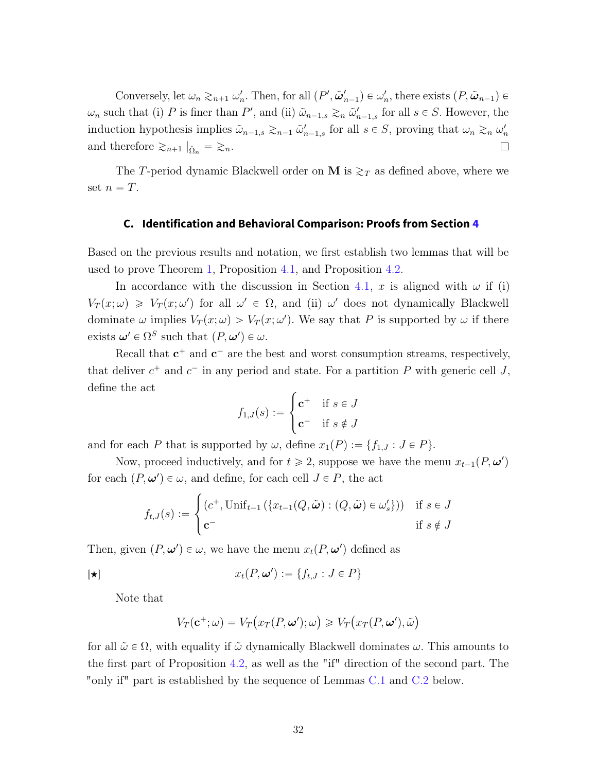Conversely, let $\omega_n \gtrsim_{n+1} \omega'_n$. Then, for all $(P', \tilde{\boldsymbol{\omega}}'_{n-1}) \in \omega'_n$, there exists $(P, \tilde{\boldsymbol{\omega}}_{n-1}) \in \omega_n$ such that (i) $P$ is finer than $P'$, and (ii) $\tilde{\omega}_{n-1,s} \gtrsim_n \tilde{\omega}'_{n-1,s}$ for all $s \in S$. However, the induction hypothesis implies $\tilde{\omega}_{n-1,s} \gtrsim_{n-1} \tilde{\omega}'_{n-1,s}$ for all $s \in S$, proving that $\omega_n \gtrsim_n \omega'_n$ and therefore $\gtrsim_{n+1}|_{\hat{\Omega}_n} = \gtrsim_n$. $\square$

The $T$-period dynamic Blackwell order on $\mathbf{M}$ is $\gtrsim_T$ as defined above, where we set $n = T$.

## C. Identification and Behavioral Comparison: Proofs from Section 4

Based on the previous results and notation, we first establish two lemmas that will be used to prove Theorem 1, Proposition 4.1, and Proposition 4.2.

In accordance with the discussion in Section 4.1, $x$ is aligned with $\omega$ if (i) $V_T(x;\omega) \geqslant V_T(x;\omega')$ for all $\omega' \in \Omega$, and (ii) $\omega'$ does not dynamically Blackwell dominate $\omega$ implies $V_T(x;\omega) > V_T(x;\omega')$. We say that $P$ is supported by $\omega$ if there exists $\boldsymbol{\omega}' \in \Omega^S$ such that $(P, \boldsymbol{\omega}') \in \omega$.

Recall that $\mathbf{c}^+$ and $\mathbf{c}^-$ are the best and worst consumption streams, respectively, that deliver $c^+$ and $c^-$ in any period and state. For a partition $P$ with generic cell $J$, define the act

$$f_{1,J}(s) := \begin{cases} \mathbf{c}^+ & \text{if } s \in J \\ \mathbf{c}^- & \text{if } s \notin J \end{cases}$$

and for each $P$ that is supported by $\omega$, define $x_1(P) := \{f_{1,J} : J \in P\}$.

Now, proceed inductively, and for $t \geqslant 2$, suppose we have the menu $x_{t-1}(P, \boldsymbol{\omega}')$ for each $(P, \boldsymbol{\omega}') \in \omega$, and define, for each cell $J \in P$, the act

$$f_{t,J}(s) := \begin{cases} \left(c^+, \mathrm{Unif}_{t-1}\left(\{x_{t-1}(Q, \tilde{\boldsymbol{\omega}}) : (Q, \tilde{\boldsymbol{\omega}}) \in \omega'_s\}\right)\right) & \text{if } s \in J \\ \mathbf{c}^- & \text{if } s \notin J \end{cases}$$

Then, given $(P, \boldsymbol{\omega}') \in \omega$, we have the menu $x_t(P, \boldsymbol{\omega}')$ defined as

$$[\star] \qquad\qquad x_t(P, \boldsymbol{\omega}') := \{f_{t,J} : J \in P\}$$

Note that

$$V_T(\mathbf{c}^+; \omega) = V_T\big(x_T(P, \boldsymbol{\omega}'); \omega\big) \geqslant V_T\big(x_T(P, \boldsymbol{\omega}'), \tilde{\omega}\big)$$

for all $\tilde{\omega} \in \Omega$, with equality if $\tilde{\omega}$ dynamically Blackwell dominates $\omega$. This amounts to the first part of Proposition 4.2, as well as the "if" direction of the second part. The "only if" part is established by the sequence of Lemmas C.1 and C.2 below.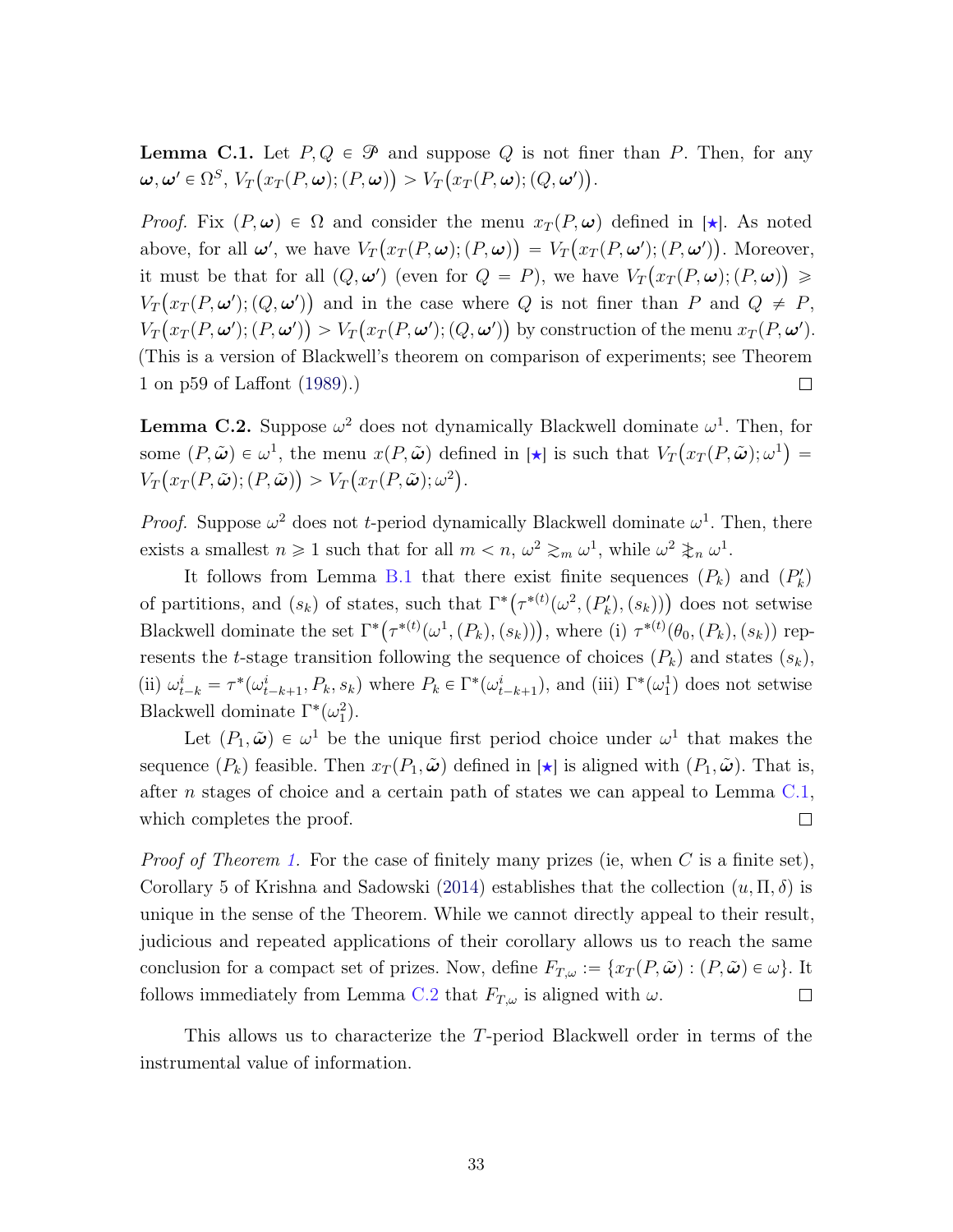**Lemma C.1.** Let $P, Q \in \mathscr{P}$ and suppose $Q$ is not finer than $P$. Then, for any $\boldsymbol{\omega}, \boldsymbol{\omega}' \in \Omega^S$, $V_T\big(x_T(P,\boldsymbol{\omega}); (P,\boldsymbol{\omega})\big) > V_T\big(x_T(P,\boldsymbol{\omega}); (Q,\boldsymbol{\omega}')\big)$.

*Proof.* Fix $(P,\boldsymbol{\omega}) \in \Omega$ and consider the menu $x_T(P,\boldsymbol{\omega})$ defined in [$\star$]. As noted above, for all $\boldsymbol{\omega}'$, we have $V_T\big(x_T(P,\boldsymbol{\omega}); (P,\boldsymbol{\omega})\big) = V_T\big(x_T(P,\boldsymbol{\omega}'); (P,\boldsymbol{\omega}')\big)$. Moreover, it must be that for all $(Q,\boldsymbol{\omega}')$ (even for $Q = P$), we have $V_T\big(x_T(P,\boldsymbol{\omega}); (P,\boldsymbol{\omega})\big) \geqslant V_T\big(x_T(P,\boldsymbol{\omega}'); (Q,\boldsymbol{\omega}')\big)$ and in the case where $Q$ is not finer than $P$ and $Q \neq P$, $V_T\big(x_T(P,\boldsymbol{\omega}'); (P,\boldsymbol{\omega}')\big) > V_T\big(x_T(P,\boldsymbol{\omega}'); (Q,\boldsymbol{\omega}')\big)$ by construction of the menu $x_T(P,\boldsymbol{\omega}')$. (This is a version of Blackwell's theorem on comparison of experiments; see Theorem 1 on p59 of Laffont (1989).) ∎

**Lemma C.2.** Suppose $\omega^2$ does not dynamically Blackwell dominate $\omega^1$. Then, for some $(P,\tilde{\boldsymbol{\omega}}) \in \omega^1$, the menu $x(P,\tilde{\boldsymbol{\omega}})$ defined in [$\star$] is such that $V_T\big(x_T(P,\tilde{\boldsymbol{\omega}}); \omega^1\big) = V_T\big(x_T(P,\tilde{\boldsymbol{\omega}}); (P,\tilde{\boldsymbol{\omega}})\big) > V_T\big(x_T(P,\tilde{\boldsymbol{\omega}}); \omega^2\big)$.

*Proof.* Suppose $\omega^2$ does not $t$-period dynamically Blackwell dominate $\omega^1$. Then, there exists a smallest $n \geqslant 1$ such that for all $m < n$, $\omega^2 \gtrsim_m \omega^1$, while $\omega^2 \not\gtrsim_n \omega^1$.

It follows from Lemma B.1 that there exist finite sequences $(P_k)$ and $(P'_k)$ of partitions, and $(s_k)$ of states, such that $\Gamma^*\big(\tau^{*(t)}(\omega^2,(P'_k),(s_k))\big)$ does not setwise Blackwell dominate the set $\Gamma^*\big(\tau^{*(t)}(\omega^1,(P_k),(s_k))\big)$, where (i) $\tau^{*(t)}(\theta_0,(P_k),(s_k))$ represents the $t$-stage transition following the sequence of choices $(P_k)$ and states $(s_k)$, (ii) $\omega^i_{t-k} = \tau^*(\omega^i_{t-k+1}, P_k, s_k)$ where $P_k \in \Gamma^*(\omega^i_{t-k+1})$, and (iii) $\Gamma^*(\omega^1_1)$ does not setwise Blackwell dominate $\Gamma^*(\omega^2_1)$.

Let $(P_1,\tilde{\boldsymbol{\omega}}) \in \omega^1$ be the unique first period choice under $\omega^1$ that makes the sequence $(P_k)$ feasible. Then $x_T(P_1,\tilde{\boldsymbol{\omega}})$ defined in [$\star$] is aligned with $(P_1,\tilde{\boldsymbol{\omega}})$. That is, after $n$ stages of choice and a certain path of states we can appeal to Lemma C.1, which completes the proof. ∎

*Proof of Theorem 1.* For the case of finitely many prizes (ie, when $C$ is a finite set), Corollary 5 of Krishna and Sadowski (2014) establishes that the collection $(u,\Pi,\delta)$ is unique in the sense of the Theorem. While we cannot directly appeal to their result, judicious and repeated applications of their corollary allows us to reach the same conclusion for a compact set of prizes. Now, define $F_{T,\omega} := \{x_T(P,\tilde{\boldsymbol{\omega}}) : (P,\tilde{\boldsymbol{\omega}}) \in \omega\}$. It follows immediately from Lemma C.2 that $F_{T,\omega}$ is aligned with $\omega$. ∎

This allows us to characterize the $T$-period Blackwell order in terms of the instrumental value of information.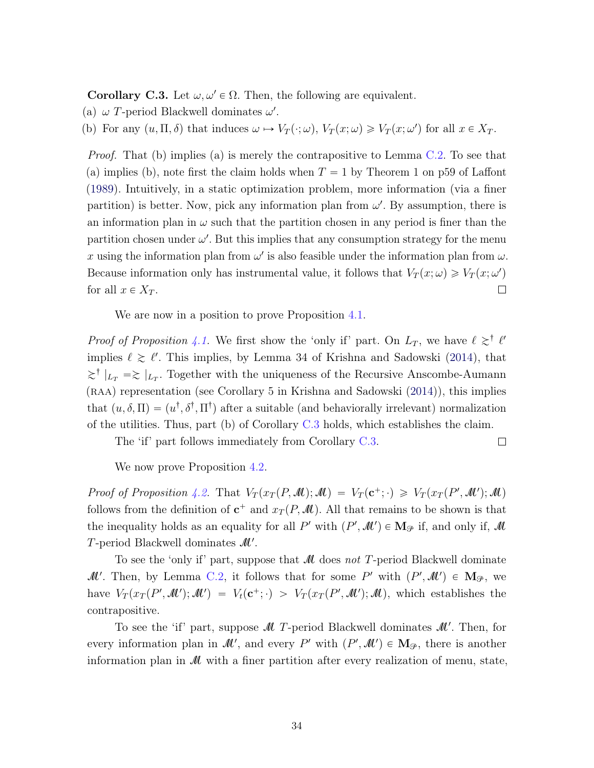**Corollary C.3.** Let $\omega, \omega' \in \Omega$. Then, the following are equivalent.

(a) $\omega$ $T$-period Blackwell dominates $\omega'$.

(b) For any $(u, \Pi, \delta)$ that induces $\omega \mapsto V_T(\cdot;\omega)$, $V_T(x;\omega) \geqslant V_T(x;\omega')$ for all $x \in X_T$.

*Proof.* That (b) implies (a) is merely the contrapositive to Lemma C.2. To see that (a) implies (b), note first the claim holds when $T = 1$ by Theorem 1 on p59 of Laffont (1989). Intuitively, in a static optimization problem, more information (via a finer partition) is better. Now, pick any information plan from $\omega'$. By assumption, there is an information plan in $\omega$ such that the partition chosen in any period is finer than the partition chosen under $\omega'$. But this implies that any consumption strategy for the menu $x$ using the information plan from $\omega'$ is also feasible under the information plan from $\omega$. Because information only has instrumental value, it follows that $V_T(x;\omega) \geqslant V_T(x;\omega')$ for all $x \in X_T$. □

We are now in a position to prove Proposition 4.1.

*Proof of Proposition 4.1.* We first show the 'only if' part. On $L_T$, we have $\ell \succsim^\dagger \ell'$ implies $\ell \succsim \ell'$. This implies, by Lemma 34 of Krishna and Sadowski (2014), that $\succsim^\dagger|_{L_T} = \succsim|_{L_T}$. Together with the uniqueness of the Recursive Anscombe-Aumann (RAA) representation (see Corollary 5 in Krishna and Sadowski (2014)), this implies that $(u, \delta, \Pi) = (u^\dagger, \delta^\dagger, \Pi^\dagger)$ after a suitable (and behaviorally irrelevant) normalization of the utilities. Thus, part (b) of Corollary C.3 holds, which establishes the claim.

The 'if' part follows immediately from Corollary C.3. □

We now prove Proposition 4.2.

*Proof of Proposition 4.2.* That $V_T(x_T(P, \mathscr{M}); \mathscr{M}) = V_T(\mathbf{c}^+; \cdot) \geqslant V_T(x_T(P', \mathscr{M}'); \mathscr{M})$ follows from the definition of $\mathbf{c}^+$ and $x_T(P, \mathscr{M})$. All that remains to be shown is that the inequality holds as an equality for all $P'$ with $(P', \mathscr{M}') \in \mathbf{M}_{\mathscr{P}}$ if, and only if, $\mathscr{M}$ $T$-period Blackwell dominates $\mathscr{M}'$.

To see the 'only if' part, suppose that $\mathscr{M}$ does *not* $T$-period Blackwell dominate $\mathscr{M}'$. Then, by Lemma C.2, it follows that for some $P'$ with $(P', \mathscr{M}') \in \mathbf{M}_{\mathscr{P}}$, we have $V_T(x_T(P', \mathscr{M}'); \mathscr{M}') = V_t(\mathbf{c}^+; \cdot) > V_T(x_T(P', \mathscr{M}'); \mathscr{M})$, which establishes the contrapositive.

To see the 'if' part, suppose $\mathscr{M}$ $T$-period Blackwell dominates $\mathscr{M}'$. Then, for every information plan in $\mathscr{M}'$, and every $P'$ with $(P', \mathscr{M}') \in \mathbf{M}_{\mathscr{P}}$, there is another information plan in $\mathscr{M}$ with a finer partition after every realization of menu, state,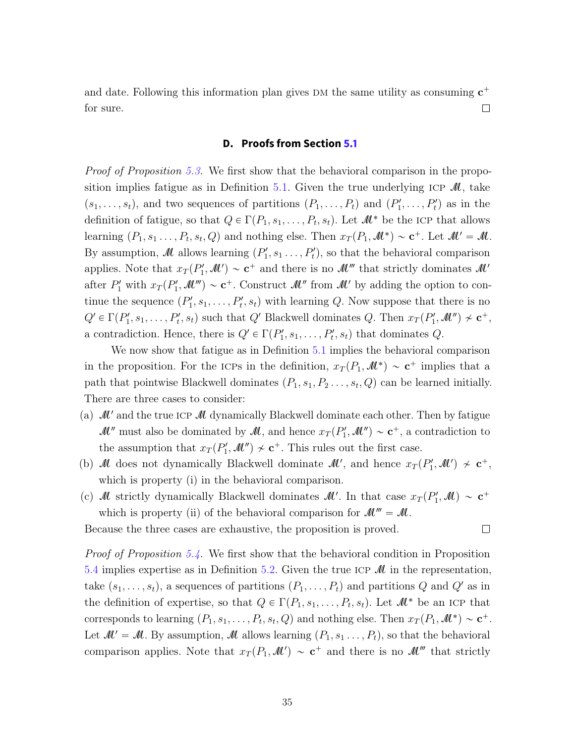and date. Following this information plan gives DM the same utility as consuming $\mathbf{c}^+$ for sure. $\square$

## D. Proofs from Section 5.1

*Proof of Proposition 5.3.* We first show that the behavioral comparison in the proposition implies fatigue as in Definition 5.1. Given the true underlying ICP $\mathscr{M}$, take $(s_1, \ldots, s_t)$, and two sequences of partitions $(P_1, \ldots, P_t)$ and $(P'_1, \ldots, P'_t)$ as in the definition of fatigue, so that $Q \in \Gamma(P_1, s_1, \ldots, P_t, s_t)$. Let $\mathscr{M}^*$ be the ICP that allows learning $(P_1, s_1 \ldots, P_t, s_t, Q)$ and nothing else. Then $x_T(P_1, \mathscr{M}^*) \sim \mathbf{c}^+$. Let $\mathscr{M}' = \mathscr{M}$. By assumption, $\mathscr{M}$ allows learning $(P'_1, s_1 \ldots, P'_t)$, so that the behavioral comparison applies. Note that $x_T(P'_1, \mathscr{M}') \sim \mathbf{c}^+$ and there is no $\mathscr{M}'''$ that strictly dominates $\mathscr{M}'$ after $P'_1$ with $x_T(P'_1, \mathscr{M}''') \sim \mathbf{c}^+$. Construct $\mathscr{M}''$ from $\mathscr{M}'$ by adding the option to continue the sequence $(P'_1, s_1, \ldots, P'_t, s_t)$ with learning $Q$. Now suppose that there is no $Q' \in \Gamma(P'_1, s_1, \ldots, P'_t, s_t)$ such that $Q'$ Blackwell dominates $Q$. Then $x_T(P'_1, \mathscr{M}'') \nsim \mathbf{c}^+$, a contradiction. Hence, there is $Q' \in \Gamma(P'_1, s_1, \ldots, P'_t, s_t)$ that dominates $Q$.

We now show that fatigue as in Definition 5.1 implies the behavioral comparison in the proposition. For the ICPs in the definition, $x_T(P_1, \mathscr{M}^*) \sim \mathbf{c}^+$ implies that a path that pointwise Blackwell dominates $(P_1, s_1, P_2 \ldots, s_t, Q)$ can be learned initially. There are three cases to consider:

(a) $\mathscr{M}'$ and the true ICP $\mathscr{M}$ dynamically Blackwell dominate each other. Then by fatigue $\mathscr{M}''$ must also be dominated by $\mathscr{M}$, and hence $x_T(P'_1, \mathscr{M}'') \sim \mathbf{c}^+$, a contradiction to the assumption that $x_T(P'_1, \mathscr{M}'') \nsim \mathbf{c}^+$. This rules out the first case.

(b) $\mathscr{M}$ does not dynamically Blackwell dominate $\mathscr{M}'$, and hence $x_T(P'_1, \mathscr{M}') \nsim \mathbf{c}^+$, which is property (i) in the behavioral comparison.

(c) $\mathscr{M}$ strictly dynamically Blackwell dominates $\mathscr{M}'$. In that case $x_T(P'_1, \mathscr{M}) \sim \mathbf{c}^+$ which is property (ii) of the behavioral comparison for $\mathscr{M}''' = \mathscr{M}$.

Because the three cases are exhaustive, the proposition is proved. $\square$

*Proof of Proposition 5.4.* We first show that the behavioral condition in Proposition 5.4 implies expertise as in Definition 5.2. Given the true ICP $\mathscr{M}$ in the representation, take $(s_1, \ldots, s_t)$, a sequences of partitions $(P_1, \ldots, P_t)$ and partitions $Q$ and $Q'$ as in the definition of expertise, so that $Q \in \Gamma(P_1, s_1, \ldots, P_t, s_t)$. Let $\mathscr{M}^*$ be an ICP that corresponds to learning $(P_1, s_1, \ldots, P_t, s_t, Q)$ and nothing else. Then $x_T(P_1, \mathscr{M}^*) \sim \mathbf{c}^+$. Let $\mathscr{M}' = \mathscr{M}$. By assumption, $\mathscr{M}$ allows learning $(P_1, s_1 \ldots, P_t)$, so that the behavioral comparison applies. Note that $x_T(P_1, \mathscr{M}') \sim \mathbf{c}^+$ and there is no $\mathscr{M}'''$ that strictly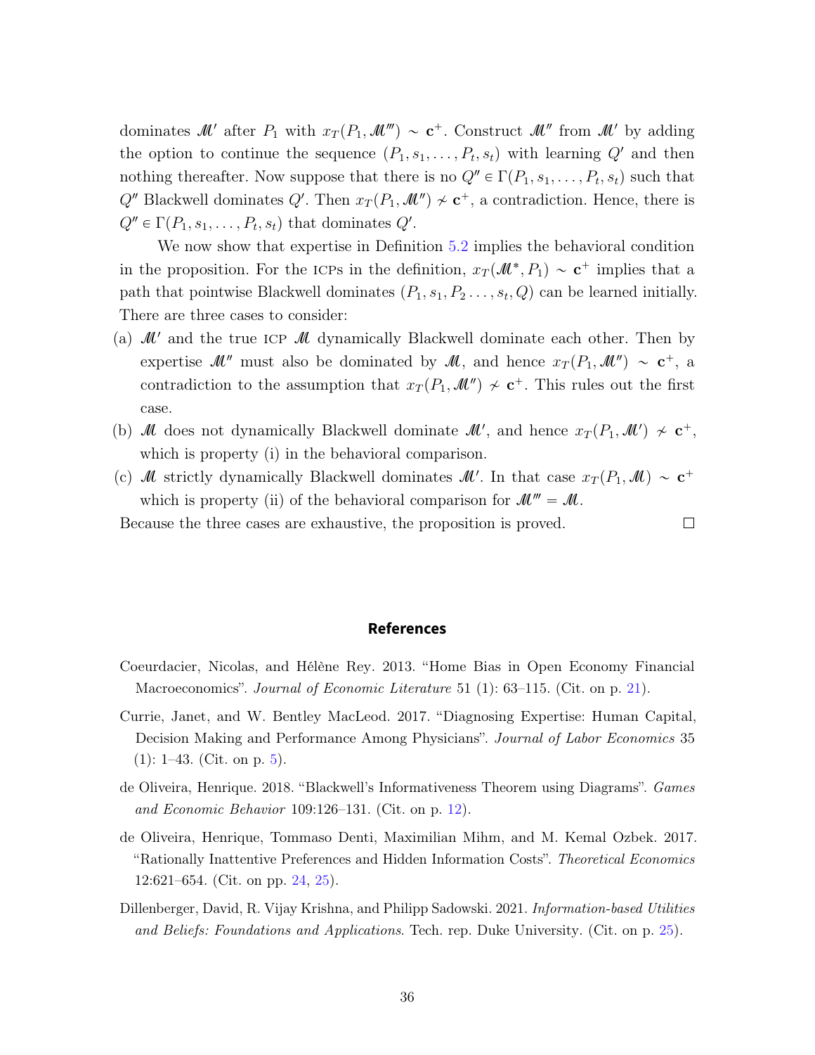dominates $\mathscr{M}'$ after $P_1$ with $x_T(P_1, \mathscr{M}''') \sim \mathbf{c}^+$. Construct $\mathscr{M}''$ from $\mathscr{M}'$ by adding the option to continue the sequence $(P_1, s_1, \ldots, P_t, s_t)$ with learning $Q'$ and then nothing thereafter. Now suppose that there is no $Q'' \in \Gamma(P_1, s_1, \ldots, P_t, s_t)$ such that $Q''$ Blackwell dominates $Q'$. Then $x_T(P_1, \mathscr{M}'') \nsim \mathbf{c}^+$, a contradiction. Hence, there is $Q'' \in \Gamma(P_1, s_1, \ldots, P_t, s_t)$ that dominates $Q'$.

We now show that expertise in Definition 5.2 implies the behavioral condition in the proposition. For the ICPs in the definition, $x_T(\mathscr{M}^*, P_1) \sim \mathbf{c}^+$ implies that a path that pointwise Blackwell dominates $(P_1, s_1, P_2 \ldots, s_t, Q)$ can be learned initially. There are three cases to consider:

(a) $\mathscr{M}'$ and the true ICP $\mathscr{M}$ dynamically Blackwell dominate each other. Then by expertise $\mathscr{M}''$ must also be dominated by $\mathscr{M}$, and hence $x_T(P_1, \mathscr{M}'') \sim \mathbf{c}^+$, a contradiction to the assumption that $x_T(P_1, \mathscr{M}'') \nsim \mathbf{c}^+$. This rules out the first case.

(b) $\mathscr{M}$ does not dynamically Blackwell dominate $\mathscr{M}'$, and hence $x_T(P_1, \mathscr{M}') \nsim \mathbf{c}^+$, which is property (i) in the behavioral comparison.

(c) $\mathscr{M}$ strictly dynamically Blackwell dominates $\mathscr{M}'$. In that case $x_T(P_1, \mathscr{M}) \sim \mathbf{c}^+$ which is property (ii) of the behavioral comparison for $\mathscr{M}''' = \mathscr{M}$.

Because the three cases are exhaustive, the proposition is proved. □

## References

Coeurdacier, Nicolas, and Hélène Rey. 2013. "Home Bias in Open Economy Financial Macroeconomics". *Journal of Economic Literature* 51 (1): 63–115. (Cit. on p. 21).

Currie, Janet, and W. Bentley MacLeod. 2017. "Diagnosing Expertise: Human Capital, Decision Making and Performance Among Physicians". *Journal of Labor Economics* 35 (1): 1–43. (Cit. on p. 5).

de Oliveira, Henrique. 2018. "Blackwell's Informativeness Theorem using Diagrams". *Games and Economic Behavior* 109:126–131. (Cit. on p. 12).

de Oliveira, Henrique, Tommaso Denti, Maximilian Mihm, and M. Kemal Ozbek. 2017. "Rationally Inattentive Preferences and Hidden Information Costs". *Theoretical Economics* 12:621–654. (Cit. on pp. 24, 25).

Dillenberger, David, R. Vijay Krishna, and Philipp Sadowski. 2021. *Information-based Utilities and Beliefs: Foundations and Applications*. Tech. rep. Duke University. (Cit. on p. 25).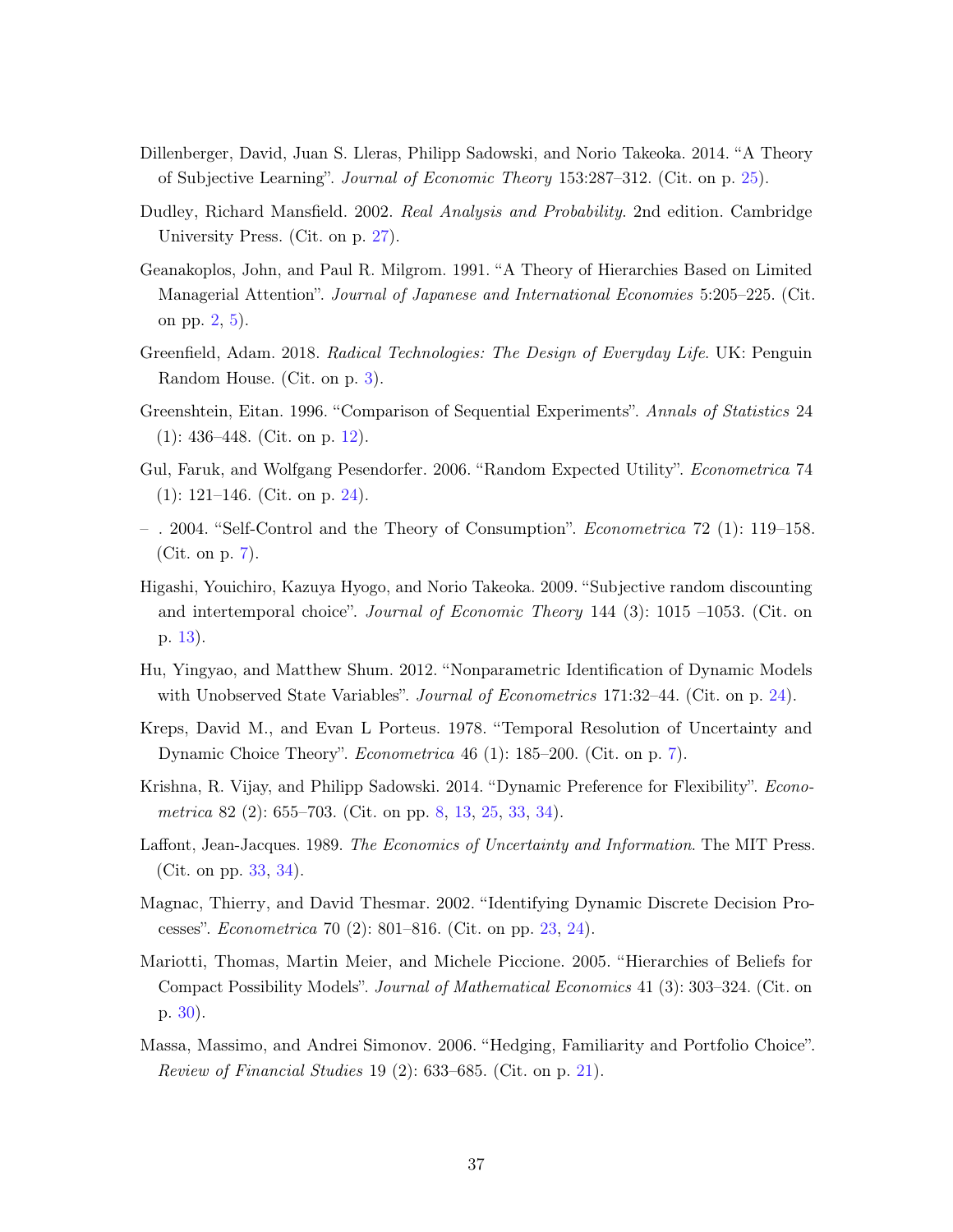Dillenberger, David, Juan S. Lleras, Philipp Sadowski, and Norio Takeoka. 2014. "A Theory of Subjective Learning". *Journal of Economic Theory* 153:287–312. (Cit. on p. 25).

Dudley, Richard Mansfield. 2002. *Real Analysis and Probability*. 2nd edition. Cambridge University Press. (Cit. on p. 27).

Geanakoplos, John, and Paul R. Milgrom. 1991. "A Theory of Hierarchies Based on Limited Managerial Attention". *Journal of Japanese and International Economies* 5:205–225. (Cit. on pp. 2, 5).

Greenfield, Adam. 2018. *Radical Technologies: The Design of Everyday Life*. UK: Penguin Random House. (Cit. on p. 3).

Greenshtein, Eitan. 1996. "Comparison of Sequential Experiments". *Annals of Statistics* 24 (1): 436–448. (Cit. on p. 12).

Gul, Faruk, and Wolfgang Pesendorfer. 2006. "Random Expected Utility". *Econometrica* 74 (1): 121–146. (Cit. on p. 24).

– . 2004. "Self-Control and the Theory of Consumption". *Econometrica* 72 (1): 119–158. (Cit. on p. 7).

Higashi, Youichiro, Kazuya Hyogo, and Norio Takeoka. 2009. "Subjective random discounting and intertemporal choice". *Journal of Economic Theory* 144 (3): 1015 –1053. (Cit. on p. 13).

Hu, Yingyao, and Matthew Shum. 2012. "Nonparametric Identification of Dynamic Models with Unobserved State Variables". *Journal of Econometrics* 171:32–44. (Cit. on p. 24).

Kreps, David M., and Evan L Porteus. 1978. "Temporal Resolution of Uncertainty and Dynamic Choice Theory". *Econometrica* 46 (1): 185–200. (Cit. on p. 7).

Krishna, R. Vijay, and Philipp Sadowski. 2014. "Dynamic Preference for Flexibility". *Econometrica* 82 (2): 655–703. (Cit. on pp. 8, 13, 25, 33, 34).

Laffont, Jean-Jacques. 1989. *The Economics of Uncertainty and Information*. The MIT Press. (Cit. on pp. 33, 34).

Magnac, Thierry, and David Thesmar. 2002. "Identifying Dynamic Discrete Decision Processes". *Econometrica* 70 (2): 801–816. (Cit. on pp. 23, 24).

Mariotti, Thomas, Martin Meier, and Michele Piccione. 2005. "Hierarchies of Beliefs for Compact Possibility Models". *Journal of Mathematical Economics* 41 (3): 303–324. (Cit. on p. 30).

Massa, Massimo, and Andrei Simonov. 2006. "Hedging, Familiarity and Portfolio Choice". *Review of Financial Studies* 19 (2): 633–685. (Cit. on p. 21).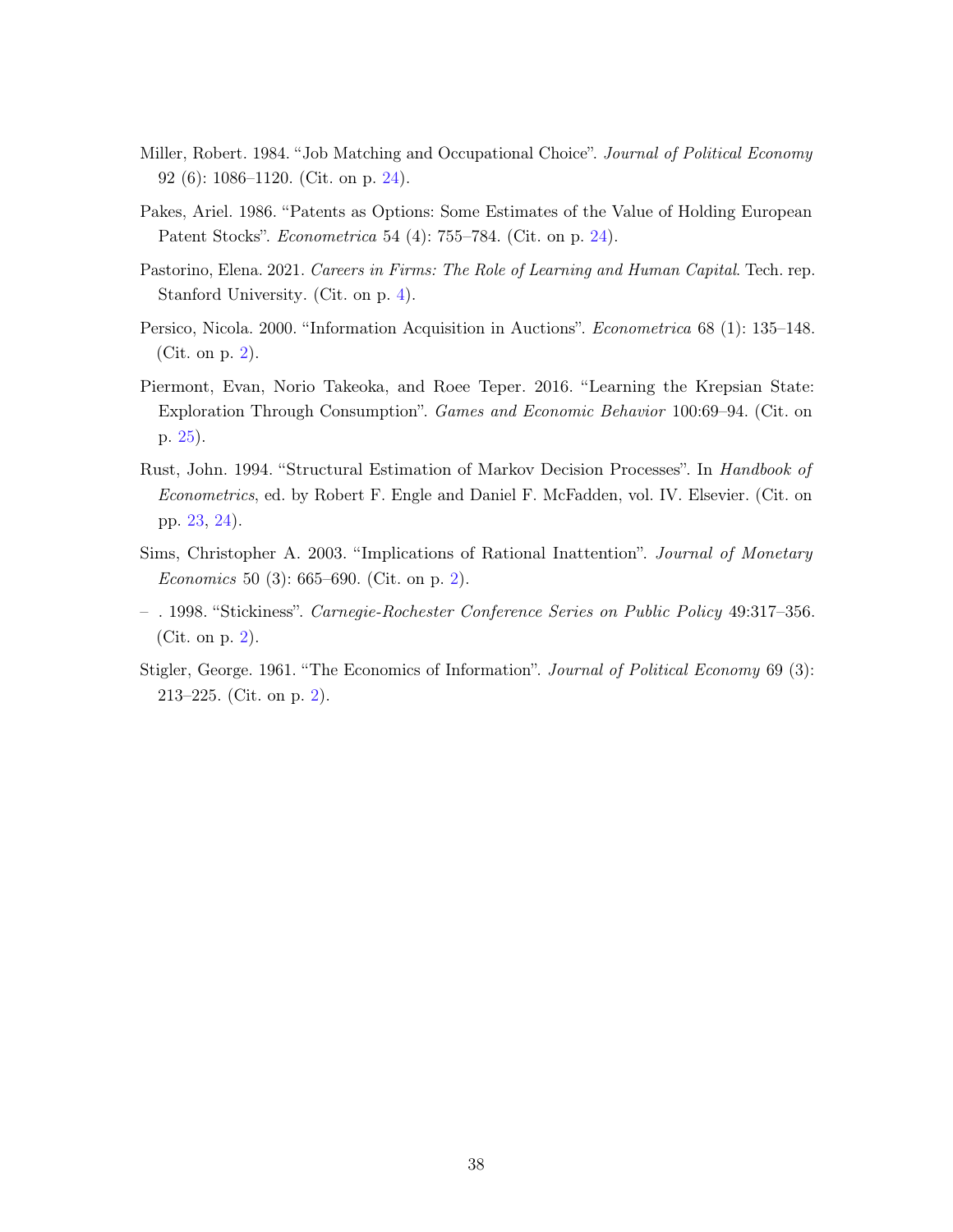Miller, Robert. 1984. "Job Matching and Occupational Choice". *Journal of Political Economy* 92 (6): 1086–1120. (Cit. on p. 24).

Pakes, Ariel. 1986. "Patents as Options: Some Estimates of the Value of Holding European Patent Stocks". *Econometrica* 54 (4): 755–784. (Cit. on p. 24).

Pastorino, Elena. 2021. *Careers in Firms: The Role of Learning and Human Capital*. Tech. rep. Stanford University. (Cit. on p. 4).

Persico, Nicola. 2000. "Information Acquisition in Auctions". *Econometrica* 68 (1): 135–148. (Cit. on p. 2).

Piermont, Evan, Norio Takeoka, and Roee Teper. 2016. "Learning the Krepsian State: Exploration Through Consumption". *Games and Economic Behavior* 100:69–94. (Cit. on p. 25).

Rust, John. 1994. "Structural Estimation of Markov Decision Processes". In *Handbook of Econometrics*, ed. by Robert F. Engle and Daniel F. McFadden, vol. IV. Elsevier. (Cit. on pp. 23, 24).

Sims, Christopher A. 2003. "Implications of Rational Inattention". *Journal of Monetary Economics* 50 (3): 665–690. (Cit. on p. 2).

– . 1998. "Stickiness". *Carnegie-Rochester Conference Series on Public Policy* 49:317–356. (Cit. on p. 2).

Stigler, George. 1961. "The Economics of Information". *Journal of Political Economy* 69 (3): 213–225. (Cit. on p. 2).